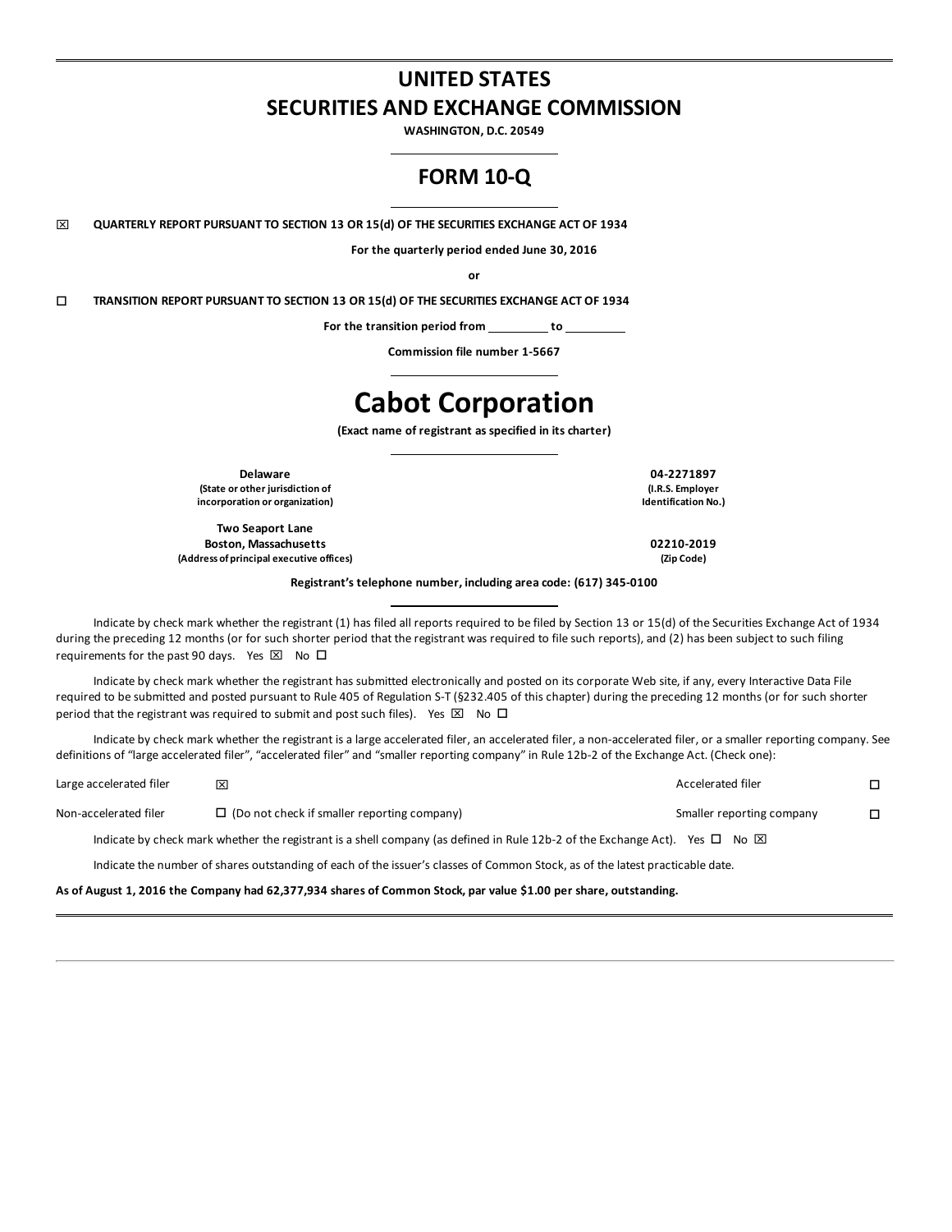# UNITED STATES
# SECURITIES AND EXCHANGE COMMISSION

**WASHINGTON, D.C. 20549**

## FORM 10-Q

☒ **QUARTERLY REPORT PURSUANT TO SECTION 13 OR 15(d) OF THE SECURITIES EXCHANGE ACT OF 1934**

**For the quarterly period ended June 30, 2016**

**or**

☐ **TRANSITION REPORT PURSUANT TO SECTION 13 OR 15(d) OF THE SECURITIES EXCHANGE ACT OF 1934**

**For the transition period from \_\_\_\_\_\_\_\_\_ to \_\_\_\_\_\_\_\_\_**

**Commission file number 1-5667**

# Cabot Corporation

**(Exact name of registrant as specified in its charter)**

| | |
|---|---|
| **Delaware** | **04-2271897** |
| **(State or other jurisdiction of incorporation or organization)** | **(I.R.S. Employer Identification No.)** |
| **Two Seaport Lane Boston, Massachusetts** | **02210-2019** |
| **(Address of principal executive offices)** | **(Zip Code)** |

**Registrant's telephone number, including area code: (617) 345-0100**

Indicate by check mark whether the registrant (1) has filed all reports required to be filed by Section 13 or 15(d) of the Securities Exchange Act of 1934 during the preceding 12 months (or for such shorter period that the registrant was required to file such reports), and (2) has been subject to such filing requirements for the past 90 days. Yes ☒ No ☐

Indicate by check mark whether the registrant has submitted electronically and posted on its corporate Web site, if any, every Interactive Data File required to be submitted and posted pursuant to Rule 405 of Regulation S-T (§232.405 of this chapter) during the preceding 12 months (or for such shorter period that the registrant was required to submit and post such files). Yes ☒ No ☐

Indicate by check mark whether the registrant is a large accelerated filer, an accelerated filer, a non-accelerated filer, or a smaller reporting company. See definitions of "large accelerated filer", "accelerated filer" and "smaller reporting company" in Rule 12b-2 of the Exchange Act. (Check one):

| | | | |
|---|---|---|---|
| Large accelerated filer | ☒ | Accelerated filer | ☐ |
| Non-accelerated filer | ☐ (Do not check if smaller reporting company) | Smaller reporting company | ☐ |

Indicate by check mark whether the registrant is a shell company (as defined in Rule 12b-2 of the Exchange Act). Yes ☐ No ☒

Indicate the number of shares outstanding of each of the issuer's classes of Common Stock, as of the latest practicable date.

**As of August 1, 2016 the Company had 62,377,934 shares of Common Stock, par value $1.00 per share, outstanding.**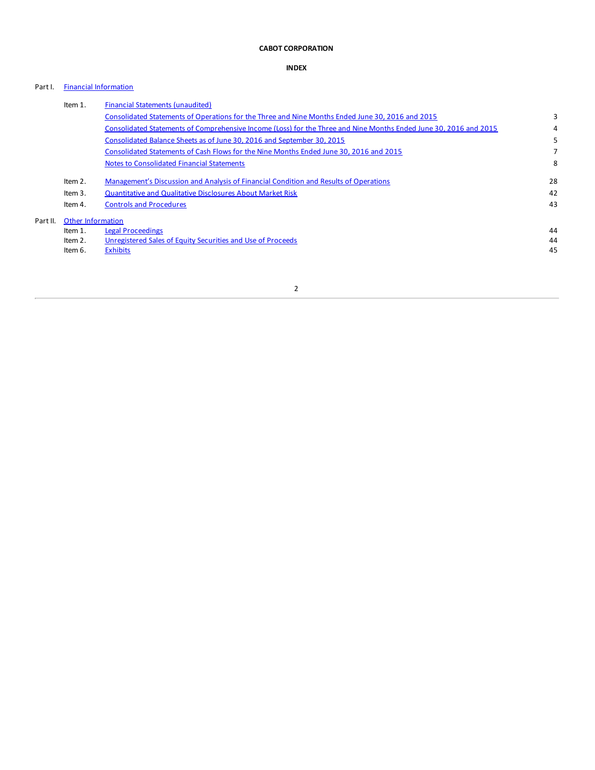**CABOT CORPORATION**

**INDEX**

| | | | |
|---|---|---|---|
| Part I. | Financial Information | | |
| | Item 1. | Financial Statements (unaudited) | |
| | | Consolidated Statements of Operations for the Three and Nine Months Ended June 30, 2016 and 2015 | 3 |
| | | Consolidated Statements of Comprehensive Income (Loss) for the Three and Nine Months Ended June 30, 2016 and 2015 | 4 |
| | | Consolidated Balance Sheets as of June 30, 2016 and September 30, 2015 | 5 |
| | | Consolidated Statements of Cash Flows for the Nine Months Ended June 30, 2016 and 2015 | 7 |
| | | Notes to Consolidated Financial Statements | 8 |
| | Item 2. | Management's Discussion and Analysis of Financial Condition and Results of Operations | 28 |
| | Item 3. | Quantitative and Qualitative Disclosures About Market Risk | 42 |
| | Item 4. | Controls and Procedures | 43 |
| Part II. | Other Information | | |
| | Item 1. | Legal Proceedings | 44 |
| | Item 2. | Unregistered Sales of Equity Securities and Use of Proceeds | 44 |
| | Item 6. | Exhibits | 45 |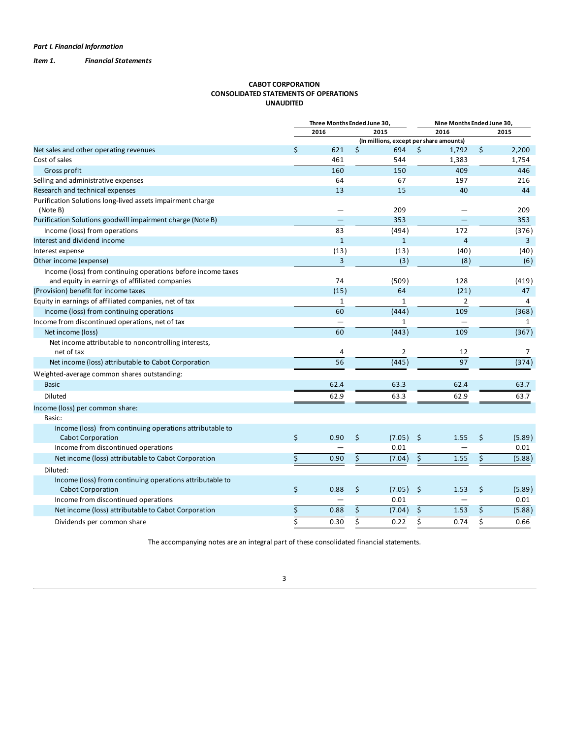*Part I. Financial Information*

*Item 1.* ***Financial Statements***

**CABOT CORPORATION**
**CONSOLIDATED STATEMENTS OF OPERATIONS**
**UNAUDITED**

| | Three Months Ended June 30, | | Nine Months Ended June 30, | |
|---|---|---|---|---|
| | 2016 | 2015 | 2016 | 2015 |
| | (In millions, except per share amounts) | | | |
| Net sales and other operating revenues | $ 621 | $ 694 | $ 1,792 | $ 2,200 |
| Cost of sales | 461 | 544 | 1,383 | 1,754 |
| Gross profit | 160 | 150 | 409 | 446 |
| Selling and administrative expenses | 64 | 67 | 197 | 216 |
| Research and technical expenses | 13 | 15 | 40 | 44 |
| Purification Solutions long-lived assets impairment charge (Note B) | — | 209 | — | 209 |
| Purification Solutions goodwill impairment charge (Note B) | — | 353 | — | 353 |
| Income (loss) from operations | 83 | (494) | 172 | (376) |
| Interest and dividend income | 1 | 1 | 4 | 3 |
| Interest expense | (13) | (13) | (40) | (40) |
| Other income (expense) | 3 | (3) | (8) | (6) |
| Income (loss) from continuing operations before income taxes and equity in earnings of affiliated companies | 74 | (509) | 128 | (419) |
| (Provision) benefit for income taxes | (15) | 64 | (21) | 47 |
| Equity in earnings of affiliated companies, net of tax | 1 | 1 | 2 | 4 |
| Income (loss) from continuing operations | 60 | (444) | 109 | (368) |
| Income from discontinued operations, net of tax | — | 1 | — | 1 |
| Net income (loss) | 60 | (443) | 109 | (367) |
| Net income attributable to noncontrolling interests, net of tax | 4 | 2 | 12 | 7 |
| Net income (loss) attributable to Cabot Corporation | 56 | (445) | 97 | (374) |
| Weighted-average common shares outstanding: | | | | |
| Basic | 62.4 | 63.3 | 62.4 | 63.7 |
| Diluted | 62.9 | 63.3 | 62.9 | 63.7 |
| Income (loss) per common share: | | | | |
| Basic: | | | | |
| Income (loss) from continuing operations attributable to Cabot Corporation | $ 0.90 | $ (7.05) | $ 1.55 | $ (5.89) |
| Income from discontinued operations | — | 0.01 | — | 0.01 |
| Net income (loss) attributable to Cabot Corporation | $ 0.90 | $ (7.04) | $ 1.55 | $ (5.88) |
| Diluted: | | | | |
| Income (loss) from continuing operations attributable to Cabot Corporation | $ 0.88 | $ (7.05) | $ 1.53 | $ (5.89) |
| Income from discontinued operations | — | 0.01 | — | 0.01 |
| Net income (loss) attributable to Cabot Corporation | $ 0.88 | $ (7.04) | $ 1.53 | $ (5.88) |
| Dividends per common share | $ 0.30 | $ 0.22 | $ 0.74 | $ 0.66 |

The accompanying notes are an integral part of these consolidated financial statements.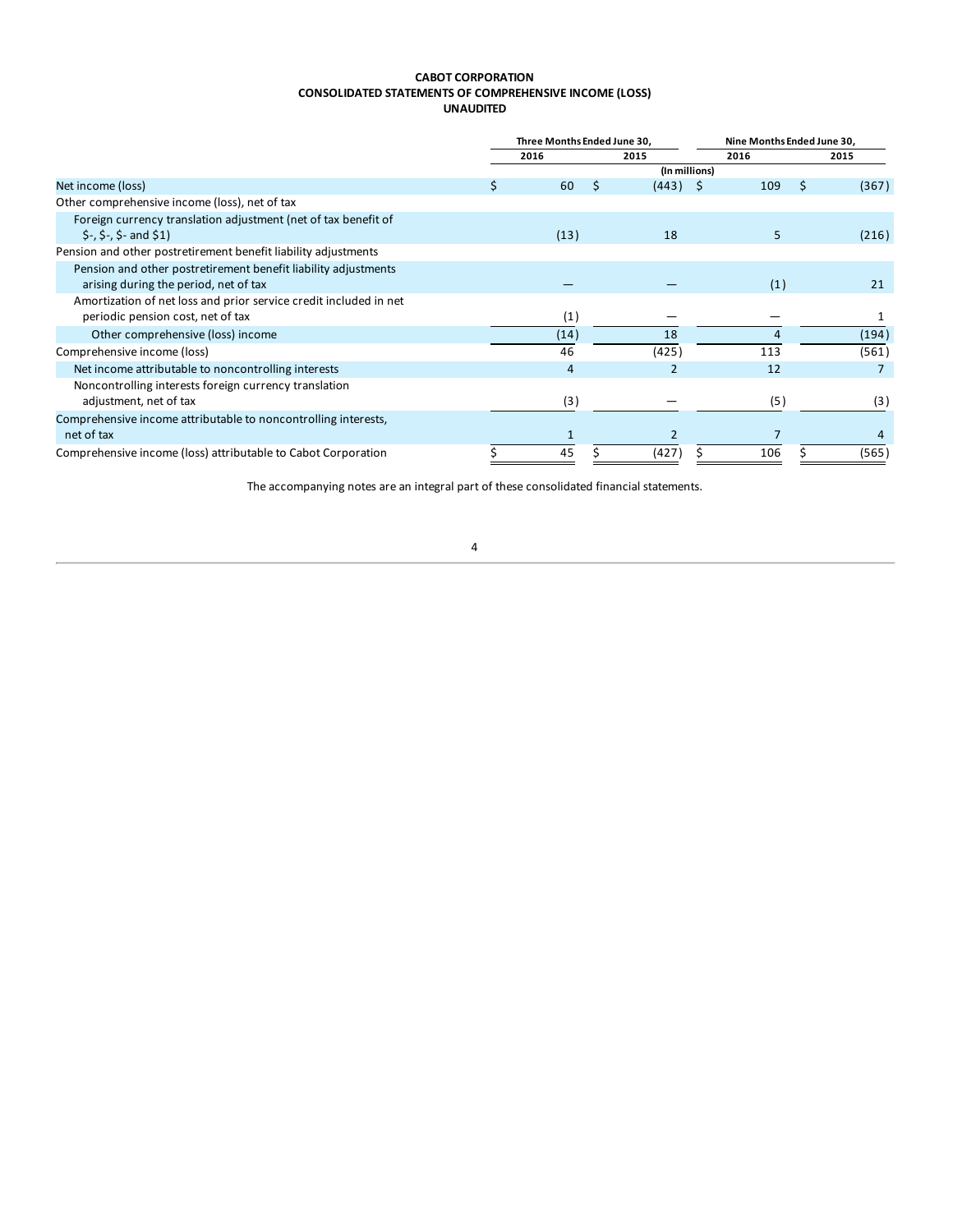**CABOT CORPORATION**
**CONSOLIDATED STATEMENTS OF COMPREHENSIVE INCOME (LOSS)**
**UNAUDITED**

| | Three Months Ended June 30, | | Nine Months Ended June 30, | |
|---|---|---|---|---|
| | 2016 | 2015 | 2016 | 2015 |
| | (In millions) | | | |
| Net income (loss) | $ 60 | $ (443) | $ 109 | $ (367) |
| Other comprehensive income (loss), net of tax | | | | |
| Foreign currency translation adjustment (net of tax benefit of $-, $-, $- and $1) | (13) | 18 | 5 | (216) |
| Pension and other postretirement benefit liability adjustments | | | | |
| Pension and other postretirement benefit liability adjustments arising during the period, net of tax | — | — | (1) | 21 |
| Amortization of net loss and prior service credit included in net periodic pension cost, net of tax | (1) | — | — | 1 |
| Other comprehensive (loss) income | (14) | 18 | 4 | (194) |
| Comprehensive income (loss) | 46 | (425) | 113 | (561) |
| Net income attributable to noncontrolling interests | 4 | 2 | 12 | 7 |
| Noncontrolling interests foreign currency translation adjustment, net of tax | (3) | — | (5) | (3) |
| Comprehensive income attributable to noncontrolling interests, net of tax | 1 | 2 | 7 | 4 |
| Comprehensive income (loss) attributable to Cabot Corporation | $ 45 | $ (427) | $ 106 | $ (565) |

The accompanying notes are an integral part of these consolidated financial statements.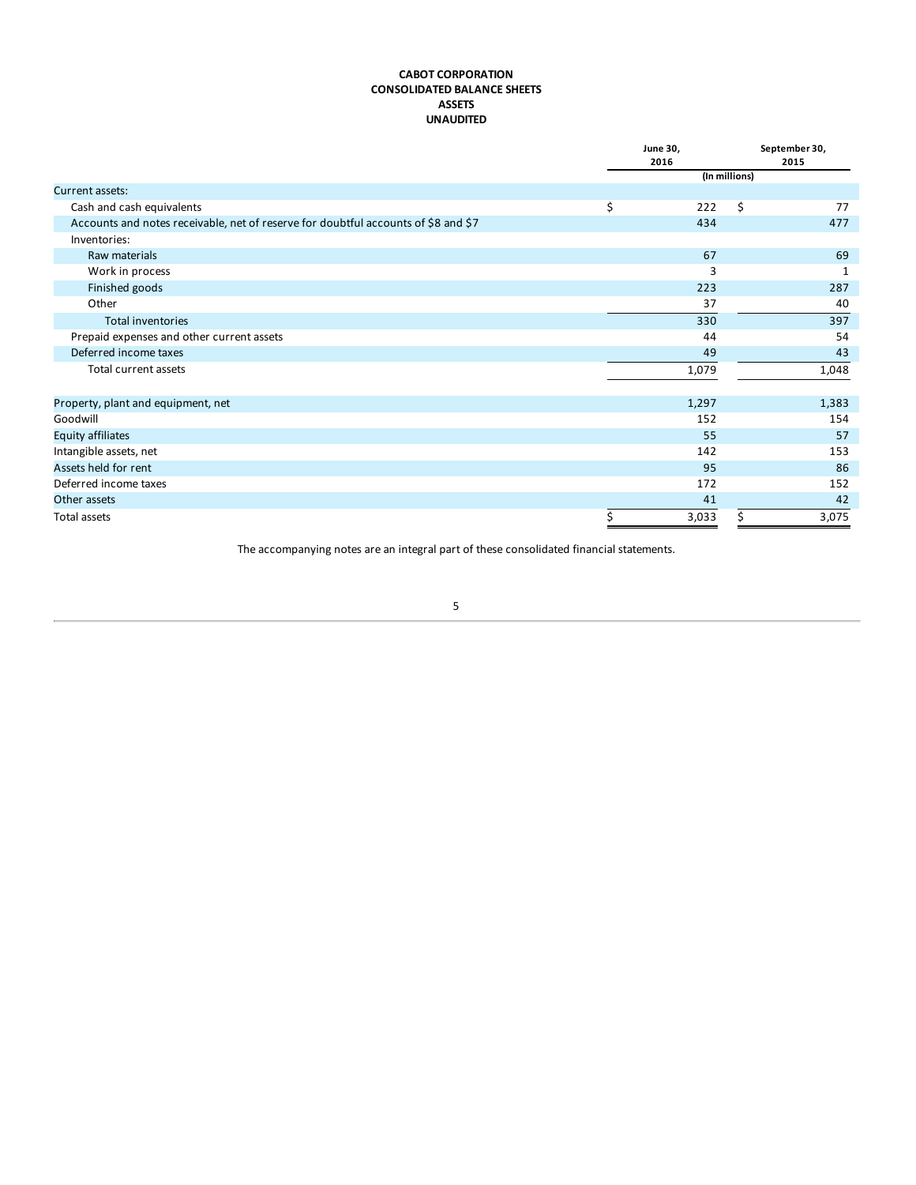# CABOT CORPORATION
## CONSOLIDATED BALANCE SHEETS
## ASSETS
## UNAUDITED

| | June 30, 2016 | September 30, 2015 |
|---|---|---|
| | (In millions) | |
| Current assets: | | |
| Cash and cash equivalents | $ 222 | $ 77 |
| Accounts and notes receivable, net of reserve for doubtful accounts of $8 and $7 | 434 | 477 |
| Inventories: | | |
| Raw materials | 67 | 69 |
| Work in process | 3 | 1 |
| Finished goods | 223 | 287 |
| Other | 37 | 40 |
| Total inventories | 330 | 397 |
| Prepaid expenses and other current assets | 44 | 54 |
| Deferred income taxes | 49 | 43 |
| Total current assets | 1,079 | 1,048 |
| Property, plant and equipment, net | 1,297 | 1,383 |
| Goodwill | 152 | 154 |
| Equity affiliates | 55 | 57 |
| Intangible assets, net | 142 | 153 |
| Assets held for rent | 95 | 86 |
| Deferred income taxes | 172 | 152 |
| Other assets | 41 | 42 |
| Total assets | $ 3,033 | $ 3,075 |

The accompanying notes are an integral part of these consolidated financial statements.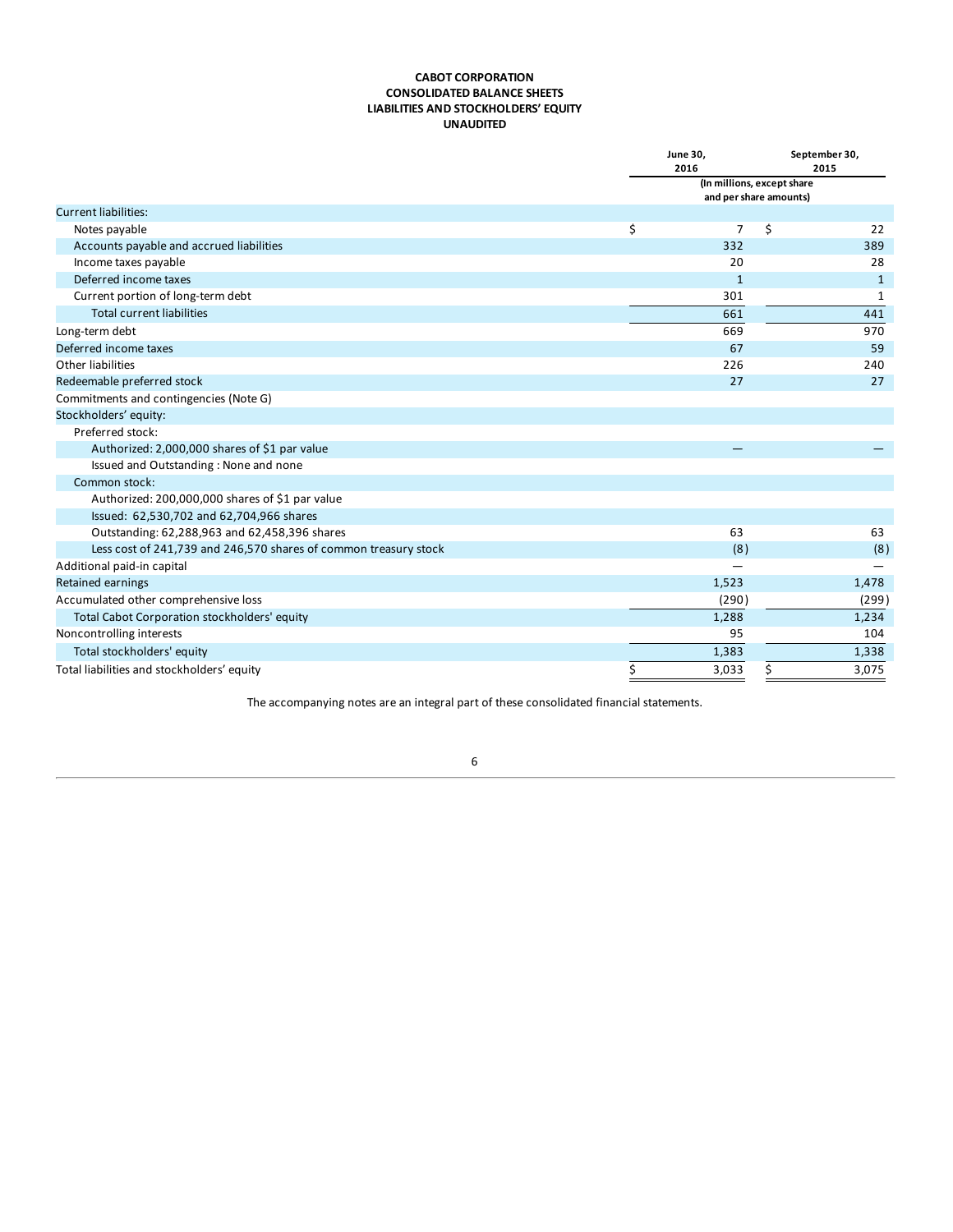**CABOT CORPORATION**
**CONSOLIDATED BALANCE SHEETS**
**LIABILITIES AND STOCKHOLDERS' EQUITY**
**UNAUDITED**

| | June 30, 2016 | September 30, 2015 |
|---|---|---|
| | (In millions, except share and per share amounts) | |
| Current liabilities: | | |
| Notes payable | $ 7 | $ 22 |
| Accounts payable and accrued liabilities | 332 | 389 |
| Income taxes payable | 20 | 28 |
| Deferred income taxes | 1 | 1 |
| Current portion of long-term debt | 301 | 1 |
| Total current liabilities | 661 | 441 |
| Long-term debt | 669 | 970 |
| Deferred income taxes | 67 | 59 |
| Other liabilities | 226 | 240 |
| Redeemable preferred stock | 27 | 27 |
| Commitments and contingencies (Note G) | | |
| Stockholders' equity: | | |
| Preferred stock: | | |
| Authorized: 2,000,000 shares of $1 par value | — | — |
| Issued and Outstanding : None and none | | |
| Common stock: | | |
| Authorized: 200,000,000 shares of $1 par value | | |
| Issued: 62,530,702 and 62,704,966 shares | | |
| Outstanding: 62,288,963 and 62,458,396 shares | 63 | 63 |
| Less cost of 241,739 and 246,570 shares of common treasury stock | (8) | (8) |
| Additional paid-in capital | — | — |
| Retained earnings | 1,523 | 1,478 |
| Accumulated other comprehensive loss | (290) | (299) |
| Total Cabot Corporation stockholders' equity | 1,288 | 1,234 |
| Noncontrolling interests | 95 | 104 |
| Total stockholders' equity | 1,383 | 1,338 |
| Total liabilities and stockholders' equity | $ 3,033 | $ 3,075 |

The accompanying notes are an integral part of these consolidated financial statements.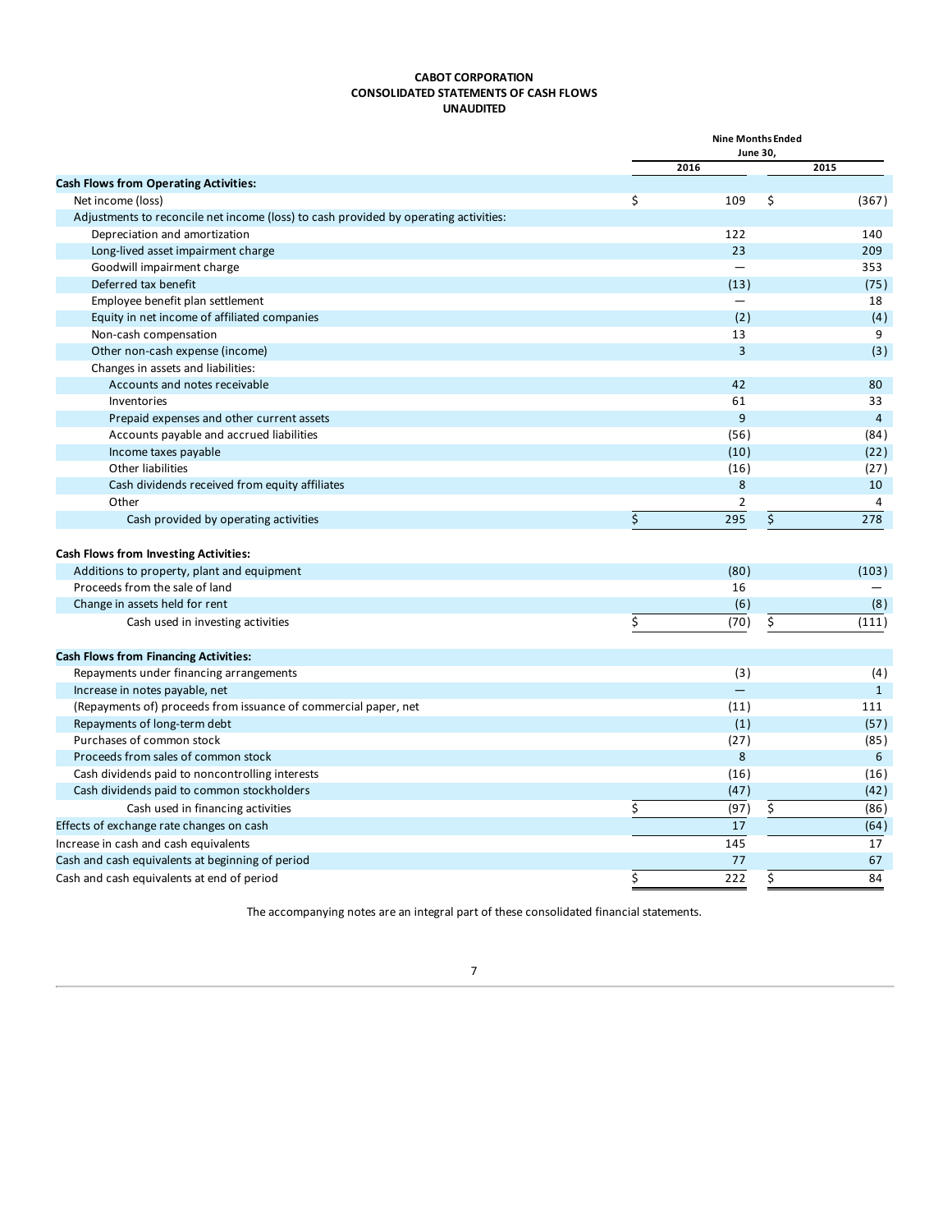**CABOT CORPORATION**
**CONSOLIDATED STATEMENTS OF CASH FLOWS**
**UNAUDITED**

| | Nine Months Ended June 30, | |
|---|---|---|
| | 2016 | 2015 |
| **Cash Flows from Operating Activities:** | | |
| Net income (loss) | $ 109 | $ (367) |
| Adjustments to reconcile net income (loss) to cash provided by operating activities: | | |
| Depreciation and amortization | 122 | 140 |
| Long-lived asset impairment charge | 23 | 209 |
| Goodwill impairment charge | — | 353 |
| Deferred tax benefit | (13) | (75) |
| Employee benefit plan settlement | — | 18 |
| Equity in net income of affiliated companies | (2) | (4) |
| Non-cash compensation | 13 | 9 |
| Other non-cash expense (income) | 3 | (3) |
| Changes in assets and liabilities: | | |
| Accounts and notes receivable | 42 | 80 |
| Inventories | 61 | 33 |
| Prepaid expenses and other current assets | 9 | 4 |
| Accounts payable and accrued liabilities | (56) | (84) |
| Income taxes payable | (10) | (22) |
| Other liabilities | (16) | (27) |
| Cash dividends received from equity affiliates | 8 | 10 |
| Other | 2 | 4 |
| Cash provided by operating activities | $ 295 | $ 278 |
| **Cash Flows from Investing Activities:** | | |
| Additions to property, plant and equipment | (80) | (103) |
| Proceeds from the sale of land | 16 | — |
| Change in assets held for rent | (6) | (8) |
| Cash used in investing activities | $ (70) | $ (111) |
| **Cash Flows from Financing Activities:** | | |
| Repayments under financing arrangements | (3) | (4) |
| Increase in notes payable, net | — | 1 |
| (Repayments of) proceeds from issuance of commercial paper, net | (11) | 111 |
| Repayments of long-term debt | (1) | (57) |
| Purchases of common stock | (27) | (85) |
| Proceeds from sales of common stock | 8 | 6 |
| Cash dividends paid to noncontrolling interests | (16) | (16) |
| Cash dividends paid to common stockholders | (47) | (42) |
| Cash used in financing activities | $ (97) | $ (86) |
| Effects of exchange rate changes on cash | 17 | (64) |
| Increase in cash and cash equivalents | 145 | 17 |
| Cash and cash equivalents at beginning of period | 77 | 67 |
| Cash and cash equivalents at end of period | $ 222 | $ 84 |

The accompanying notes are an integral part of these consolidated financial statements.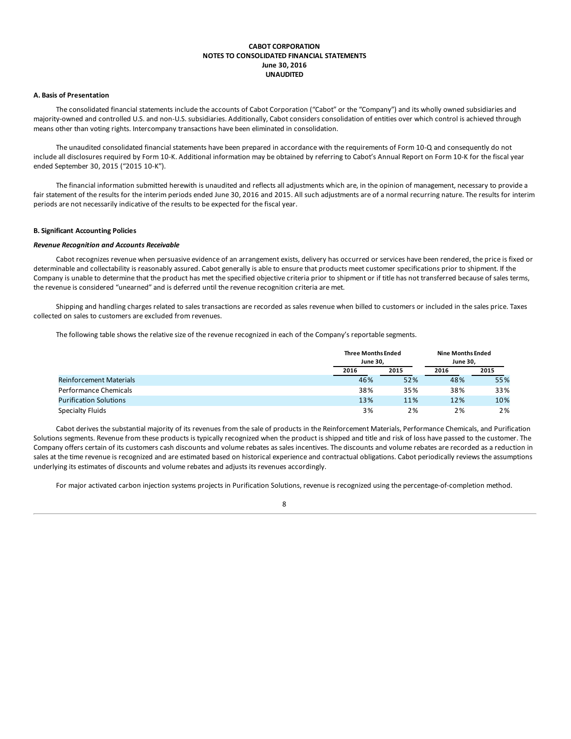**CABOT CORPORATION**
**NOTES TO CONSOLIDATED FINANCIAL STATEMENTS**
**June 30, 2016**
**UNAUDITED**

**A. Basis of Presentation**

The consolidated financial statements include the accounts of Cabot Corporation ("Cabot" or the "Company") and its wholly owned subsidiaries and majority-owned and controlled U.S. and non-U.S. subsidiaries. Additionally, Cabot considers consolidation of entities over which control is achieved through means other than voting rights. Intercompany transactions have been eliminated in consolidation.

The unaudited consolidated financial statements have been prepared in accordance with the requirements of Form 10-Q and consequently do not include all disclosures required by Form 10-K. Additional information may be obtained by referring to Cabot's Annual Report on Form 10-K for the fiscal year ended September 30, 2015 ("2015 10-K").

The financial information submitted herewith is unaudited and reflects all adjustments which are, in the opinion of management, necessary to provide a fair statement of the results for the interim periods ended June 30, 2016 and 2015. All such adjustments are of a normal recurring nature. The results for interim periods are not necessarily indicative of the results to be expected for the fiscal year.

**B. Significant Accounting Policies**

***Revenue Recognition and Accounts Receivable***

Cabot recognizes revenue when persuasive evidence of an arrangement exists, delivery has occurred or services have been rendered, the price is fixed or determinable and collectability is reasonably assured. Cabot generally is able to ensure that products meet customer specifications prior to shipment. If the Company is unable to determine that the product has met the specified objective criteria prior to shipment or if title has not transferred because of sales terms, the revenue is considered "unearned" and is deferred until the revenue recognition criteria are met.

Shipping and handling charges related to sales transactions are recorded as sales revenue when billed to customers or included in the sales price. Taxes collected on sales to customers are excluded from revenues.

The following table shows the relative size of the revenue recognized in each of the Company's reportable segments.

| | Three Months Ended June 30, | | Nine Months Ended June 30, | |
|---|---|---|---|---|
| | 2016 | 2015 | 2016 | 2015 |
| Reinforcement Materials | 46% | 52% | 48% | 55% |
| Performance Chemicals | 38% | 35% | 38% | 33% |
| Purification Solutions | 13% | 11% | 12% | 10% |
| Specialty Fluids | 3% | 2% | 2% | 2% |

Cabot derives the substantial majority of its revenues from the sale of products in the Reinforcement Materials, Performance Chemicals, and Purification Solutions segments. Revenue from these products is typically recognized when the product is shipped and title and risk of loss have passed to the customer. The Company offers certain of its customers cash discounts and volume rebates as sales incentives. The discounts and volume rebates are recorded as a reduction in sales at the time revenue is recognized and are estimated based on historical experience and contractual obligations. Cabot periodically reviews the assumptions underlying its estimates of discounts and volume rebates and adjusts its revenues accordingly.

For major activated carbon injection systems projects in Purification Solutions, revenue is recognized using the percentage-of-completion method.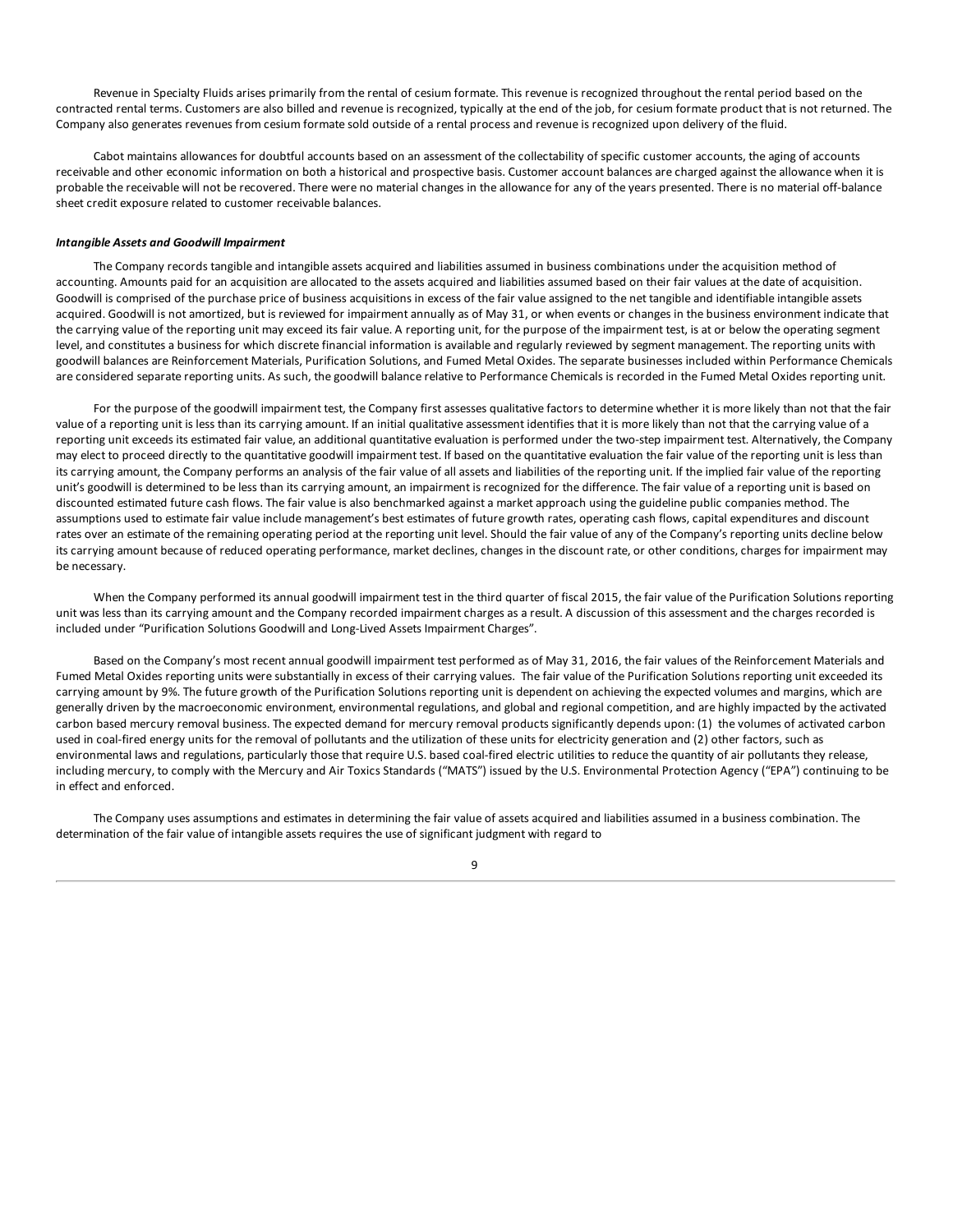Revenue in Specialty Fluids arises primarily from the rental of cesium formate. This revenue is recognized throughout the rental period based on the contracted rental terms. Customers are also billed and revenue is recognized, typically at the end of the job, for cesium formate product that is not returned. The Company also generates revenues from cesium formate sold outside of a rental process and revenue is recognized upon delivery of the fluid.

Cabot maintains allowances for doubtful accounts based on an assessment of the collectability of specific customer accounts, the aging of accounts receivable and other economic information on both a historical and prospective basis. Customer account balances are charged against the allowance when it is probable the receivable will not be recovered. There were no material changes in the allowance for any of the years presented. There is no material off-balance sheet credit exposure related to customer receivable balances.

***Intangible Assets and Goodwill Impairment***

The Company records tangible and intangible assets acquired and liabilities assumed in business combinations under the acquisition method of accounting. Amounts paid for an acquisition are allocated to the assets acquired and liabilities assumed based on their fair values at the date of acquisition. Goodwill is comprised of the purchase price of business acquisitions in excess of the fair value assigned to the net tangible and identifiable intangible assets acquired. Goodwill is not amortized, but is reviewed for impairment annually as of May 31, or when events or changes in the business environment indicate that the carrying value of the reporting unit may exceed its fair value. A reporting unit, for the purpose of the impairment test, is at or below the operating segment level, and constitutes a business for which discrete financial information is available and regularly reviewed by segment management. The reporting units with goodwill balances are Reinforcement Materials, Purification Solutions, and Fumed Metal Oxides. The separate businesses included within Performance Chemicals are considered separate reporting units. As such, the goodwill balance relative to Performance Chemicals is recorded in the Fumed Metal Oxides reporting unit.

For the purpose of the goodwill impairment test, the Company first assesses qualitative factors to determine whether it is more likely than not that the fair value of a reporting unit is less than its carrying amount. If an initial qualitative assessment identifies that it is more likely than not that the carrying value of a reporting unit exceeds its estimated fair value, an additional quantitative evaluation is performed under the two-step impairment test. Alternatively, the Company may elect to proceed directly to the quantitative goodwill impairment test. If based on the quantitative evaluation the fair value of the reporting unit is less than its carrying amount, the Company performs an analysis of the fair value of all assets and liabilities of the reporting unit. If the implied fair value of the reporting unit's goodwill is determined to be less than its carrying amount, an impairment is recognized for the difference. The fair value of a reporting unit is based on discounted estimated future cash flows. The fair value is also benchmarked against a market approach using the guideline public companies method. The assumptions used to estimate fair value include management's best estimates of future growth rates, operating cash flows, capital expenditures and discount rates over an estimate of the remaining operating period at the reporting unit level. Should the fair value of any of the Company's reporting units decline below its carrying amount because of reduced operating performance, market declines, changes in the discount rate, or other conditions, charges for impairment may be necessary.

When the Company performed its annual goodwill impairment test in the third quarter of fiscal 2015, the fair value of the Purification Solutions reporting unit was less than its carrying amount and the Company recorded impairment charges as a result. A discussion of this assessment and the charges recorded is included under "Purification Solutions Goodwill and Long-Lived Assets Impairment Charges".

Based on the Company's most recent annual goodwill impairment test performed as of May 31, 2016, the fair values of the Reinforcement Materials and Fumed Metal Oxides reporting units were substantially in excess of their carrying values. The fair value of the Purification Solutions reporting unit exceeded its carrying amount by 9%. The future growth of the Purification Solutions reporting unit is dependent on achieving the expected volumes and margins, which are generally driven by the macroeconomic environment, environmental regulations, and global and regional competition, and are highly impacted by the activated carbon based mercury removal business. The expected demand for mercury removal products significantly depends upon: (1) the volumes of activated carbon used in coal-fired energy units for the removal of pollutants and the utilization of these units for electricity generation and (2) other factors, such as environmental laws and regulations, particularly those that require U.S. based coal-fired electric utilities to reduce the quantity of air pollutants they release, including mercury, to comply with the Mercury and Air Toxics Standards ("MATS") issued by the U.S. Environmental Protection Agency ("EPA") continuing to be in effect and enforced.

The Company uses assumptions and estimates in determining the fair value of assets acquired and liabilities assumed in a business combination. The determination of the fair value of intangible assets requires the use of significant judgment with regard to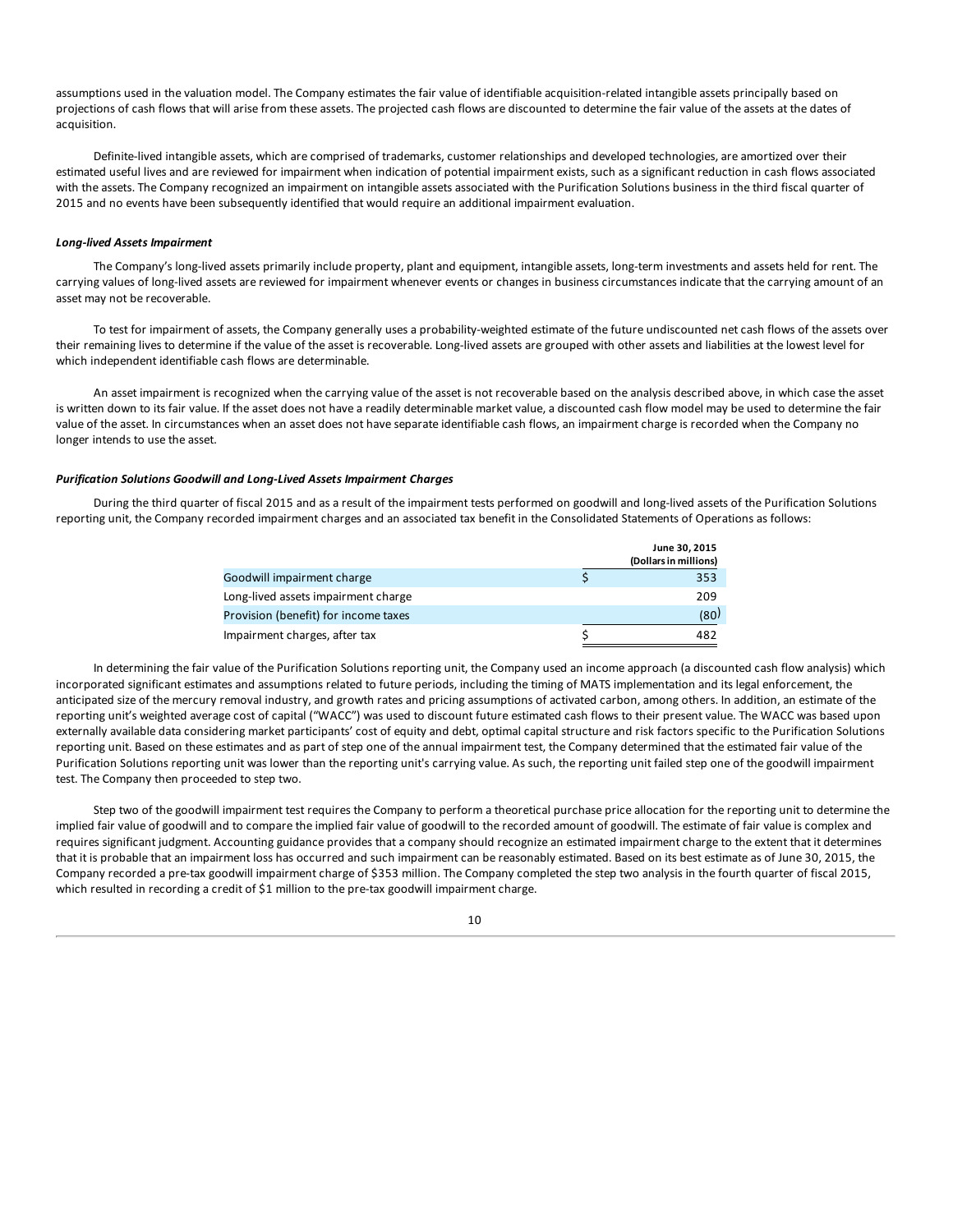assumptions used in the valuation model. The Company estimates the fair value of identifiable acquisition-related intangible assets principally based on projections of cash flows that will arise from these assets. The projected cash flows are discounted to determine the fair value of the assets at the dates of acquisition.

Definite-lived intangible assets, which are comprised of trademarks, customer relationships and developed technologies, are amortized over their estimated useful lives and are reviewed for impairment when indication of potential impairment exists, such as a significant reduction in cash flows associated with the assets. The Company recognized an impairment on intangible assets associated with the Purification Solutions business in the third fiscal quarter of 2015 and no events have been subsequently identified that would require an additional impairment evaluation.

***Long-lived Assets Impairment***

The Company's long-lived assets primarily include property, plant and equipment, intangible assets, long-term investments and assets held for rent. The carrying values of long-lived assets are reviewed for impairment whenever events or changes in business circumstances indicate that the carrying amount of an asset may not be recoverable.

To test for impairment of assets, the Company generally uses a probability-weighted estimate of the future undiscounted net cash flows of the assets over their remaining lives to determine if the value of the asset is recoverable. Long-lived assets are grouped with other assets and liabilities at the lowest level for which independent identifiable cash flows are determinable.

An asset impairment is recognized when the carrying value of the asset is not recoverable based on the analysis described above, in which case the asset is written down to its fair value. If the asset does not have a readily determinable market value, a discounted cash flow model may be used to determine the fair value of the asset. In circumstances when an asset does not have separate identifiable cash flows, an impairment charge is recorded when the Company no longer intends to use the asset.

***Purification Solutions Goodwill and Long-Lived Assets Impairment Charges***

During the third quarter of fiscal 2015 and as a result of the impairment tests performed on goodwill and long-lived assets of the Purification Solutions reporting unit, the Company recorded impairment charges and an associated tax benefit in the Consolidated Statements of Operations as follows:

| | June 30, 2015 (Dollars in millions) |
|---|---|
| Goodwill impairment charge | $ 353 |
| Long-lived assets impairment charge | 209 |
| Provision (benefit) for income taxes | (80) |
| Impairment charges, after tax | $ 482 |

In determining the fair value of the Purification Solutions reporting unit, the Company used an income approach (a discounted cash flow analysis) which incorporated significant estimates and assumptions related to future periods, including the timing of MATS implementation and its legal enforcement, the anticipated size of the mercury removal industry, and growth rates and pricing assumptions of activated carbon, among others. In addition, an estimate of the reporting unit's weighted average cost of capital ("WACC") was used to discount future estimated cash flows to their present value. The WACC was based upon externally available data considering market participants' cost of equity and debt, optimal capital structure and risk factors specific to the Purification Solutions reporting unit. Based on these estimates and as part of step one of the annual impairment test, the Company determined that the estimated fair value of the Purification Solutions reporting unit was lower than the reporting unit's carrying value. As such, the reporting unit failed step one of the goodwill impairment test. The Company then proceeded to step two.

Step two of the goodwill impairment test requires the Company to perform a theoretical purchase price allocation for the reporting unit to determine the implied fair value of goodwill and to compare the implied fair value of goodwill to the recorded amount of goodwill. The estimate of fair value is complex and requires significant judgment. Accounting guidance provides that a company should recognize an estimated impairment charge to the extent that it determines that it is probable that an impairment loss has occurred and such impairment can be reasonably estimated. Based on its best estimate as of June 30, 2015, the Company recorded a pre-tax goodwill impairment charge of $353 million. The Company completed the step two analysis in the fourth quarter of fiscal 2015, which resulted in recording a credit of $1 million to the pre-tax goodwill impairment charge.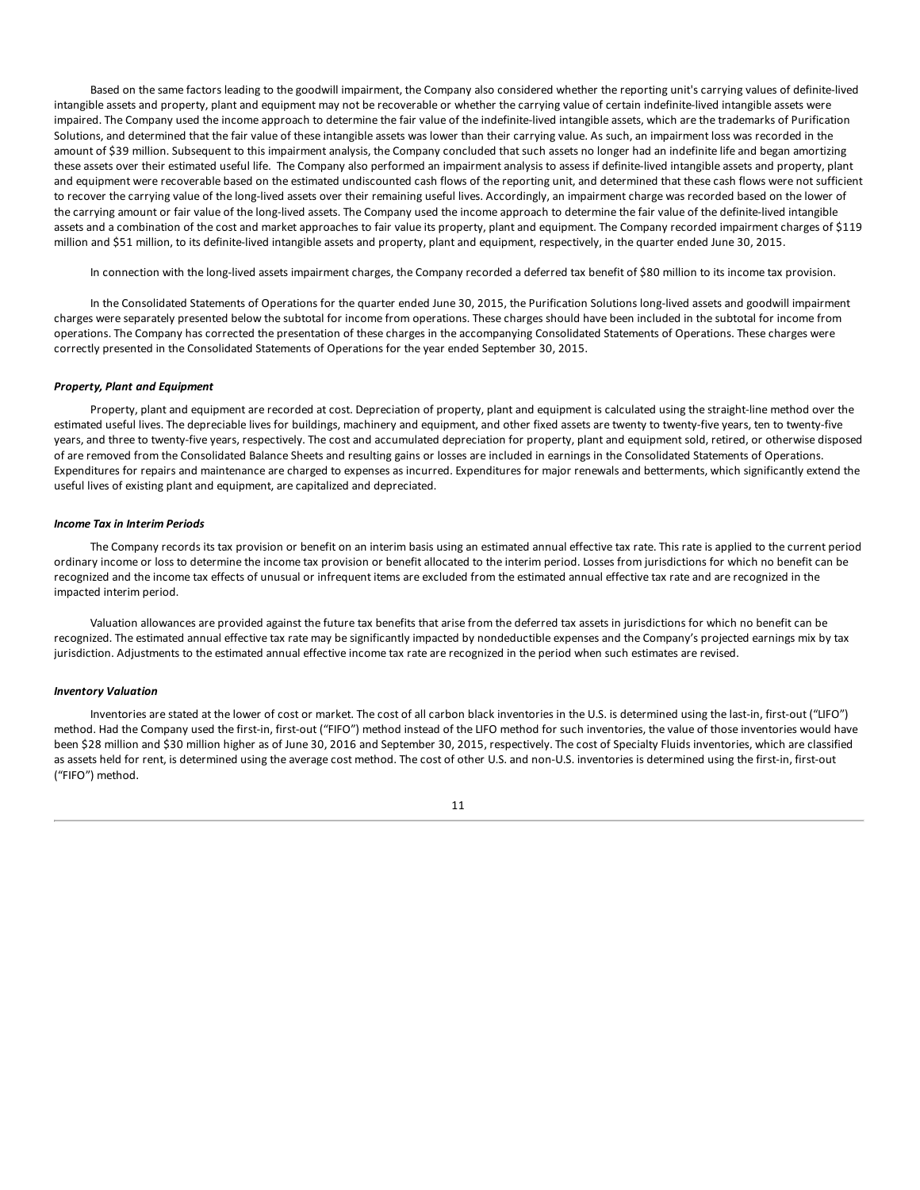Based on the same factors leading to the goodwill impairment, the Company also considered whether the reporting unit's carrying values of definite-lived intangible assets and property, plant and equipment may not be recoverable or whether the carrying value of certain indefinite-lived intangible assets were impaired. The Company used the income approach to determine the fair value of the indefinite-lived intangible assets, which are the trademarks of Purification Solutions, and determined that the fair value of these intangible assets was lower than their carrying value. As such, an impairment loss was recorded in the amount of $39 million. Subsequent to this impairment analysis, the Company concluded that such assets no longer had an indefinite life and began amortizing these assets over their estimated useful life. The Company also performed an impairment analysis to assess if definite-lived intangible assets and property, plant and equipment were recoverable based on the estimated undiscounted cash flows of the reporting unit, and determined that these cash flows were not sufficient to recover the carrying value of the long-lived assets over their remaining useful lives. Accordingly, an impairment charge was recorded based on the lower of the carrying amount or fair value of the long-lived assets. The Company used the income approach to determine the fair value of the definite-lived intangible assets and a combination of the cost and market approaches to fair value its property, plant and equipment. The Company recorded impairment charges of $119 million and $51 million, to its definite-lived intangible assets and property, plant and equipment, respectively, in the quarter ended June 30, 2015.

In connection with the long-lived assets impairment charges, the Company recorded a deferred tax benefit of $80 million to its income tax provision.

In the Consolidated Statements of Operations for the quarter ended June 30, 2015, the Purification Solutions long-lived assets and goodwill impairment charges were separately presented below the subtotal for income from operations. These charges should have been included in the subtotal for income from operations. The Company has corrected the presentation of these charges in the accompanying Consolidated Statements of Operations. These charges were correctly presented in the Consolidated Statements of Operations for the year ended September 30, 2015.

### *Property, Plant and Equipment*

Property, plant and equipment are recorded at cost. Depreciation of property, plant and equipment is calculated using the straight-line method over the estimated useful lives. The depreciable lives for buildings, machinery and equipment, and other fixed assets are twenty to twenty-five years, ten to twenty-five years, and three to twenty-five years, respectively. The cost and accumulated depreciation for property, plant and equipment sold, retired, or otherwise disposed of are removed from the Consolidated Balance Sheets and resulting gains or losses are included in earnings in the Consolidated Statements of Operations. Expenditures for repairs and maintenance are charged to expenses as incurred. Expenditures for major renewals and betterments, which significantly extend the useful lives of existing plant and equipment, are capitalized and depreciated.

### *Income Tax in Interim Periods*

The Company records its tax provision or benefit on an interim basis using an estimated annual effective tax rate. This rate is applied to the current period ordinary income or loss to determine the income tax provision or benefit allocated to the interim period. Losses from jurisdictions for which no benefit can be recognized and the income tax effects of unusual or infrequent items are excluded from the estimated annual effective tax rate and are recognized in the impacted interim period.

Valuation allowances are provided against the future tax benefits that arise from the deferred tax assets in jurisdictions for which no benefit can be recognized. The estimated annual effective tax rate may be significantly impacted by nondeductible expenses and the Company's projected earnings mix by tax jurisdiction. Adjustments to the estimated annual effective income tax rate are recognized in the period when such estimates are revised.

### *Inventory Valuation*

Inventories are stated at the lower of cost or market. The cost of all carbon black inventories in the U.S. is determined using the last-in, first-out ("LIFO") method. Had the Company used the first-in, first-out ("FIFO") method instead of the LIFO method for such inventories, the value of those inventories would have been $28 million and $30 million higher as of June 30, 2016 and September 30, 2015, respectively. The cost of Specialty Fluids inventories, which are classified as assets held for rent, is determined using the average cost method. The cost of other U.S. and non-U.S. inventories is determined using the first-in, first-out ("FIFO") method.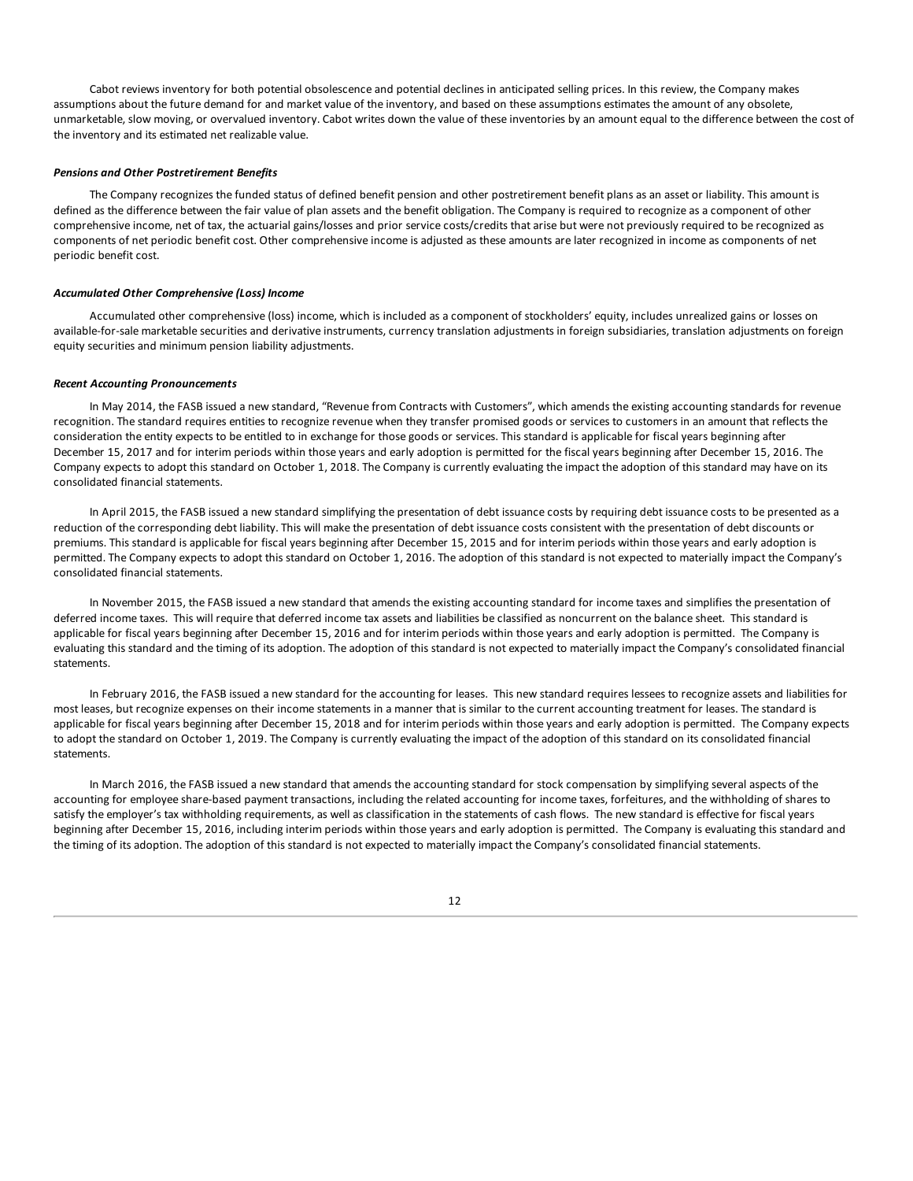Cabot reviews inventory for both potential obsolescence and potential declines in anticipated selling prices. In this review, the Company makes assumptions about the future demand for and market value of the inventory, and based on these assumptions estimates the amount of any obsolete, unmarketable, slow moving, or overvalued inventory. Cabot writes down the value of these inventories by an amount equal to the difference between the cost of the inventory and its estimated net realizable value.

***Pensions and Other Postretirement Benefits***

The Company recognizes the funded status of defined benefit pension and other postretirement benefit plans as an asset or liability. This amount is defined as the difference between the fair value of plan assets and the benefit obligation. The Company is required to recognize as a component of other comprehensive income, net of tax, the actuarial gains/losses and prior service costs/credits that arise but were not previously required to be recognized as components of net periodic benefit cost. Other comprehensive income is adjusted as these amounts are later recognized in income as components of net periodic benefit cost.

***Accumulated Other Comprehensive (Loss) Income***

Accumulated other comprehensive (loss) income, which is included as a component of stockholders' equity, includes unrealized gains or losses on available-for-sale marketable securities and derivative instruments, currency translation adjustments in foreign subsidiaries, translation adjustments on foreign equity securities and minimum pension liability adjustments.

***Recent Accounting Pronouncements***

In May 2014, the FASB issued a new standard, "Revenue from Contracts with Customers", which amends the existing accounting standards for revenue recognition. The standard requires entities to recognize revenue when they transfer promised goods or services to customers in an amount that reflects the consideration the entity expects to be entitled to in exchange for those goods or services. This standard is applicable for fiscal years beginning after December 15, 2017 and for interim periods within those years and early adoption is permitted for the fiscal years beginning after December 15, 2016. The Company expects to adopt this standard on October 1, 2018. The Company is currently evaluating the impact the adoption of this standard may have on its consolidated financial statements.

In April 2015, the FASB issued a new standard simplifying the presentation of debt issuance costs by requiring debt issuance costs to be presented as a reduction of the corresponding debt liability. This will make the presentation of debt issuance costs consistent with the presentation of debt discounts or premiums. This standard is applicable for fiscal years beginning after December 15, 2015 and for interim periods within those years and early adoption is permitted. The Company expects to adopt this standard on October 1, 2016. The adoption of this standard is not expected to materially impact the Company's consolidated financial statements.

In November 2015, the FASB issued a new standard that amends the existing accounting standard for income taxes and simplifies the presentation of deferred income taxes. This will require that deferred income tax assets and liabilities be classified as noncurrent on the balance sheet. This standard is applicable for fiscal years beginning after December 15, 2016 and for interim periods within those years and early adoption is permitted. The Company is evaluating this standard and the timing of its adoption. The adoption of this standard is not expected to materially impact the Company's consolidated financial statements.

In February 2016, the FASB issued a new standard for the accounting for leases. This new standard requires lessees to recognize assets and liabilities for most leases, but recognize expenses on their income statements in a manner that is similar to the current accounting treatment for leases. The standard is applicable for fiscal years beginning after December 15, 2018 and for interim periods within those years and early adoption is permitted. The Company expects to adopt the standard on October 1, 2019. The Company is currently evaluating the impact of the adoption of this standard on its consolidated financial statements.

In March 2016, the FASB issued a new standard that amends the accounting standard for stock compensation by simplifying several aspects of the accounting for employee share-based payment transactions, including the related accounting for income taxes, forfeitures, and the withholding of shares to satisfy the employer's tax withholding requirements, as well as classification in the statements of cash flows. The new standard is effective for fiscal years beginning after December 15, 2016, including interim periods within those years and early adoption is permitted. The Company is evaluating this standard and the timing of its adoption. The adoption of this standard is not expected to materially impact the Company's consolidated financial statements.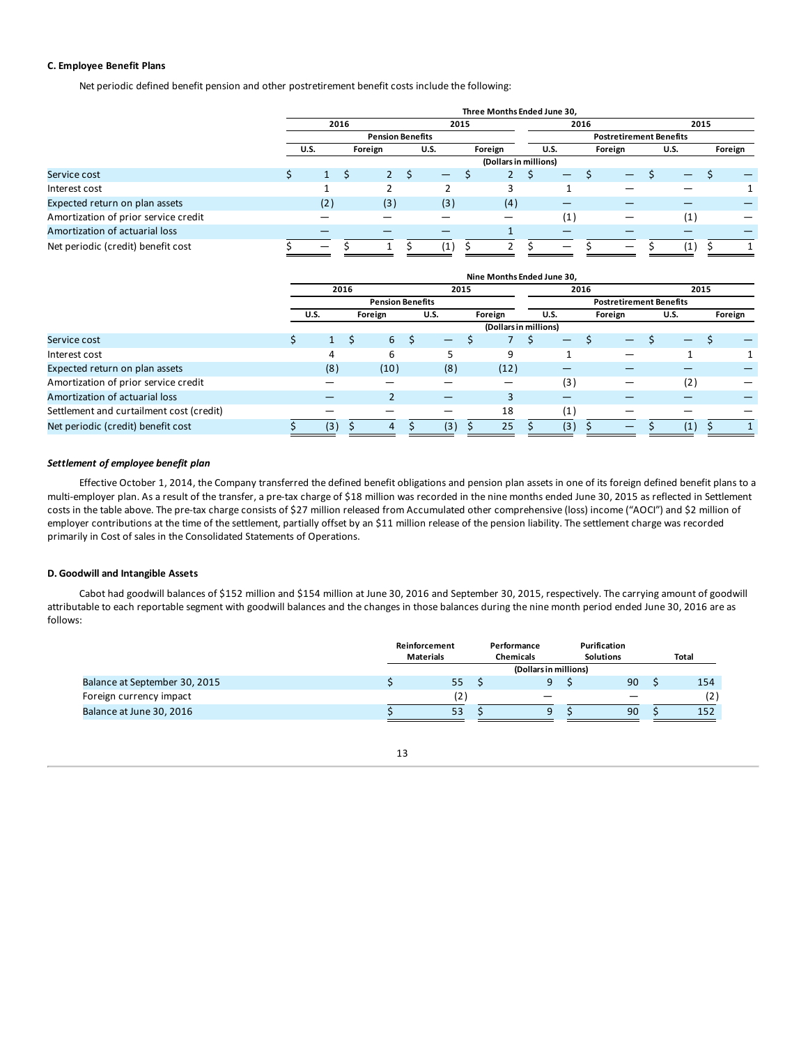### C. Employee Benefit Plans

Net periodic defined benefit pension and other postretirement benefit costs include the following:

| | Three Months Ended June 30, | | | | | | | |
|---|---|---|---|---|---|---|---|---|
| | 2016 | | 2015 | | 2016 | | 2015 | |
| | Pension Benefits | | | | Postretirement Benefits | | | |
| | U.S. | Foreign | U.S. | Foreign | U.S. | Foreign | U.S. | Foreign |
| | (Dollars in millions) | | | | | | | |
| Service cost | $ 1 | $ 2 | $ — | $ 2 | $ — | $ — | $ — | $ — |
| Interest cost | 1 | 2 | 2 | 3 | 1 | — | — | 1 |
| Expected return on plan assets | (2) | (3) | (3) | (4) | — | — | — | — |
| Amortization of prior service credit | — | — | — | — | (1) | — | (1) | — |
| Amortization of actuarial loss | — | — | — | 1 | — | — | — | — |
| Net periodic (credit) benefit cost | $ — | $ 1 | $ (1) | $ 2 | $ — | $ — | $ (1) | $ 1 |

| | Nine Months Ended June 30, | | | | | | | |
|---|---|---|---|---|---|---|---|---|
| | 2016 | | 2015 | | 2016 | | 2015 | |
| | Pension Benefits | | | | Postretirement Benefits | | | |
| | U.S. | Foreign | U.S. | Foreign | U.S. | Foreign | U.S. | Foreign |
| | (Dollars in millions) | | | | | | | |
| Service cost | $ 1 | $ 6 | $ — | $ 7 | $ — | $ — | $ — | $ — |
| Interest cost | 4 | 6 | 5 | 9 | 1 | — | 1 | 1 |
| Expected return on plan assets | (8) | (10) | (8) | (12) | — | — | — | — |
| Amortization of prior service credit | — | — | — | — | (3) | — | (2) | — |
| Amortization of actuarial loss | — | 2 | — | 3 | — | — | — | — |
| Settlement and curtailment cost (credit) | — | — | — | 18 | (1) | — | — | — |
| Net periodic (credit) benefit cost | $ (3) | $ 4 | $ (3) | $ 25 | $ (3) | $ — | $ (1) | $ 1 |

***Settlement of employee benefit plan***

Effective October 1, 2014, the Company transferred the defined benefit obligations and pension plan assets in one of its foreign defined benefit plans to a multi-employer plan. As a result of the transfer, a pre-tax charge of $18 million was recorded in the nine months ended June 30, 2015 as reflected in Settlement costs in the table above. The pre-tax charge consists of $27 million released from Accumulated other comprehensive (loss) income ("AOCI") and $2 million of employer contributions at the time of the settlement, partially offset by an $11 million release of the pension liability. The settlement charge was recorded primarily in Cost of sales in the Consolidated Statements of Operations.

### D. Goodwill and Intangible Assets

Cabot had goodwill balances of $152 million and $154 million at June 30, 2016 and September 30, 2015, respectively. The carrying amount of goodwill attributable to each reportable segment with goodwill balances and the changes in those balances during the nine month period ended June 30, 2016 are as follows:

| | Reinforcement Materials | Performance Chemicals | Purification Solutions | Total |
|---|---|---|---|---|
| | (Dollars in millions) | | | |
| Balance at September 30, 2015 | $ 55 | $ 9 | $ 90 | $ 154 |
| Foreign currency impact | (2) | — | — | (2) |
| Balance at June 30, 2016 | $ 53 | $ 9 | $ 90 | $ 152 |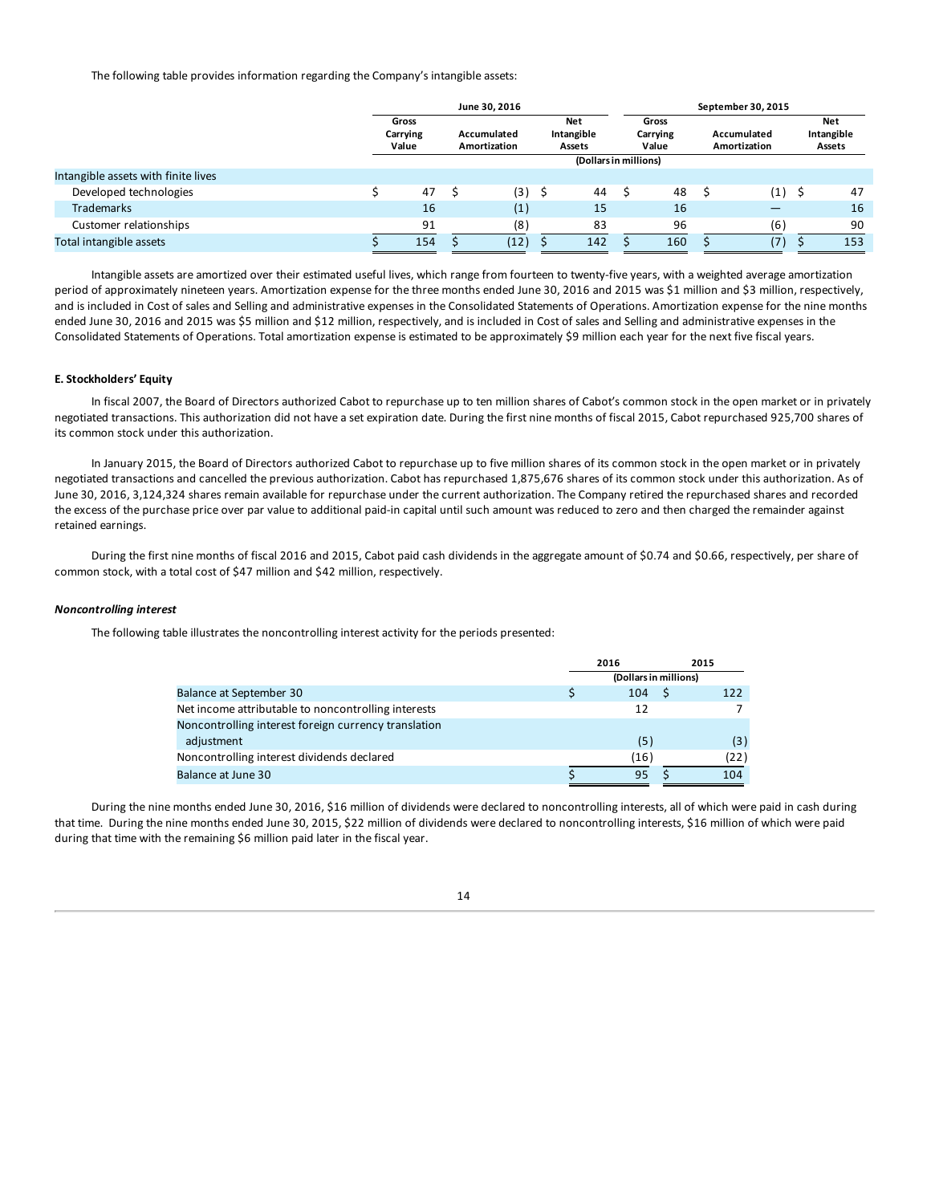The following table provides information regarding the Company's intangible assets:

| | June 30, 2016 | | | September 30, 2015 | | |
|---|---|---|---|---|---|---|
| | Gross Carrying Value | Accumulated Amortization | Net Intangible Assets | Gross Carrying Value | Accumulated Amortization | Net Intangible Assets |
| | (Dollars in millions) | | | | | |
| Intangible assets with finite lives | | | | | | |
| Developed technologies | $ 47 | $ (3) | $ 44 | $ 48 | $ (1) | $ 47 |
| Trademarks | 16 | (1) | 15 | 16 | — | 16 |
| Customer relationships | 91 | (8) | 83 | 96 | (6) | 90 |
| Total intangible assets | $ 154 | $ (12) | $ 142 | $ 160 | $ (7) | $ 153 |

Intangible assets are amortized over their estimated useful lives, which range from fourteen to twenty-five years, with a weighted average amortization period of approximately nineteen years. Amortization expense for the three months ended June 30, 2016 and 2015 was $1 million and $3 million, respectively, and is included in Cost of sales and Selling and administrative expenses in the Consolidated Statements of Operations. Amortization expense for the nine months ended June 30, 2016 and 2015 was $5 million and $12 million, respectively, and is included in Cost of sales and Selling and administrative expenses in the Consolidated Statements of Operations. Total amortization expense is estimated to be approximately $9 million each year for the next five fiscal years.

### E. Stockholders' Equity

In fiscal 2007, the Board of Directors authorized Cabot to repurchase up to ten million shares of Cabot's common stock in the open market or in privately negotiated transactions. This authorization did not have a set expiration date. During the first nine months of fiscal 2015, Cabot repurchased 925,700 shares of its common stock under this authorization.

In January 2015, the Board of Directors authorized Cabot to repurchase up to five million shares of its common stock in the open market or in privately negotiated transactions and cancelled the previous authorization. Cabot has repurchased 1,875,676 shares of its common stock under this authorization. As of June 30, 2016, 3,124,324 shares remain available for repurchase under the current authorization. The Company retired the repurchased shares and recorded the excess of the purchase price over par value to additional paid-in capital until such amount was reduced to zero and then charged the remainder against retained earnings.

During the first nine months of fiscal 2016 and 2015, Cabot paid cash dividends in the aggregate amount of $0.74 and $0.66, respectively, per share of common stock, with a total cost of $47 million and $42 million, respectively.

#### *Noncontrolling interest*

The following table illustrates the noncontrolling interest activity for the periods presented:

| | 2016 | 2015 |
|---|---|---|
| | (Dollars in millions) | |
| Balance at September 30 | $ 104 | $ 122 |
| Net income attributable to noncontrolling interests | 12 | 7 |
| Noncontrolling interest foreign currency translation adjustment | (5) | (3) |
| Noncontrolling interest dividends declared | (16) | (22) |
| Balance at June 30 | $ 95 | $ 104 |

During the nine months ended June 30, 2016, $16 million of dividends were declared to noncontrolling interests, all of which were paid in cash during that time. During the nine months ended June 30, 2015, $22 million of dividends were declared to noncontrolling interests, $16 million of which were paid during that time with the remaining $6 million paid later in the fiscal year.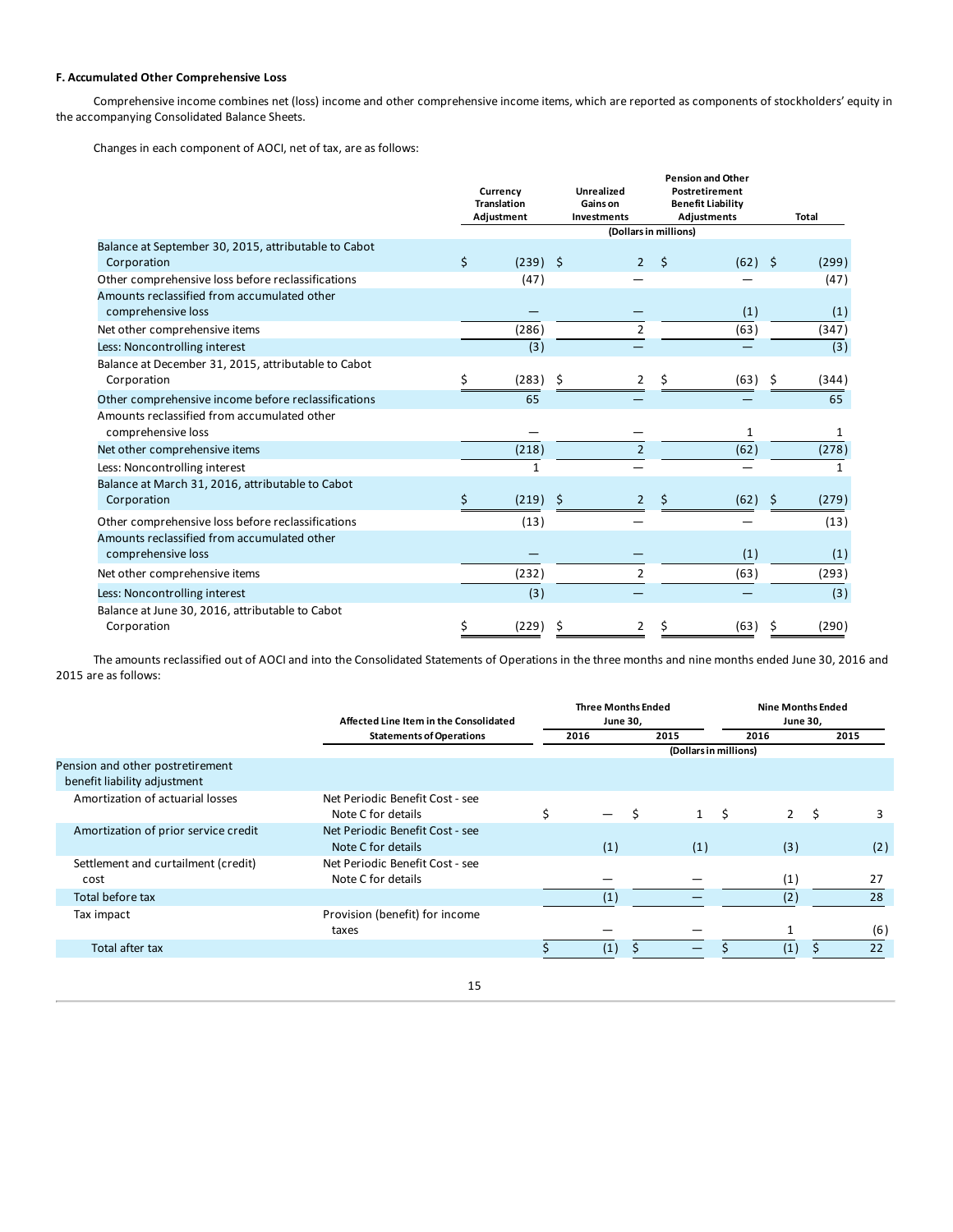### F. Accumulated Other Comprehensive Loss

Comprehensive income combines net (loss) income and other comprehensive income items, which are reported as components of stockholders' equity in the accompanying Consolidated Balance Sheets.

Changes in each component of AOCI, net of tax, are as follows:

| | Currency Translation Adjustment | Unrealized Gains on Investments | Pension and Other Postretirement Benefit Liability Adjustments | Total |
|---|---|---|---|---|
| | (Dollars in millions) | | | |
| Balance at September 30, 2015, attributable to Cabot Corporation | $ (239) | $ 2 | $ (62) | $ (299) |
| Other comprehensive loss before reclassifications | (47) | — | — | (47) |
| Amounts reclassified from accumulated other comprehensive loss | — | — | (1) | (1) |
| Net other comprehensive items | (286) | 2 | (63) | (347) |
| Less: Noncontrolling interest | (3) | — | — | (3) |
| Balance at December 31, 2015, attributable to Cabot Corporation | $ (283) | $ 2 | $ (63) | $ (344) |
| Other comprehensive income before reclassifications | 65 | — | — | 65 |
| Amounts reclassified from accumulated other comprehensive loss | — | — | 1 | 1 |
| Net other comprehensive items | (218) | 2 | (62) | (278) |
| Less: Noncontrolling interest | 1 | — | — | 1 |
| Balance at March 31, 2016, attributable to Cabot Corporation | $ (219) | $ 2 | $ (62) | $ (279) |
| Other comprehensive loss before reclassifications | (13) | — | — | (13) |
| Amounts reclassified from accumulated other comprehensive loss | — | — | (1) | (1) |
| Net other comprehensive items | (232) | 2 | (63) | (293) |
| Less: Noncontrolling interest | (3) | — | — | (3) |
| Balance at June 30, 2016, attributable to Cabot Corporation | $ (229) | $ 2 | $ (63) | $ (290) |

The amounts reclassified out of AOCI and into the Consolidated Statements of Operations in the three months and nine months ended June 30, 2016 and 2015 are as follows:

| | Affected Line Item in the Consolidated Statements of Operations | Three Months Ended June 30, 2016 | Three Months Ended June 30, 2015 | Nine Months Ended June 30, 2016 | Nine Months Ended June 30, 2015 |
|---|---|---|---|---|---|
| | | (Dollars in millions) | | | |
| Pension and other postretirement benefit liability adjustment | | | | | |
| Amortization of actuarial losses | Net Periodic Benefit Cost - see Note C for details | $ — | $ 1 | $ 2 | $ 3 |
| Amortization of prior service credit | Net Periodic Benefit Cost - see Note C for details | (1) | (1) | (3) | (2) |
| Settlement and curtailment (credit) cost | Net Periodic Benefit Cost - see Note C for details | — | — | (1) | 27 |
| Total before tax | | (1) | — | (2) | 28 |
| Tax impact | Provision (benefit) for income taxes | — | — | 1 | (6) |
| Total after tax | | $ (1) | $ — | $ (1) | $ 22 |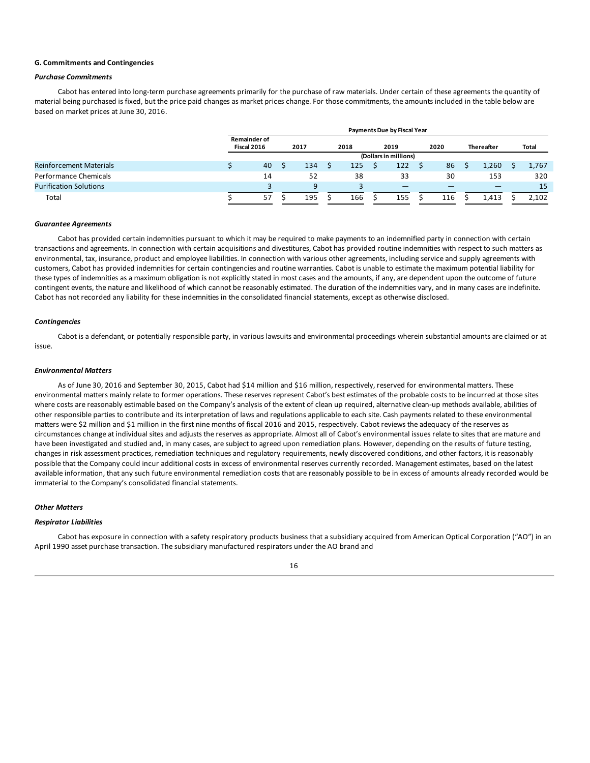### G. Commitments and Contingencies

#### *Purchase Commitments*

Cabot has entered into long-term purchase agreements primarily for the purchase of raw materials. Under certain of these agreements the quantity of material being purchased is fixed, but the price paid changes as market prices change. For those commitments, the amounts included in the table below are based on market prices at June 30, 2016.

| | Payments Due by Fiscal Year | | | | | | |
|---|---|---|---|---|---|---|---|
| | Remainder of Fiscal 2016 | 2017 | 2018 | 2019 | 2020 | Thereafter | Total |
| | (Dollars in millions) | | | | | | |
| Reinforcement Materials | $ 40 | $ 134 | $ 125 | $ 122 | $ 86 | $ 1,260 | $ 1,767 |
| Performance Chemicals | 14 | 52 | 38 | 33 | 30 | 153 | 320 |
| Purification Solutions | 3 | 9 | 3 | — | — | — | 15 |
| Total | $ 57 | $ 195 | $ 166 | $ 155 | $ 116 | $ 1,413 | $ 2,102 |

#### *Guarantee Agreements*

Cabot has provided certain indemnities pursuant to which it may be required to make payments to an indemnified party in connection with certain transactions and agreements. In connection with certain acquisitions and divestitures, Cabot has provided routine indemnities with respect to such matters as environmental, tax, insurance, product and employee liabilities. In connection with various other agreements, including service and supply agreements with customers, Cabot has provided indemnities for certain contingencies and routine warranties. Cabot is unable to estimate the maximum potential liability for these types of indemnities as a maximum obligation is not explicitly stated in most cases and the amounts, if any, are dependent upon the outcome of future contingent events, the nature and likelihood of which cannot be reasonably estimated. The duration of the indemnities vary, and in many cases are indefinite. Cabot has not recorded any liability for these indemnities in the consolidated financial statements, except as otherwise disclosed.

#### *Contingencies*

Cabot is a defendant, or potentially responsible party, in various lawsuits and environmental proceedings wherein substantial amounts are claimed or at issue.

#### *Environmental Matters*

As of June 30, 2016 and September 30, 2015, Cabot had $14 million and $16 million, respectively, reserved for environmental matters. These environmental matters mainly relate to former operations. These reserves represent Cabot's best estimates of the probable costs to be incurred at those sites where costs are reasonably estimable based on the Company's analysis of the extent of clean up required, alternative clean-up methods available, abilities of other responsible parties to contribute and its interpretation of laws and regulations applicable to each site. Cash payments related to these environmental matters were $2 million and $1 million in the first nine months of fiscal 2016 and 2015, respectively. Cabot reviews the adequacy of the reserves as circumstances change at individual sites and adjusts the reserves as appropriate. Almost all of Cabot's environmental issues relate to sites that are mature and have been investigated and studied and, in many cases, are subject to agreed upon remediation plans. However, depending on the results of future testing, changes in risk assessment practices, remediation techniques and regulatory requirements, newly discovered conditions, and other factors, it is reasonably possible that the Company could incur additional costs in excess of environmental reserves currently recorded. Management estimates, based on the latest available information, that any such future environmental remediation costs that are reasonably possible to be in excess of amounts already recorded would be immaterial to the Company's consolidated financial statements.

#### *Other Matters*

#### *Respirator Liabilities*

Cabot has exposure in connection with a safety respiratory products business that a subsidiary acquired from American Optical Corporation ("AO") in an April 1990 asset purchase transaction. The subsidiary manufactured respirators under the AO brand and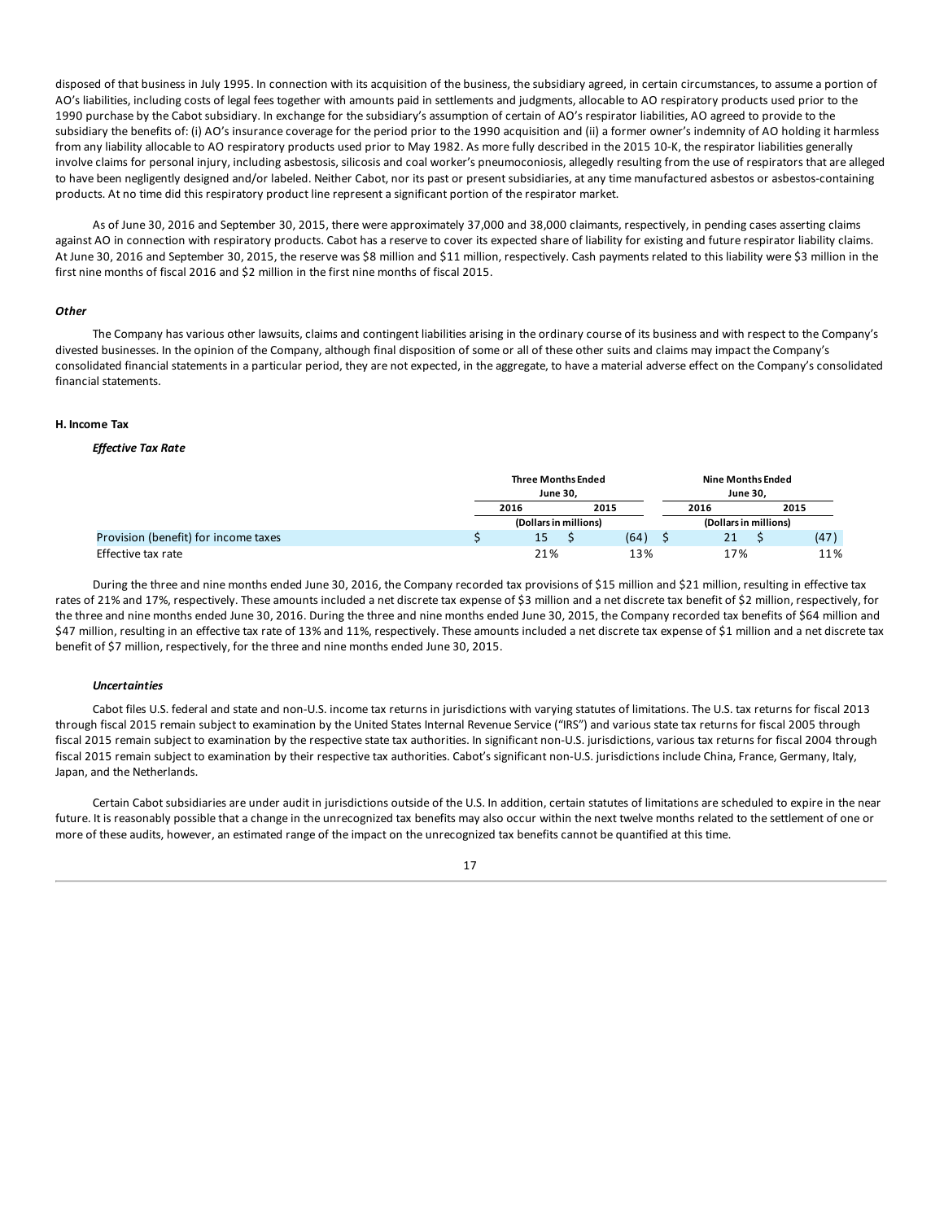disposed of that business in July 1995. In connection with its acquisition of the business, the subsidiary agreed, in certain circumstances, to assume a portion of AO's liabilities, including costs of legal fees together with amounts paid in settlements and judgments, allocable to AO respiratory products used prior to the 1990 purchase by the Cabot subsidiary. In exchange for the subsidiary's assumption of certain of AO's respirator liabilities, AO agreed to provide to the subsidiary the benefits of: (i) AO's insurance coverage for the period prior to the 1990 acquisition and (ii) a former owner's indemnity of AO holding it harmless from any liability allocable to AO respiratory products used prior to May 1982. As more fully described in the 2015 10-K, the respirator liabilities generally involve claims for personal injury, including asbestosis, silicosis and coal worker's pneumoconiosis, allegedly resulting from the use of respirators that are alleged to have been negligently designed and/or labeled. Neither Cabot, nor its past or present subsidiaries, at any time manufactured asbestos or asbestos-containing products. At no time did this respiratory product line represent a significant portion of the respirator market.

As of June 30, 2016 and September 30, 2015, there were approximately 37,000 and 38,000 claimants, respectively, in pending cases asserting claims against AO in connection with respiratory products. Cabot has a reserve to cover its expected share of liability for existing and future respirator liability claims. At June 30, 2016 and September 30, 2015, the reserve was $8 million and $11 million, respectively. Cash payments related to this liability were $3 million in the first nine months of fiscal 2016 and $2 million in the first nine months of fiscal 2015.

### *Other*

The Company has various other lawsuits, claims and contingent liabilities arising in the ordinary course of its business and with respect to the Company's divested businesses. In the opinion of the Company, although final disposition of some or all of these other suits and claims may impact the Company's consolidated financial statements in a particular period, they are not expected, in the aggregate, to have a material adverse effect on the Company's consolidated financial statements.

## H. Income Tax

### *Effective Tax Rate*

| | Three Months Ended June 30, | | Nine Months Ended June 30, | |
|---|---|---|---|---|
| | 2016 | 2015 | 2016 | 2015 |
| | (Dollars in millions) | | (Dollars in millions) | |
| Provision (benefit) for income taxes | $ 15 | $ (64) | $ 21 | $ (47) |
| Effective tax rate | 21% | 13% | 17% | 11% |

During the three and nine months ended June 30, 2016, the Company recorded tax provisions of $15 million and $21 million, resulting in effective tax rates of 21% and 17%, respectively. These amounts included a net discrete tax expense of $3 million and a net discrete tax benefit of $2 million, respectively, for the three and nine months ended June 30, 2016. During the three and nine months ended June 30, 2015, the Company recorded tax benefits of $64 million and $47 million, resulting in an effective tax rate of 13% and 11%, respectively. These amounts included a net discrete tax expense of $1 million and a net discrete tax benefit of $7 million, respectively, for the three and nine months ended June 30, 2015.

### *Uncertainties*

Cabot files U.S. federal and state and non-U.S. income tax returns in jurisdictions with varying statutes of limitations. The U.S. tax returns for fiscal 2013 through fiscal 2015 remain subject to examination by the United States Internal Revenue Service ("IRS") and various state tax returns for fiscal 2005 through fiscal 2015 remain subject to examination by the respective state tax authorities. In significant non-U.S. jurisdictions, various tax returns for fiscal 2004 through fiscal 2015 remain subject to examination by their respective tax authorities. Cabot's significant non-U.S. jurisdictions include China, France, Germany, Italy, Japan, and the Netherlands.

Certain Cabot subsidiaries are under audit in jurisdictions outside of the U.S. In addition, certain statutes of limitations are scheduled to expire in the near future. It is reasonably possible that a change in the unrecognized tax benefits may also occur within the next twelve months related to the settlement of one or more of these audits, however, an estimated range of the impact on the unrecognized tax benefits cannot be quantified at this time.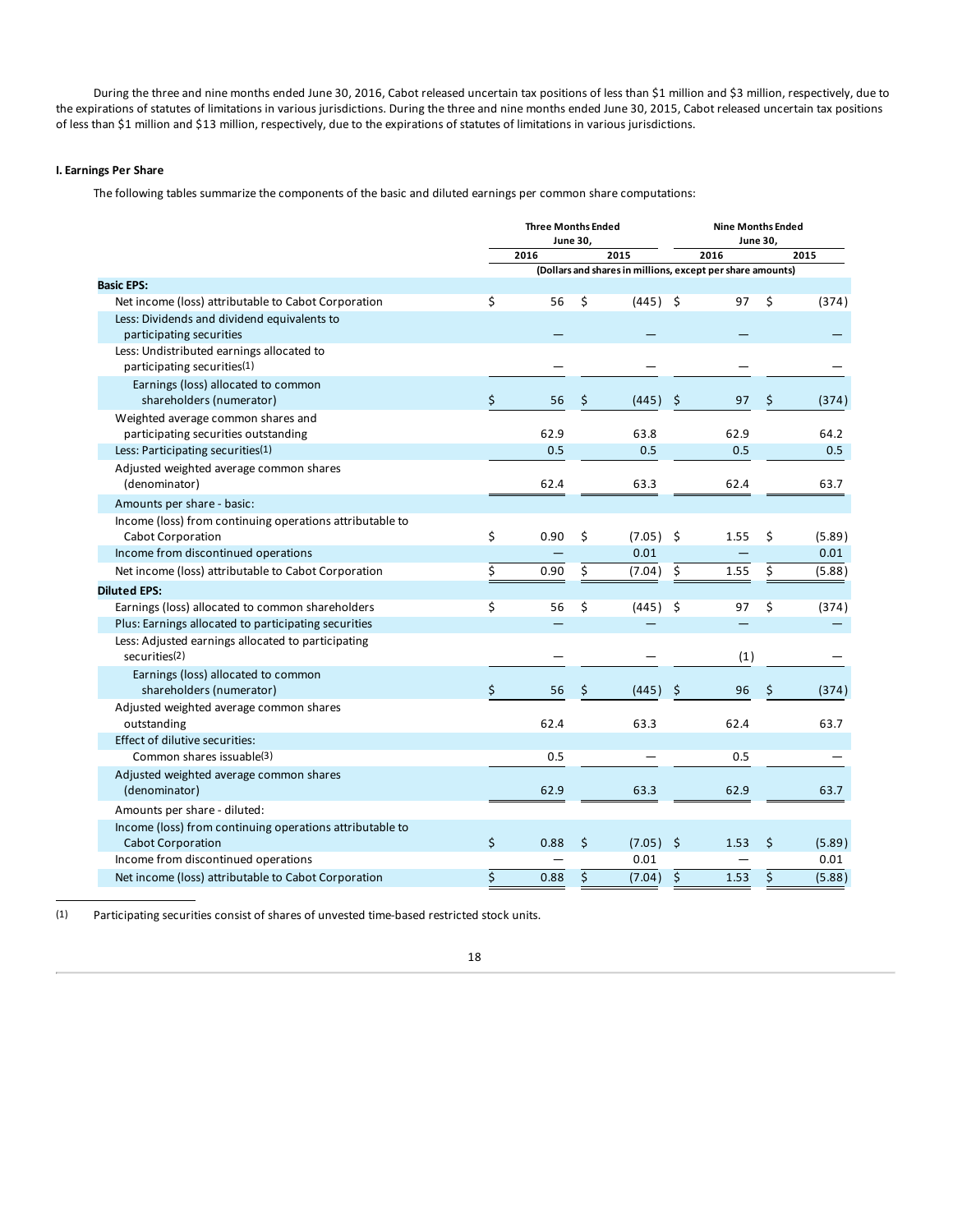During the three and nine months ended June 30, 2016, Cabot released uncertain tax positions of less than $1 million and $3 million, respectively, due to the expirations of statutes of limitations in various jurisdictions. During the three and nine months ended June 30, 2015, Cabot released uncertain tax positions of less than $1 million and $13 million, respectively, due to the expirations of statutes of limitations in various jurisdictions.

**I. Earnings Per Share**

The following tables summarize the components of the basic and diluted earnings per common share computations:

| | Three Months Ended June 30, | | Nine Months Ended June 30, | |
|---|---|---|---|---|
| | 2016 | 2015 | 2016 | 2015 |
| | (Dollars and shares in millions, except per share amounts) | | | |
| **Basic EPS:** | | | | |
| Net income (loss) attributable to Cabot Corporation | $ 56 | $ (445) | $ 97 | $ (374) |
| Less: Dividends and dividend equivalents to participating securities | — | — | — | — |
| Less: Undistributed earnings allocated to participating securities[1] | — | — | — | — |
| Earnings (loss) allocated to common shareholders (numerator) | $ 56 | $ (445) | $ 97 | $ (374) |
| Weighted average common shares and participating securities outstanding | 62.9 | 63.8 | 62.9 | 64.2 |
| Less: Participating securities[1] | 0.5 | 0.5 | 0.5 | 0.5 |
| Adjusted weighted average common shares (denominator) | 62.4 | 63.3 | 62.4 | 63.7 |
| Amounts per share - basic: | | | | |
| Income (loss) from continuing operations attributable to Cabot Corporation | $ 0.90 | $ (7.05) | $ 1.55 | $ (5.89) |
| Income from discontinued operations | — | 0.01 | — | 0.01 |
| Net income (loss) attributable to Cabot Corporation | $ 0.90 | $ (7.04) | $ 1.55 | $ (5.88) |
| **Diluted EPS:** | | | | |
| Earnings (loss) allocated to common shareholders | $ 56 | $ (445) | $ 97 | $ (374) |
| Plus: Earnings allocated to participating securities | — | — | — | — |
| Less: Adjusted earnings allocated to participating securities[2] | — | — | (1) | — |
| Earnings (loss) allocated to common shareholders (numerator) | $ 56 | $ (445) | $ 96 | $ (374) |
| Adjusted weighted average common shares outstanding | 62.4 | 63.3 | 62.4 | 63.7 |
| Effect of dilutive securities: | | | | |
| Common shares issuable[3] | 0.5 | — | 0.5 | — |
| Adjusted weighted average common shares (denominator) | 62.9 | 63.3 | 62.9 | 63.7 |
| Amounts per share - diluted: | | | | |
| Income (loss) from continuing operations attributable to Cabot Corporation | $ 0.88 | $ (7.05) | $ 1.53 | $ (5.89) |
| Income from discontinued operations | — | 0.01 | — | 0.01 |
| Net income (loss) attributable to Cabot Corporation | $ 0.88 | $ (7.04) | $ 1.53 | $ (5.88) |

(1) Participating securities consist of shares of unvested time-based restricted stock units.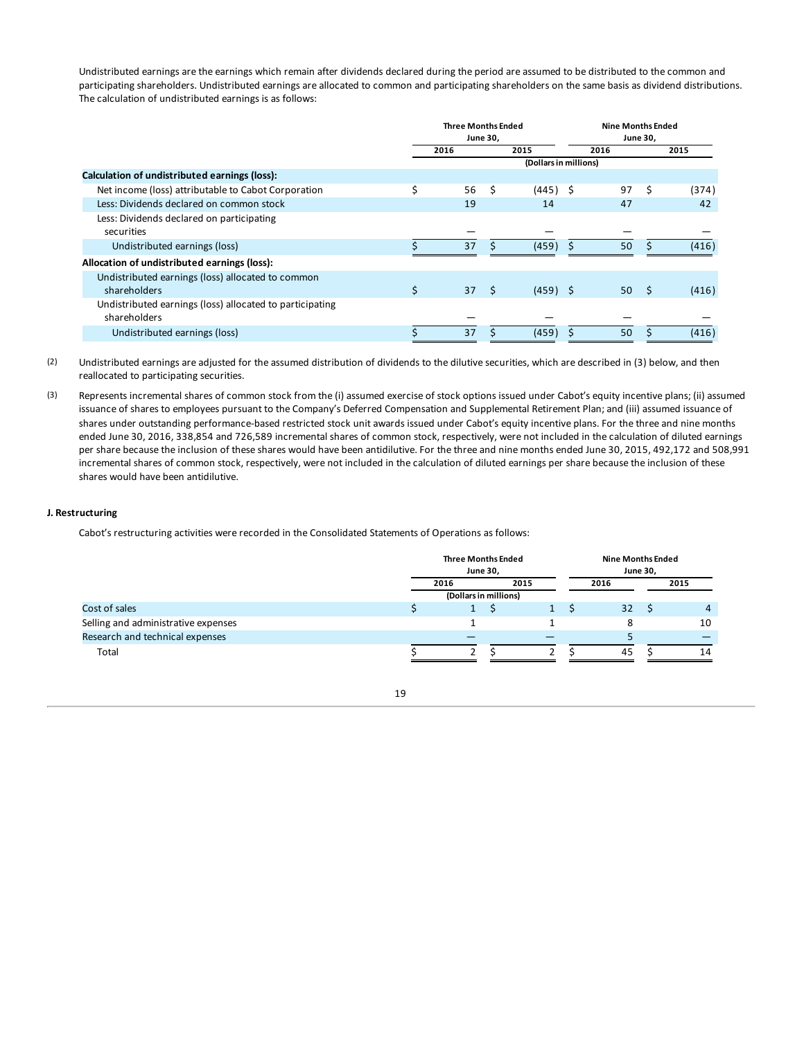Undistributed earnings are the earnings which remain after dividends declared during the period are assumed to be distributed to the common and participating shareholders. Undistributed earnings are allocated to common and participating shareholders on the same basis as dividend distributions. The calculation of undistributed earnings is as follows:

| | Three Months Ended June 30, | | Nine Months Ended June 30, | |
|---|---|---|---|---|
| | 2016 | 2015 | 2016 | 2015 |
| | (Dollars in millions) | | | |
| **Calculation of undistributed earnings (loss):** | | | | |
| Net income (loss) attributable to Cabot Corporation | $ 56 | $ (445) | $ 97 | $ (374) |
| Less: Dividends declared on common stock | 19 | 14 | 47 | 42 |
| Less: Dividends declared on participating securities | — | — | — | — |
| Undistributed earnings (loss) | $ 37 | $ (459) | $ 50 | $ (416) |
| **Allocation of undistributed earnings (loss):** | | | | |
| Undistributed earnings (loss) allocated to common shareholders | $ 37 | $ (459) | $ 50 | $ (416) |
| Undistributed earnings (loss) allocated to participating shareholders | — | — | — | — |
| Undistributed earnings (loss) | $ 37 | $ (459) | $ 50 | $ (416) |

(2) Undistributed earnings are adjusted for the assumed distribution of dividends to the dilutive securities, which are described in (3) below, and then reallocated to participating securities.

(3) Represents incremental shares of common stock from the (i) assumed exercise of stock options issued under Cabot's equity incentive plans; (ii) assumed issuance of shares to employees pursuant to the Company's Deferred Compensation and Supplemental Retirement Plan; and (iii) assumed issuance of shares under outstanding performance-based restricted stock unit awards issued under Cabot's equity incentive plans. For the three and nine months ended June 30, 2016, 338,854 and 726,589 incremental shares of common stock, respectively, were not included in the calculation of diluted earnings per share because the inclusion of these shares would have been antidilutive. For the three and nine months ended June 30, 2015, 492,172 and 508,991 incremental shares of common stock, respectively, were not included in the calculation of diluted earnings per share because the inclusion of these shares would have been antidilutive.

**J. Restructuring**

Cabot's restructuring activities were recorded in the Consolidated Statements of Operations as follows:

| | Three Months Ended June 30, | | Nine Months Ended June 30, | |
|---|---|---|---|---|
| | 2016 | 2015 | 2016 | 2015 |
| | (Dollars in millions) | | | |
| Cost of sales | $ 1 | $ 1 | $ 32 | $ 4 |
| Selling and administrative expenses | 1 | 1 | 8 | 10 |
| Research and technical expenses | — | — | 5 | — |
| Total | $ 2 | $ 2 | $ 45 | $ 14 |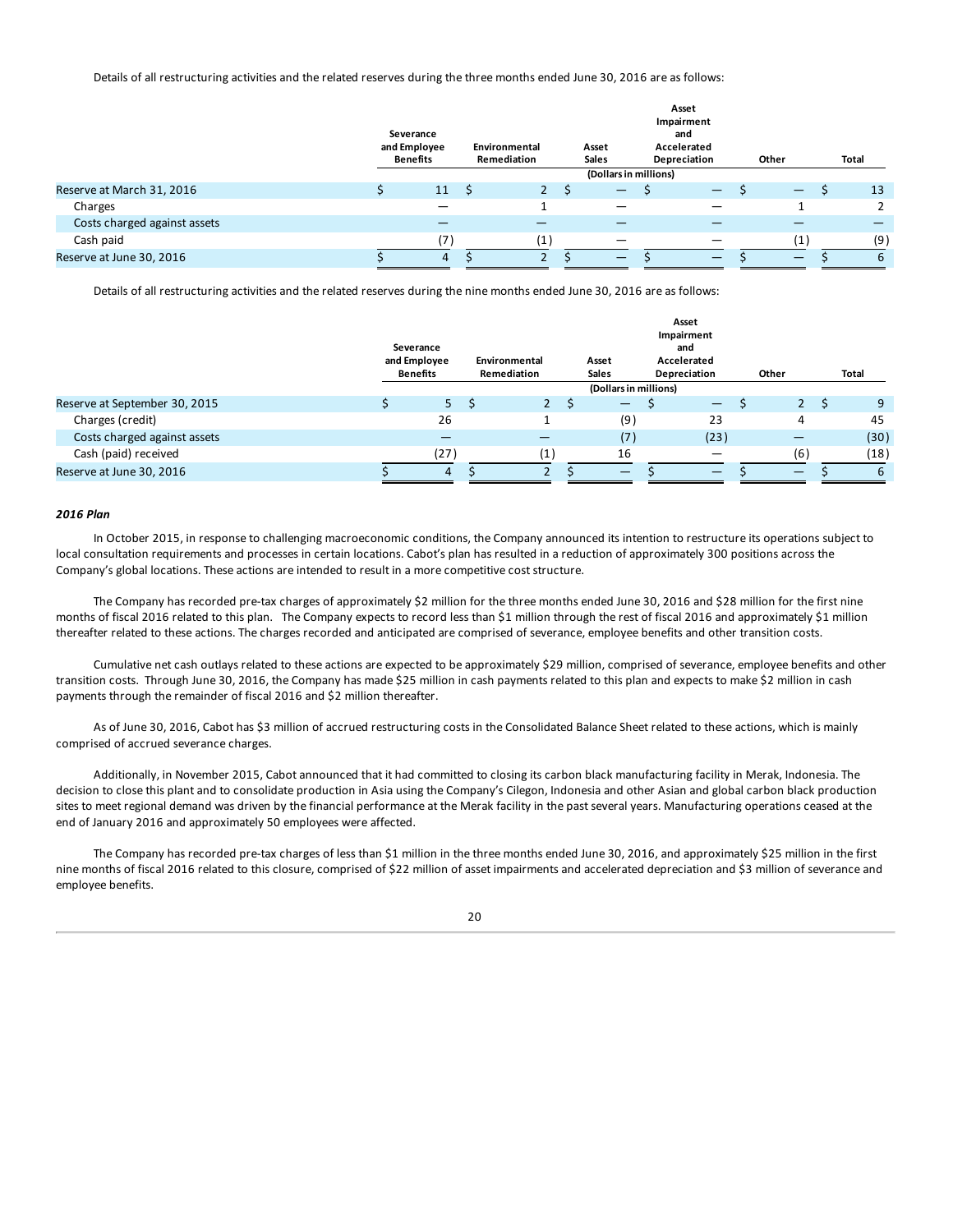Details of all restructuring activities and the related reserves during the three months ended June 30, 2016 are as follows:

| | Severance and Employee Benefits | Environmental Remediation | Asset Sales | Asset Impairment and Accelerated Depreciation | Other | Total |
|---|---|---|---|---|---|---|
| | | | (Dollars in millions) | | | |
| Reserve at March 31, 2016 | $ 11 | $ 2 | $ — | $ — | $ — | $ 13 |
| Charges | — | 1 | — | — | 1 | 2 |
| Costs charged against assets | — | — | — | — | — | — |
| Cash paid | (7) | (1) | — | — | (1) | (9) |
| Reserve at June 30, 2016 | $ 4 | $ 2 | $ — | $ — | $ — | $ 6 |

Details of all restructuring activities and the related reserves during the nine months ended June 30, 2016 are as follows:

| | Severance and Employee Benefits | Environmental Remediation | Asset Sales | Asset Impairment and Accelerated Depreciation | Other | Total |
|---|---|---|---|---|---|---|
| | | | (Dollars in millions) | | | |
| Reserve at September 30, 2015 | $ 5 | $ 2 | $ — | $ — | $ 2 | $ 9 |
| Charges (credit) | 26 | 1 | (9) | 23 | 4 | 45 |
| Costs charged against assets | — | — | (7) | (23) | — | (30) |
| Cash (paid) received | (27) | (1) | 16 | — | (6) | (18) |
| Reserve at June 30, 2016 | $ 4 | $ 2 | $ — | $ — | $ — | $ 6 |

***2016 Plan***

In October 2015, in response to challenging macroeconomic conditions, the Company announced its intention to restructure its operations subject to local consultation requirements and processes in certain locations. Cabot's plan has resulted in a reduction of approximately 300 positions across the Company's global locations. These actions are intended to result in a more competitive cost structure.

The Company has recorded pre-tax charges of approximately $2 million for the three months ended June 30, 2016 and $28 million for the first nine months of fiscal 2016 related to this plan. The Company expects to record less than $1 million through the rest of fiscal 2016 and approximately $1 million thereafter related to these actions. The charges recorded and anticipated are comprised of severance, employee benefits and other transition costs.

Cumulative net cash outlays related to these actions are expected to be approximately $29 million, comprised of severance, employee benefits and other transition costs. Through June 30, 2016, the Company has made $25 million in cash payments related to this plan and expects to make $2 million in cash payments through the remainder of fiscal 2016 and $2 million thereafter.

As of June 30, 2016, Cabot has $3 million of accrued restructuring costs in the Consolidated Balance Sheet related to these actions, which is mainly comprised of accrued severance charges.

Additionally, in November 2015, Cabot announced that it had committed to closing its carbon black manufacturing facility in Merak, Indonesia. The decision to close this plant and to consolidate production in Asia using the Company's Cilegon, Indonesia and other Asian and global carbon black production sites to meet regional demand was driven by the financial performance at the Merak facility in the past several years. Manufacturing operations ceased at the end of January 2016 and approximately 50 employees were affected.

The Company has recorded pre-tax charges of less than $1 million in the three months ended June 30, 2016, and approximately $25 million in the first nine months of fiscal 2016 related to this closure, comprised of $22 million of asset impairments and accelerated depreciation and $3 million of severance and employee benefits.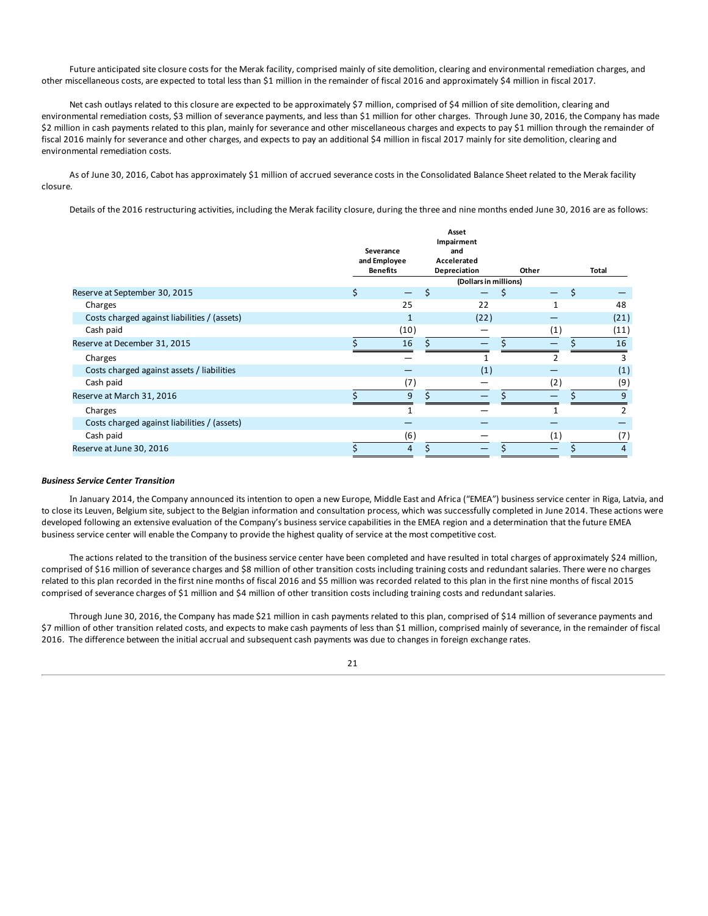Future anticipated site closure costs for the Merak facility, comprised mainly of site demolition, clearing and environmental remediation charges, and other miscellaneous costs, are expected to total less than $1 million in the remainder of fiscal 2016 and approximately $4 million in fiscal 2017.

Net cash outlays related to this closure are expected to be approximately $7 million, comprised of $4 million of site demolition, clearing and environmental remediation costs, $3 million of severance payments, and less than $1 million for other charges. Through June 30, 2016, the Company has made $2 million in cash payments related to this plan, mainly for severance and other miscellaneous charges and expects to pay $1 million through the remainder of fiscal 2016 mainly for severance and other charges, and expects to pay an additional $4 million in fiscal 2017 mainly for site demolition, clearing and environmental remediation costs.

As of June 30, 2016, Cabot has approximately $1 million of accrued severance costs in the Consolidated Balance Sheet related to the Merak facility closure.

Details of the 2016 restructuring activities, including the Merak facility closure, during the three and nine months ended June 30, 2016 are as follows:

| | Severance and Employee Benefits | Asset Impairment and Accelerated Depreciation | Other | Total |
|---|---|---|---|---|
| | | (Dollars in millions) | | |
| Reserve at September 30, 2015 | $ — | $ — | $ — | $ — |
| Charges | 25 | 22 | 1 | 48 |
| Costs charged against liabilities / (assets) | 1 | (22) | — | (21) |
| Cash paid | (10) | — | (1) | (11) |
| Reserve at December 31, 2015 | $ 16 | $ — | $ — | $ 16 |
| Charges | — | 1 | 2 | 3 |
| Costs charged against assets / liabilities | — | (1) | — | (1) |
| Cash paid | (7) | — | (2) | (9) |
| Reserve at March 31, 2016 | $ 9 | $ — | $ — | $ 9 |
| Charges | 1 | — | 1 | 2 |
| Costs charged against liabilities / (assets) | — | — | — | — |
| Cash paid | (6) | — | (1) | (7) |
| Reserve at June 30, 2016 | $ 4 | $ — | $ — | $ 4 |

***Business Service Center Transition***

In January 2014, the Company announced its intention to open a new Europe, Middle East and Africa ("EMEA") business service center in Riga, Latvia, and to close its Leuven, Belgium site, subject to the Belgian information and consultation process, which was successfully completed in June 2014. These actions were developed following an extensive evaluation of the Company's business service capabilities in the EMEA region and a determination that the future EMEA business service center will enable the Company to provide the highest quality of service at the most competitive cost.

The actions related to the transition of the business service center have been completed and have resulted in total charges of approximately $24 million, comprised of $16 million of severance charges and $8 million of other transition costs including training costs and redundant salaries. There were no charges related to this plan recorded in the first nine months of fiscal 2016 and $5 million was recorded related to this plan in the first nine months of fiscal 2015 comprised of severance charges of $1 million and $4 million of other transition costs including training costs and redundant salaries.

Through June 30, 2016, the Company has made $21 million in cash payments related to this plan, comprised of $14 million of severance payments and $7 million of other transition related costs, and expects to make cash payments of less than $1 million, comprised mainly of severance, in the remainder of fiscal 2016. The difference between the initial accrual and subsequent cash payments was due to changes in foreign exchange rates.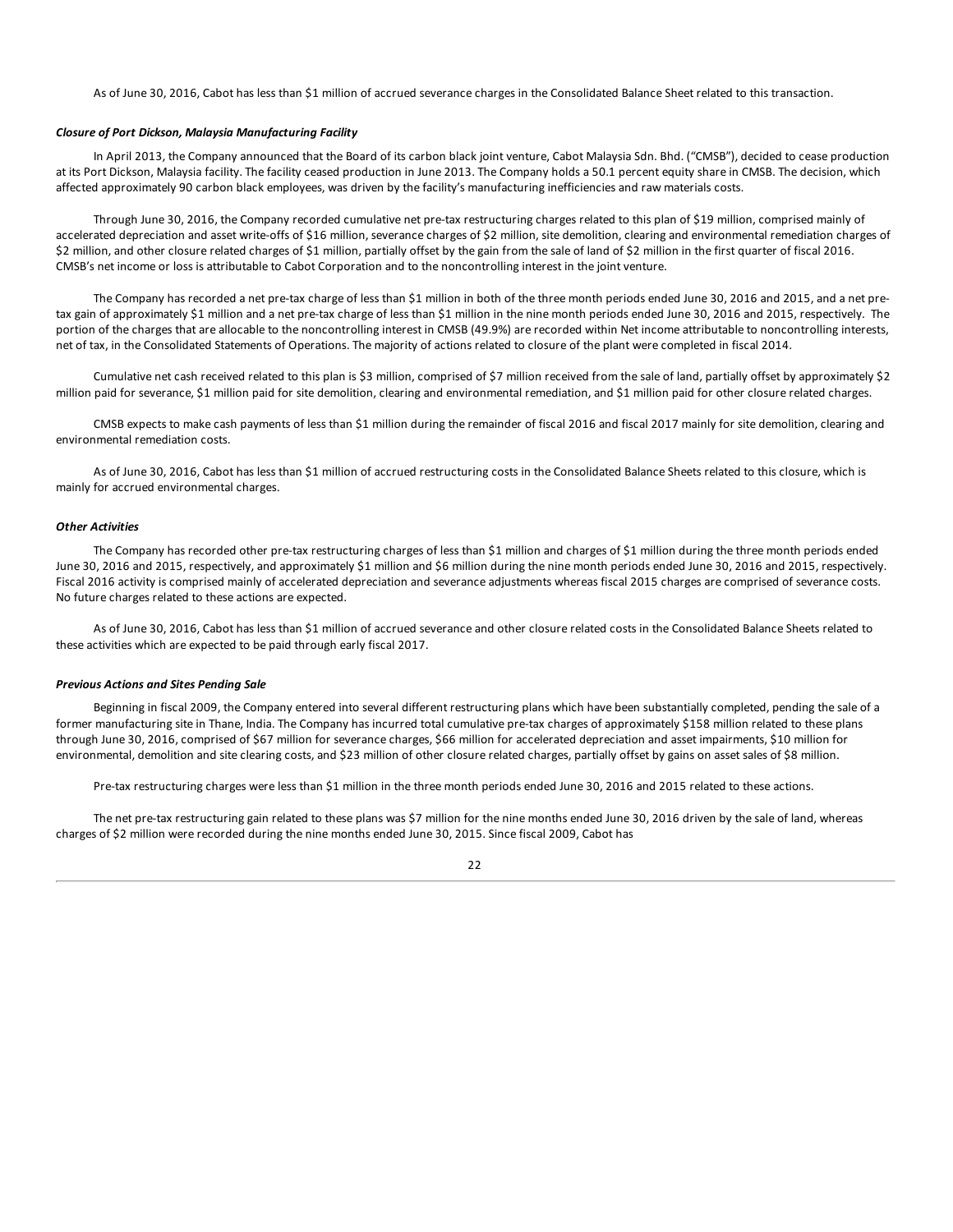As of June 30, 2016, Cabot has less than $1 million of accrued severance charges in the Consolidated Balance Sheet related to this transaction.

***Closure of Port Dickson, Malaysia Manufacturing Facility***

In April 2013, the Company announced that the Board of its carbon black joint venture, Cabot Malaysia Sdn. Bhd. ("CMSB"), decided to cease production at its Port Dickson, Malaysia facility. The facility ceased production in June 2013. The Company holds a 50.1 percent equity share in CMSB. The decision, which affected approximately 90 carbon black employees, was driven by the facility's manufacturing inefficiencies and raw materials costs.

Through June 30, 2016, the Company recorded cumulative net pre-tax restructuring charges related to this plan of $19 million, comprised mainly of accelerated depreciation and asset write-offs of $16 million, severance charges of $2 million, site demolition, clearing and environmental remediation charges of $2 million, and other closure related charges of $1 million, partially offset by the gain from the sale of land of $2 million in the first quarter of fiscal 2016. CMSB's net income or loss is attributable to Cabot Corporation and to the noncontrolling interest in the joint venture.

The Company has recorded a net pre-tax charge of less than $1 million in both of the three month periods ended June 30, 2016 and 2015, and a net pre-tax gain of approximately $1 million and a net pre-tax charge of less than $1 million in the nine month periods ended June 30, 2016 and 2015, respectively. The portion of the charges that are allocable to the noncontrolling interest in CMSB (49.9%) are recorded within Net income attributable to noncontrolling interests, net of tax, in the Consolidated Statements of Operations. The majority of actions related to closure of the plant were completed in fiscal 2014.

Cumulative net cash received related to this plan is $3 million, comprised of $7 million received from the sale of land, partially offset by approximately $2 million paid for severance, $1 million paid for site demolition, clearing and environmental remediation, and $1 million paid for other closure related charges.

CMSB expects to make cash payments of less than $1 million during the remainder of fiscal 2016 and fiscal 2017 mainly for site demolition, clearing and environmental remediation costs.

As of June 30, 2016, Cabot has less than $1 million of accrued restructuring costs in the Consolidated Balance Sheets related to this closure, which is mainly for accrued environmental charges.

***Other Activities***

The Company has recorded other pre-tax restructuring charges of less than $1 million and charges of $1 million during the three month periods ended June 30, 2016 and 2015, respectively, and approximately $1 million and $6 million during the nine month periods ended June 30, 2016 and 2015, respectively. Fiscal 2016 activity is comprised mainly of accelerated depreciation and severance adjustments whereas fiscal 2015 charges are comprised of severance costs. No future charges related to these actions are expected.

As of June 30, 2016, Cabot has less than $1 million of accrued severance and other closure related costs in the Consolidated Balance Sheets related to these activities which are expected to be paid through early fiscal 2017.

***Previous Actions and Sites Pending Sale***

Beginning in fiscal 2009, the Company entered into several different restructuring plans which have been substantially completed, pending the sale of a former manufacturing site in Thane, India. The Company has incurred total cumulative pre-tax charges of approximately $158 million related to these plans through June 30, 2016, comprised of $67 million for severance charges, $66 million for accelerated depreciation and asset impairments, $10 million for environmental, demolition and site clearing costs, and $23 million of other closure related charges, partially offset by gains on asset sales of $8 million.

Pre-tax restructuring charges were less than $1 million in the three month periods ended June 30, 2016 and 2015 related to these actions.

The net pre-tax restructuring gain related to these plans was $7 million for the nine months ended June 30, 2016 driven by the sale of land, whereas charges of $2 million were recorded during the nine months ended June 30, 2015. Since fiscal 2009, Cabot has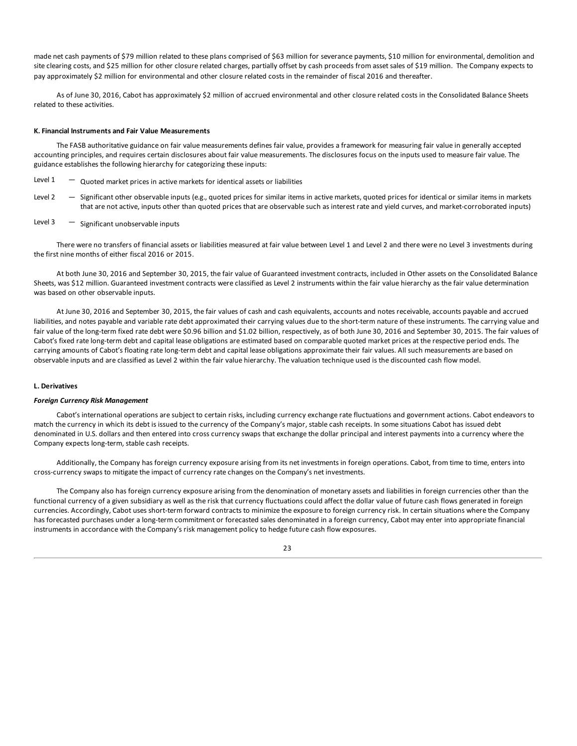made net cash payments of $79 million related to these plans comprised of $63 million for severance payments, $10 million for environmental, demolition and site clearing costs, and $25 million for other closure related charges, partially offset by cash proceeds from asset sales of $19 million. The Company expects to pay approximately $2 million for environmental and other closure related costs in the remainder of fiscal 2016 and thereafter.

As of June 30, 2016, Cabot has approximately $2 million of accrued environmental and other closure related costs in the Consolidated Balance Sheets related to these activities.

**K. Financial Instruments and Fair Value Measurements**

The FASB authoritative guidance on fair value measurements defines fair value, provides a framework for measuring fair value in generally accepted accounting principles, and requires certain disclosures about fair value measurements. The disclosures focus on the inputs used to measure fair value. The guidance establishes the following hierarchy for categorizing these inputs:

Level 1 — Quoted market prices in active markets for identical assets or liabilities

Level 2 — Significant other observable inputs (e.g., quoted prices for similar items in active markets, quoted prices for identical or similar items in markets that are not active, inputs other than quoted prices that are observable such as interest rate and yield curves, and market-corroborated inputs)

Level 3 — Significant unobservable inputs

There were no transfers of financial assets or liabilities measured at fair value between Level 1 and Level 2 and there were no Level 3 investments during the first nine months of either fiscal 2016 or 2015.

At both June 30, 2016 and September 30, 2015, the fair value of Guaranteed investment contracts, included in Other assets on the Consolidated Balance Sheets, was $12 million. Guaranteed investment contracts were classified as Level 2 instruments within the fair value hierarchy as the fair value determination was based on other observable inputs.

At June 30, 2016 and September 30, 2015, the fair values of cash and cash equivalents, accounts and notes receivable, accounts payable and accrued liabilities, and notes payable and variable rate debt approximated their carrying values due to the short-term nature of these instruments. The carrying value and fair value of the long-term fixed rate debt were $0.96 billion and $1.02 billion, respectively, as of both June 30, 2016 and September 30, 2015. The fair values of Cabot's fixed rate long-term debt and capital lease obligations are estimated based on comparable quoted market prices at the respective period ends. The carrying amounts of Cabot's floating rate long-term debt and capital lease obligations approximate their fair values. All such measurements are based on observable inputs and are classified as Level 2 within the fair value hierarchy. The valuation technique used is the discounted cash flow model.

**L. Derivatives**

***Foreign Currency Risk Management***

Cabot's international operations are subject to certain risks, including currency exchange rate fluctuations and government actions. Cabot endeavors to match the currency in which its debt is issued to the currency of the Company's major, stable cash receipts. In some situations Cabot has issued debt denominated in U.S. dollars and then entered into cross currency swaps that exchange the dollar principal and interest payments into a currency where the Company expects long-term, stable cash receipts.

Additionally, the Company has foreign currency exposure arising from its net investments in foreign operations. Cabot, from time to time, enters into cross-currency swaps to mitigate the impact of currency rate changes on the Company's net investments.

The Company also has foreign currency exposure arising from the denomination of monetary assets and liabilities in foreign currencies other than the functional currency of a given subsidiary as well as the risk that currency fluctuations could affect the dollar value of future cash flows generated in foreign currencies. Accordingly, Cabot uses short-term forward contracts to minimize the exposure to foreign currency risk. In certain situations where the Company has forecasted purchases under a long-term commitment or forecasted sales denominated in a foreign currency, Cabot may enter into appropriate financial instruments in accordance with the Company's risk management policy to hedge future cash flow exposures.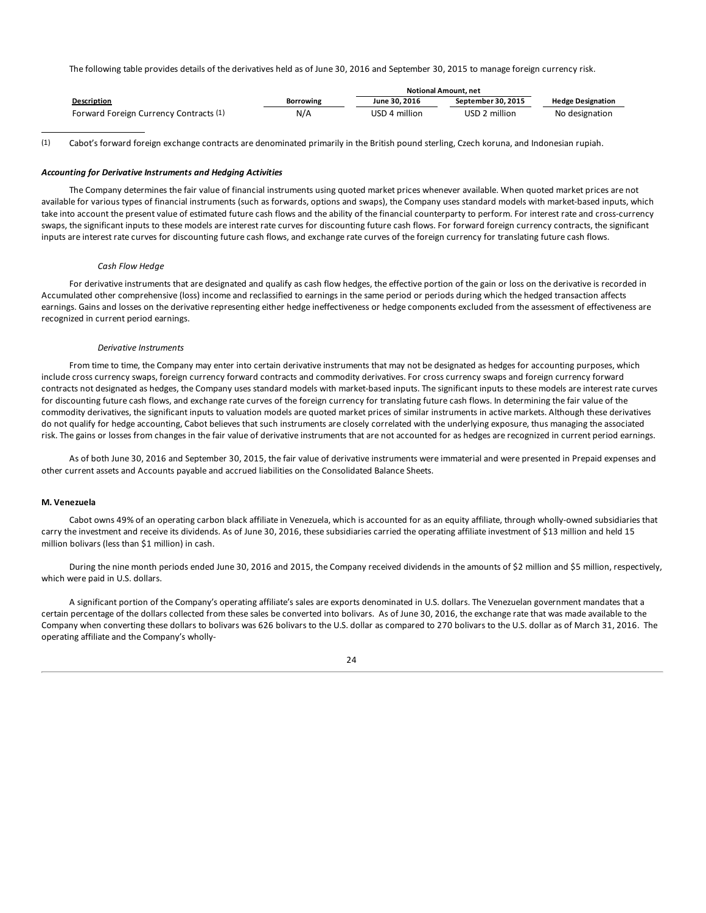The following table provides details of the derivatives held as of June 30, 2016 and September 30, 2015 to manage foreign currency risk.

| | | Notional Amount, net | | |
|---|---|---|---|---|
| **Description** | **Borrowing** | **June 30, 2016** | **September 30, 2015** | **Hedge Designation** |
| Forward Foreign Currency Contracts (1) | N/A | USD 4 million | USD 2 million | No designation |

(1) Cabot's forward foreign exchange contracts are denominated primarily in the British pound sterling, Czech koruna, and Indonesian rupiah.

***Accounting for Derivative Instruments and Hedging Activities***

The Company determines the fair value of financial instruments using quoted market prices whenever available. When quoted market prices are not available for various types of financial instruments (such as forwards, options and swaps), the Company uses standard models with market-based inputs, which take into account the present value of estimated future cash flows and the ability of the financial counterparty to perform. For interest rate and cross-currency swaps, the significant inputs to these models are interest rate curves for discounting future cash flows. For forward foreign currency contracts, the significant inputs are interest rate curves for discounting future cash flows, and exchange rate curves of the foreign currency for translating future cash flows.

*Cash Flow Hedge*

For derivative instruments that are designated and qualify as cash flow hedges, the effective portion of the gain or loss on the derivative is recorded in Accumulated other comprehensive (loss) income and reclassified to earnings in the same period or periods during which the hedged transaction affects earnings. Gains and losses on the derivative representing either hedge ineffectiveness or hedge components excluded from the assessment of effectiveness are recognized in current period earnings.

*Derivative Instruments*

From time to time, the Company may enter into certain derivative instruments that may not be designated as hedges for accounting purposes, which include cross currency swaps, foreign currency forward contracts and commodity derivatives. For cross currency swaps and foreign currency forward contracts not designated as hedges, the Company uses standard models with market-based inputs. The significant inputs to these models are interest rate curves for discounting future cash flows, and exchange rate curves of the foreign currency for translating future cash flows. In determining the fair value of the commodity derivatives, the significant inputs to valuation models are quoted market prices of similar instruments in active markets. Although these derivatives do not qualify for hedge accounting, Cabot believes that such instruments are closely correlated with the underlying exposure, thus managing the associated risk. The gains or losses from changes in the fair value of derivative instruments that are not accounted for as hedges are recognized in current period earnings.

As of both June 30, 2016 and September 30, 2015, the fair value of derivative instruments were immaterial and were presented in Prepaid expenses and other current assets and Accounts payable and accrued liabilities on the Consolidated Balance Sheets.

**M. Venezuela**

Cabot owns 49% of an operating carbon black affiliate in Venezuela, which is accounted for as an equity affiliate, through wholly-owned subsidiaries that carry the investment and receive its dividends. As of June 30, 2016, these subsidiaries carried the operating affiliate investment of $13 million and held 15 million bolivars (less than $1 million) in cash.

During the nine month periods ended June 30, 2016 and 2015, the Company received dividends in the amounts of $2 million and $5 million, respectively, which were paid in U.S. dollars.

A significant portion of the Company's operating affiliate's sales are exports denominated in U.S. dollars. The Venezuelan government mandates that a certain percentage of the dollars collected from these sales be converted into bolivars. As of June 30, 2016, the exchange rate that was made available to the Company when converting these dollars to bolivars was 626 bolivars to the U.S. dollar as compared to 270 bolivars to the U.S. dollar as of March 31, 2016. The operating affiliate and the Company's wholly-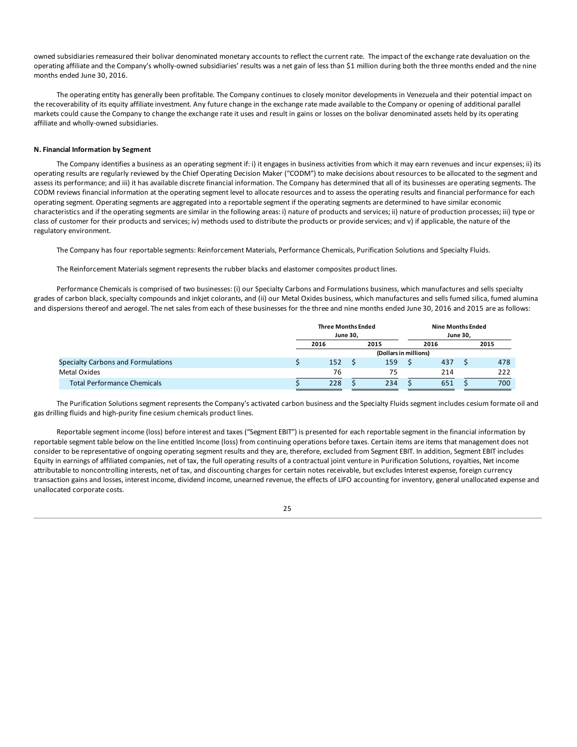owned subsidiaries remeasured their bolivar denominated monetary accounts to reflect the current rate. The impact of the exchange rate devaluation on the operating affiliate and the Company's wholly-owned subsidiaries' results was a net gain of less than $1 million during both the three months ended and the nine months ended June 30, 2016.

The operating entity has generally been profitable. The Company continues to closely monitor developments in Venezuela and their potential impact on the recoverability of its equity affiliate investment. Any future change in the exchange rate made available to the Company or opening of additional parallel markets could cause the Company to change the exchange rate it uses and result in gains or losses on the bolivar denominated assets held by its operating affiliate and wholly-owned subsidiaries.

### N. Financial Information by Segment

The Company identifies a business as an operating segment if: i) it engages in business activities from which it may earn revenues and incur expenses; ii) its operating results are regularly reviewed by the Chief Operating Decision Maker ("CODM") to make decisions about resources to be allocated to the segment and assess its performance; and iii) it has available discrete financial information. The Company has determined that all of its businesses are operating segments. The CODM reviews financial information at the operating segment level to allocate resources and to assess the operating results and financial performance for each operating segment. Operating segments are aggregated into a reportable segment if the operating segments are determined to have similar economic characteristics and if the operating segments are similar in the following areas: i) nature of products and services; ii) nature of production processes; iii) type or class of customer for their products and services; iv) methods used to distribute the products or provide services; and v) if applicable, the nature of the regulatory environment.

The Company has four reportable segments: Reinforcement Materials, Performance Chemicals, Purification Solutions and Specialty Fluids.

The Reinforcement Materials segment represents the rubber blacks and elastomer composites product lines.

Performance Chemicals is comprised of two businesses: (i) our Specialty Carbons and Formulations business, which manufactures and sells specialty grades of carbon black, specialty compounds and inkjet colorants, and (ii) our Metal Oxides business, which manufactures and sells fumed silica, fumed alumina and dispersions thereof and aerogel. The net sales from each of these businesses for the three and nine months ended June 30, 2016 and 2015 are as follows:

| | Three Months Ended June 30, | | Nine Months Ended June 30, | |
|---|---|---|---|---|
| | 2016 | 2015 | 2016 | 2015 |
| | (Dollars in millions) | | | |
| Specialty Carbons and Formulations | $ 152 | $ 159 | $ 437 | $ 478 |
| Metal Oxides | 76 | 75 | 214 | 222 |
| Total Performance Chemicals | $ 228 | $ 234 | $ 651 | $ 700 |

The Purification Solutions segment represents the Company's activated carbon business and the Specialty Fluids segment includes cesium formate oil and gas drilling fluids and high-purity fine cesium chemicals product lines.

Reportable segment income (loss) before interest and taxes ("Segment EBIT") is presented for each reportable segment in the financial information by reportable segment table below on the line entitled Income (loss) from continuing operations before taxes. Certain items are items that management does not consider to be representative of ongoing operating segment results and they are, therefore, excluded from Segment EBIT. In addition, Segment EBIT includes Equity in earnings of affiliated companies, net of tax, the full operating results of a contractual joint venture in Purification Solutions, royalties, Net income attributable to noncontrolling interests, net of tax, and discounting charges for certain notes receivable, but excludes Interest expense, foreign currency transaction gains and losses, interest income, dividend income, unearned revenue, the effects of LIFO accounting for inventory, general unallocated expense and unallocated corporate costs.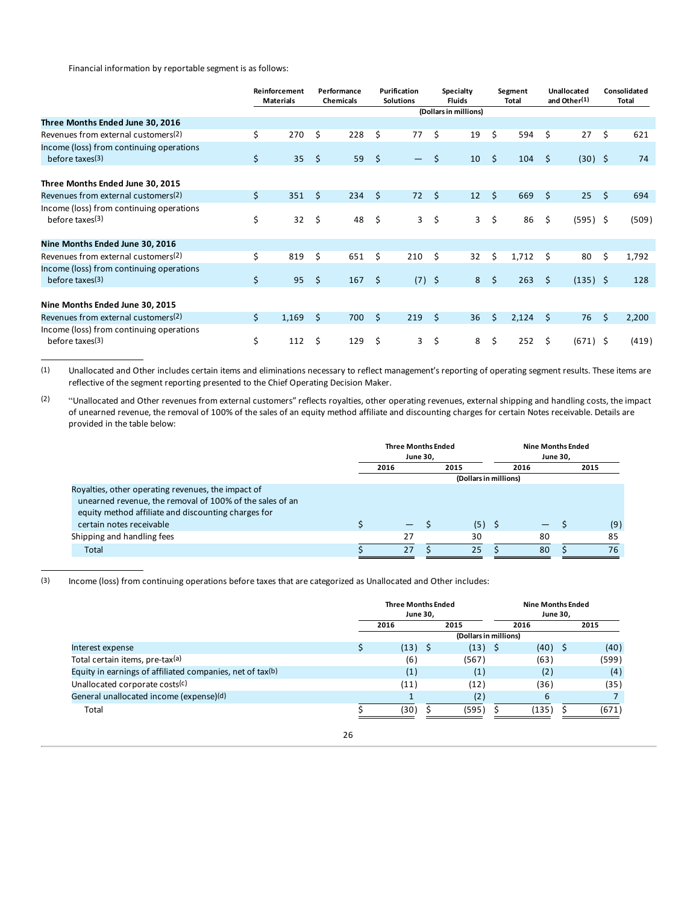Financial information by reportable segment is as follows:

| | Reinforcement Materials | Performance Chemicals | Purification Solutions | Specialty Fluids | Segment Total | Unallocated and Other[(1)] | Consolidated Total |
|---|---|---|---|---|---|---|---|
| | (Dollars in millions) | | | | | | |
| **Three Months Ended June 30, 2016** | | | | | | | |
| Revenues from external customers[(2)] | $ 270 | $ 228 | $ 77 | $ 19 | $ 594 | $ 27 | $ 621 |
| Income (loss) from continuing operations before taxes[(3)] | $ 35 | $ 59 | $ — | $ 10 | $ 104 | $ (30) | $ 74 |
| **Three Months Ended June 30, 2015** | | | | | | | |
| Revenues from external customers[(2)] | $ 351 | $ 234 | $ 72 | $ 12 | $ 669 | $ 25 | $ 694 |
| Income (loss) from continuing operations before taxes[(3)] | $ 32 | $ 48 | $ 3 | $ 3 | $ 86 | $ (595) | $ (509) |
| **Nine Months Ended June 30, 2016** | | | | | | | |
| Revenues from external customers[(2)] | $ 819 | $ 651 | $ 210 | $ 32 | $ 1,712 | $ 80 | $ 1,792 |
| Income (loss) from continuing operations before taxes[(3)] | $ 95 | $ 167 | $ (7) | $ 8 | $ 263 | $ (135) | $ 128 |
| **Nine Months Ended June 30, 2015** | | | | | | | |
| Revenues from external customers[(2)] | $ 1,169 | $ 700 | $ 219 | $ 36 | $ 2,124 | $ 76 | $ 2,200 |
| Income (loss) from continuing operations before taxes[(3)] | $ 112 | $ 129 | $ 3 | $ 8 | $ 252 | $ (671) | $ (419) |

(1) Unallocated and Other includes certain items and eliminations necessary to reflect management's reporting of operating segment results. These items are reflective of the segment reporting presented to the Chief Operating Decision Maker.

(2) "Unallocated and Other revenues from external customers" reflects royalties, other operating revenues, external shipping and handling costs, the impact of unearned revenue, the removal of 100% of the sales of an equity method affiliate and discounting charges for certain Notes receivable. Details are provided in the table below:

| | Three Months Ended June 30, | | Nine Months Ended June 30, | |
|---|---|---|---|---|
| | 2016 | 2015 | 2016 | 2015 |
| | (Dollars in millions) | | | |
| Royalties, other operating revenues, the impact of unearned revenue, the removal of 100% of the sales of an equity method affiliate and discounting charges for certain notes receivable | $ — | $ (5) | $ — | $ (9) |
| Shipping and handling fees | 27 | 30 | 80 | 85 |
| Total | $ 27 | $ 25 | $ 80 | $ 76 |

(3) Income (loss) from continuing operations before taxes that are categorized as Unallocated and Other includes:

| | Three Months Ended June 30, | | Nine Months Ended June 30, | |
|---|---|---|---|---|
| | 2016 | 2015 | 2016 | 2015 |
| | (Dollars in millions) | | | |
| Interest expense | $ (13) | $ (13) | $ (40) | $ (40) |
| Total certain items, pre-tax[(a)] | (6) | (567) | (63) | (599) |
| Equity in earnings of affiliated companies, net of tax[(b)] | (1) | (1) | (2) | (4) |
| Unallocated corporate costs[(c)] | (11) | (12) | (36) | (35) |
| General unallocated income (expense)[(d)] | 1 | (2) | 6 | 7 |
| Total | $ (30) | $ (595) | $ (135) | $ (671) |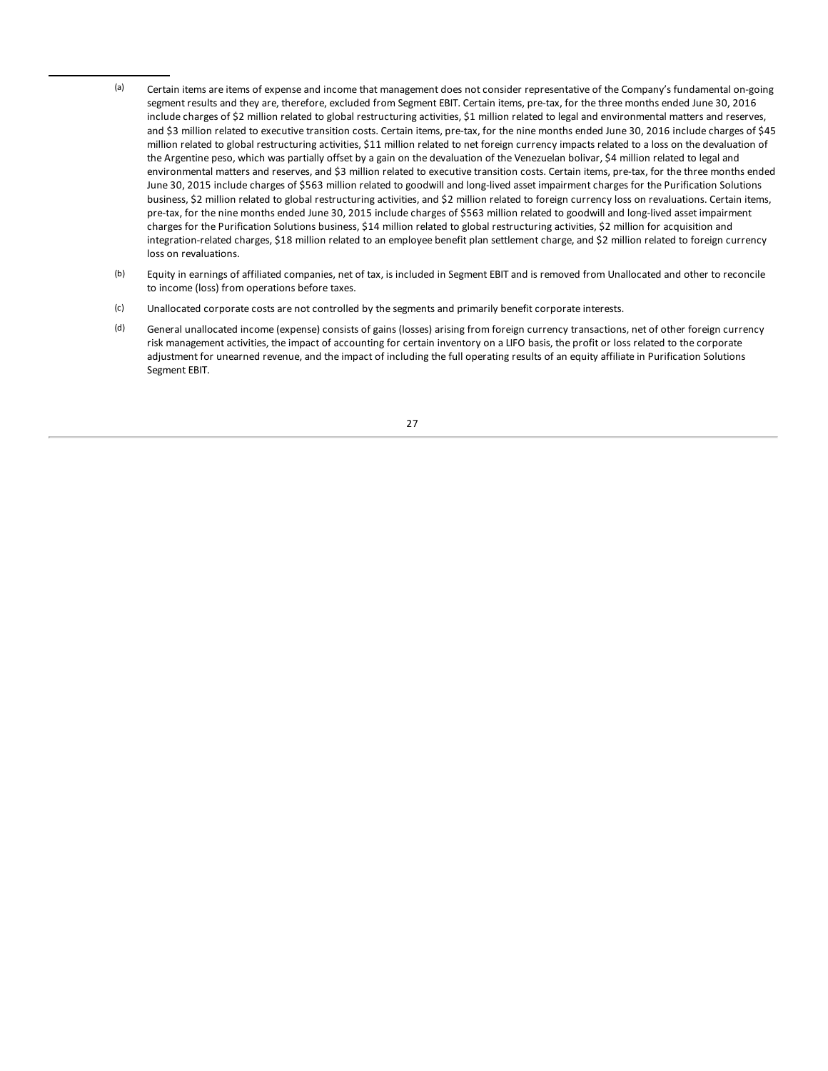(a) Certain items are items of expense and income that management does not consider representative of the Company's fundamental on-going segment results and they are, therefore, excluded from Segment EBIT. Certain items, pre-tax, for the three months ended June 30, 2016 include charges of $2 million related to global restructuring activities, $1 million related to legal and environmental matters and reserves, and $3 million related to executive transition costs. Certain items, pre-tax, for the nine months ended June 30, 2016 include charges of $45 million related to global restructuring activities, $11 million related to net foreign currency impacts related to a loss on the devaluation of the Argentine peso, which was partially offset by a gain on the devaluation of the Venezuelan bolivar, $4 million related to legal and environmental matters and reserves, and $3 million related to executive transition costs. Certain items, pre-tax, for the three months ended June 30, 2015 include charges of $563 million related to goodwill and long-lived asset impairment charges for the Purification Solutions business, $2 million related to global restructuring activities, and $2 million related to foreign currency loss on revaluations. Certain items, pre-tax, for the nine months ended June 30, 2015 include charges of $563 million related to goodwill and long-lived asset impairment charges for the Purification Solutions business, $14 million related to global restructuring activities, $2 million for acquisition and integration-related charges, $18 million related to an employee benefit plan settlement charge, and $2 million related to foreign currency loss on revaluations.

(b) Equity in earnings of affiliated companies, net of tax, is included in Segment EBIT and is removed from Unallocated and other to reconcile to income (loss) from operations before taxes.

(c) Unallocated corporate costs are not controlled by the segments and primarily benefit corporate interests.

(d) General unallocated income (expense) consists of gains (losses) arising from foreign currency transactions, net of other foreign currency risk management activities, the impact of accounting for certain inventory on a LIFO basis, the profit or loss related to the corporate adjustment for unearned revenue, and the impact of including the full operating results of an equity affiliate in Purification Solutions Segment EBIT.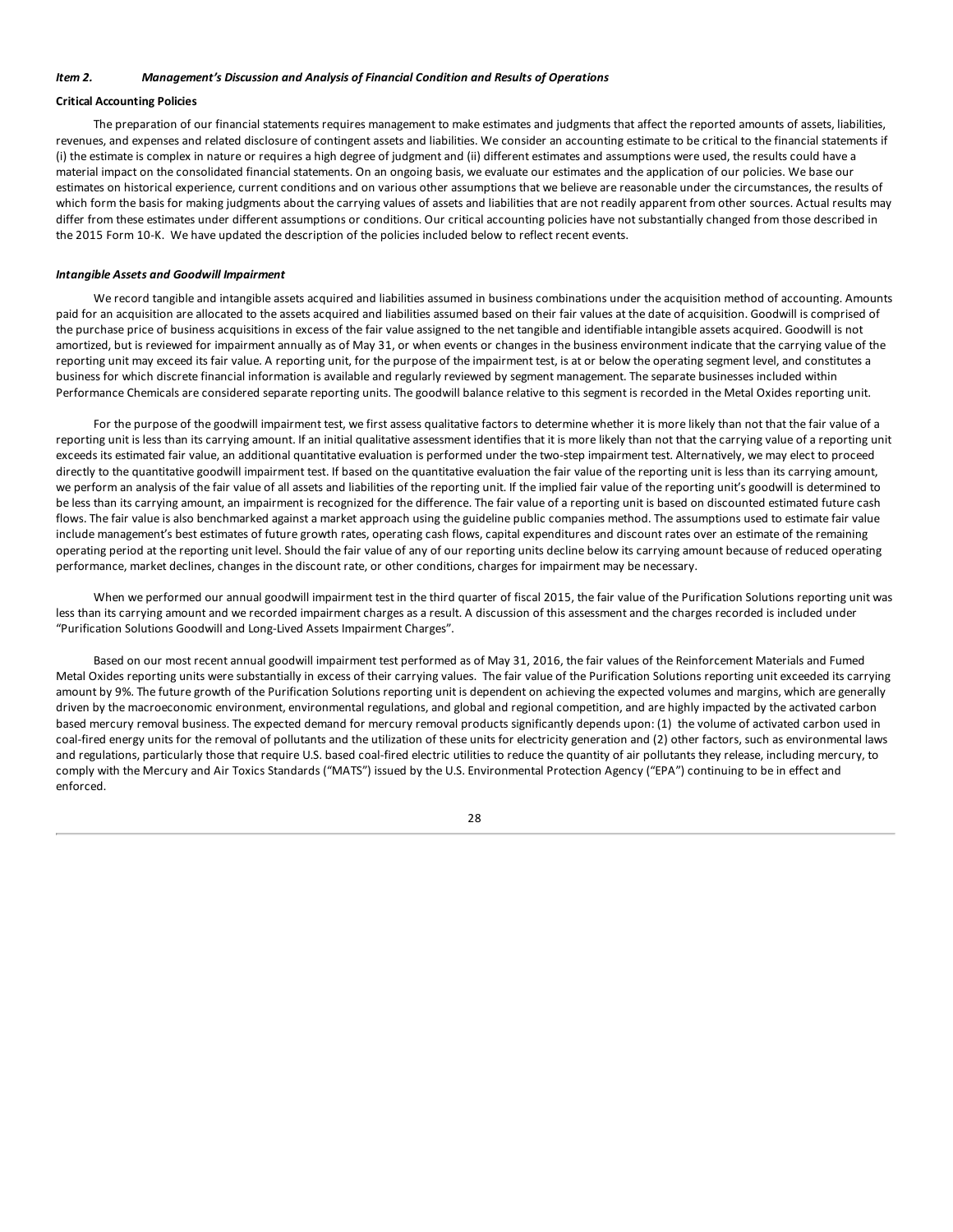### *Item 2. Management's Discussion and Analysis of Financial Condition and Results of Operations*

**Critical Accounting Policies**

The preparation of our financial statements requires management to make estimates and judgments that affect the reported amounts of assets, liabilities, revenues, and expenses and related disclosure of contingent assets and liabilities. We consider an accounting estimate to be critical to the financial statements if (i) the estimate is complex in nature or requires a high degree of judgment and (ii) different estimates and assumptions were used, the results could have a material impact on the consolidated financial statements. On an ongoing basis, we evaluate our estimates and the application of our policies. We base our estimates on historical experience, current conditions and on various other assumptions that we believe are reasonable under the circumstances, the results of which form the basis for making judgments about the carrying values of assets and liabilities that are not readily apparent from other sources. Actual results may differ from these estimates under different assumptions or conditions. Our critical accounting policies have not substantially changed from those described in the 2015 Form 10-K. We have updated the description of the policies included below to reflect recent events.

***Intangible Assets and Goodwill Impairment***

We record tangible and intangible assets acquired and liabilities assumed in business combinations under the acquisition method of accounting. Amounts paid for an acquisition are allocated to the assets acquired and liabilities assumed based on their fair values at the date of acquisition. Goodwill is comprised of the purchase price of business acquisitions in excess of the fair value assigned to the net tangible and identifiable intangible assets acquired. Goodwill is not amortized, but is reviewed for impairment annually as of May 31, or when events or changes in the business environment indicate that the carrying value of the reporting unit may exceed its fair value. A reporting unit, for the purpose of the impairment test, is at or below the operating segment level, and constitutes a business for which discrete financial information is available and regularly reviewed by segment management. The separate businesses included within Performance Chemicals are considered separate reporting units. The goodwill balance relative to this segment is recorded in the Metal Oxides reporting unit.

For the purpose of the goodwill impairment test, we first assess qualitative factors to determine whether it is more likely than not that the fair value of a reporting unit is less than its carrying amount. If an initial qualitative assessment identifies that it is more likely than not that the carrying value of a reporting unit exceeds its estimated fair value, an additional quantitative evaluation is performed under the two-step impairment test. Alternatively, we may elect to proceed directly to the quantitative goodwill impairment test. If based on the quantitative evaluation the fair value of the reporting unit is less than its carrying amount, we perform an analysis of the fair value of all assets and liabilities of the reporting unit. If the implied fair value of the reporting unit's goodwill is determined to be less than its carrying amount, an impairment is recognized for the difference. The fair value of a reporting unit is based on discounted estimated future cash flows. The fair value is also benchmarked against a market approach using the guideline public companies method. The assumptions used to estimate fair value include management's best estimates of future growth rates, operating cash flows, capital expenditures and discount rates over an estimate of the remaining operating period at the reporting unit level. Should the fair value of any of our reporting units decline below its carrying amount because of reduced operating performance, market declines, changes in the discount rate, or other conditions, charges for impairment may be necessary.

When we performed our annual goodwill impairment test in the third quarter of fiscal 2015, the fair value of the Purification Solutions reporting unit was less than its carrying amount and we recorded impairment charges as a result. A discussion of this assessment and the charges recorded is included under "Purification Solutions Goodwill and Long-Lived Assets Impairment Charges".

Based on our most recent annual goodwill impairment test performed as of May 31, 2016, the fair values of the Reinforcement Materials and Fumed Metal Oxides reporting units were substantially in excess of their carrying values. The fair value of the Purification Solutions reporting unit exceeded its carrying amount by 9%. The future growth of the Purification Solutions reporting unit is dependent on achieving the expected volumes and margins, which are generally driven by the macroeconomic environment, environmental regulations, and global and regional competition, and are highly impacted by the activated carbon based mercury removal business. The expected demand for mercury removal products significantly depends upon: (1) the volume of activated carbon used in coal-fired energy units for the removal of pollutants and the utilization of these units for electricity generation and (2) other factors, such as environmental laws and regulations, particularly those that require U.S. based coal-fired electric utilities to reduce the quantity of air pollutants they release, including mercury, to comply with the Mercury and Air Toxics Standards ("MATS") issued by the U.S. Environmental Protection Agency ("EPA") continuing to be in effect and enforced.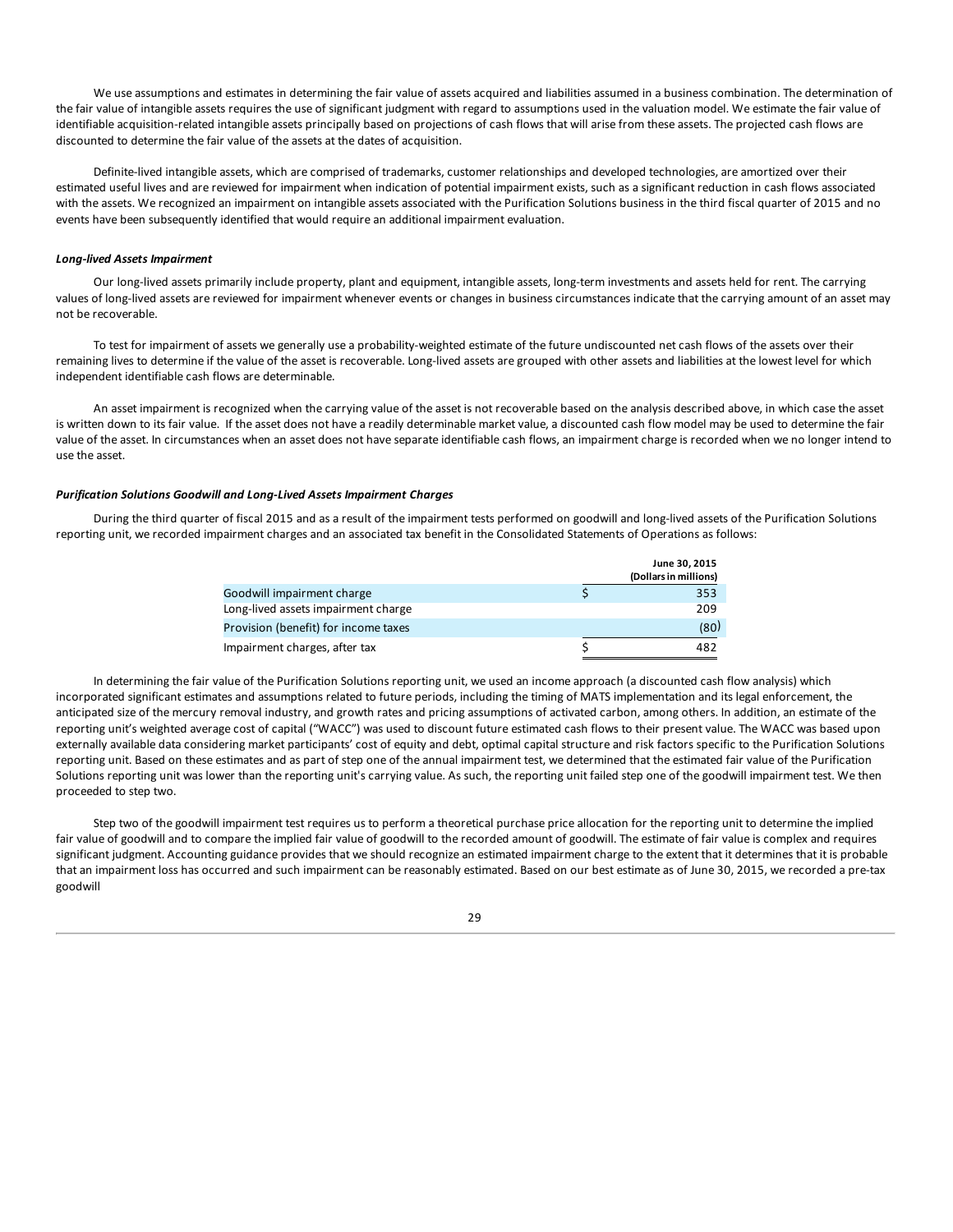We use assumptions and estimates in determining the fair value of assets acquired and liabilities assumed in a business combination. The determination of the fair value of intangible assets requires the use of significant judgment with regard to assumptions used in the valuation model. We estimate the fair value of identifiable acquisition-related intangible assets principally based on projections of cash flows that will arise from these assets. The projected cash flows are discounted to determine the fair value of the assets at the dates of acquisition.

Definite-lived intangible assets, which are comprised of trademarks, customer relationships and developed technologies, are amortized over their estimated useful lives and are reviewed for impairment when indication of potential impairment exists, such as a significant reduction in cash flows associated with the assets. We recognized an impairment on intangible assets associated with the Purification Solutions business in the third fiscal quarter of 2015 and no events have been subsequently identified that would require an additional impairment evaluation.

***Long-lived Assets Impairment***

Our long-lived assets primarily include property, plant and equipment, intangible assets, long-term investments and assets held for rent. The carrying values of long-lived assets are reviewed for impairment whenever events or changes in business circumstances indicate that the carrying amount of an asset may not be recoverable.

To test for impairment of assets we generally use a probability-weighted estimate of the future undiscounted net cash flows of the assets over their remaining lives to determine if the value of the asset is recoverable. Long-lived assets are grouped with other assets and liabilities at the lowest level for which independent identifiable cash flows are determinable.

An asset impairment is recognized when the carrying value of the asset is not recoverable based on the analysis described above, in which case the asset is written down to its fair value. If the asset does not have a readily determinable market value, a discounted cash flow model may be used to determine the fair value of the asset. In circumstances when an asset does not have separate identifiable cash flows, an impairment charge is recorded when we no longer intend to use the asset.

***Purification Solutions Goodwill and Long-Lived Assets Impairment Charges***

During the third quarter of fiscal 2015 and as a result of the impairment tests performed on goodwill and long-lived assets of the Purification Solutions reporting unit, we recorded impairment charges and an associated tax benefit in the Consolidated Statements of Operations as follows:

| | June 30, 2015 (Dollars in millions) |
|---|---|
| Goodwill impairment charge | $ 353 |
| Long-lived assets impairment charge | 209 |
| Provision (benefit) for income taxes | (80) |
| Impairment charges, after tax | $ 482 |

In determining the fair value of the Purification Solutions reporting unit, we used an income approach (a discounted cash flow analysis) which incorporated significant estimates and assumptions related to future periods, including the timing of MATS implementation and its legal enforcement, the anticipated size of the mercury removal industry, and growth rates and pricing assumptions of activated carbon, among others. In addition, an estimate of the reporting unit's weighted average cost of capital ("WACC") was used to discount future estimated cash flows to their present value. The WACC was based upon externally available data considering market participants' cost of equity and debt, optimal capital structure and risk factors specific to the Purification Solutions reporting unit. Based on these estimates and as part of step one of the annual impairment test, we determined that the estimated fair value of the Purification Solutions reporting unit was lower than the reporting unit's carrying value. As such, the reporting unit failed step one of the goodwill impairment test. We then proceeded to step two.

Step two of the goodwill impairment test requires us to perform a theoretical purchase price allocation for the reporting unit to determine the implied fair value of goodwill and to compare the implied fair value of goodwill to the recorded amount of goodwill. The estimate of fair value is complex and requires significant judgment. Accounting guidance provides that we should recognize an estimated impairment charge to the extent that it determines that it is probable that an impairment loss has occurred and such impairment can be reasonably estimated. Based on our best estimate as of June 30, 2015, we recorded a pre-tax goodwill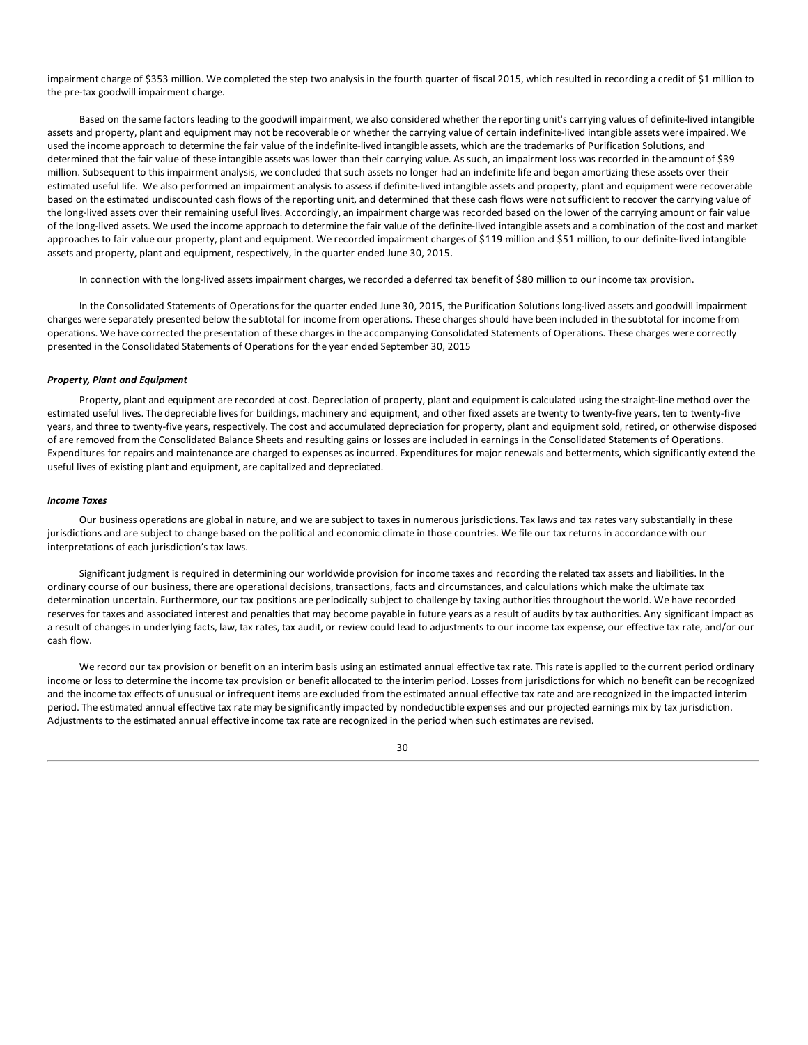impairment charge of $353 million. We completed the step two analysis in the fourth quarter of fiscal 2015, which resulted in recording a credit of $1 million to the pre-tax goodwill impairment charge.

Based on the same factors leading to the goodwill impairment, we also considered whether the reporting unit's carrying values of definite-lived intangible assets and property, plant and equipment may not be recoverable or whether the carrying value of certain indefinite-lived intangible assets were impaired. We used the income approach to determine the fair value of the indefinite-lived intangible assets, which are the trademarks of Purification Solutions, and determined that the fair value of these intangible assets was lower than their carrying value. As such, an impairment loss was recorded in the amount of $39 million. Subsequent to this impairment analysis, we concluded that such assets no longer had an indefinite life and began amortizing these assets over their estimated useful life. We also performed an impairment analysis to assess if definite-lived intangible assets and property, plant and equipment were recoverable based on the estimated undiscounted cash flows of the reporting unit, and determined that these cash flows were not sufficient to recover the carrying value of the long-lived assets over their remaining useful lives. Accordingly, an impairment charge was recorded based on the lower of the carrying amount or fair value of the long-lived assets. We used the income approach to determine the fair value of the definite-lived intangible assets and a combination of the cost and market approaches to fair value our property, plant and equipment. We recorded impairment charges of $119 million and $51 million, to our definite-lived intangible assets and property, plant and equipment, respectively, in the quarter ended June 30, 2015.

In connection with the long-lived assets impairment charges, we recorded a deferred tax benefit of $80 million to our income tax provision.

In the Consolidated Statements of Operations for the quarter ended June 30, 2015, the Purification Solutions long-lived assets and goodwill impairment charges were separately presented below the subtotal for income from operations. These charges should have been included in the subtotal for income from operations. We have corrected the presentation of these charges in the accompanying Consolidated Statements of Operations. These charges were correctly presented in the Consolidated Statements of Operations for the year ended September 30, 2015

***Property, Plant and Equipment***

Property, plant and equipment are recorded at cost. Depreciation of property, plant and equipment is calculated using the straight-line method over the estimated useful lives. The depreciable lives for buildings, machinery and equipment, and other fixed assets are twenty to twenty-five years, ten to twenty-five years, and three to twenty-five years, respectively. The cost and accumulated depreciation for property, plant and equipment sold, retired, or otherwise disposed of are removed from the Consolidated Balance Sheets and resulting gains or losses are included in earnings in the Consolidated Statements of Operations. Expenditures for repairs and maintenance are charged to expenses as incurred. Expenditures for major renewals and betterments, which significantly extend the useful lives of existing plant and equipment, are capitalized and depreciated.

***Income Taxes***

Our business operations are global in nature, and we are subject to taxes in numerous jurisdictions. Tax laws and tax rates vary substantially in these jurisdictions and are subject to change based on the political and economic climate in those countries. We file our tax returns in accordance with our interpretations of each jurisdiction's tax laws.

Significant judgment is required in determining our worldwide provision for income taxes and recording the related tax assets and liabilities. In the ordinary course of our business, there are operational decisions, transactions, facts and circumstances, and calculations which make the ultimate tax determination uncertain. Furthermore, our tax positions are periodically subject to challenge by taxing authorities throughout the world. We have recorded reserves for taxes and associated interest and penalties that may become payable in future years as a result of audits by tax authorities. Any significant impact as a result of changes in underlying facts, law, tax rates, tax audit, or review could lead to adjustments to our income tax expense, our effective tax rate, and/or our cash flow.

We record our tax provision or benefit on an interim basis using an estimated annual effective tax rate. This rate is applied to the current period ordinary income or loss to determine the income tax provision or benefit allocated to the interim period. Losses from jurisdictions for which no benefit can be recognized and the income tax effects of unusual or infrequent items are excluded from the estimated annual effective tax rate and are recognized in the impacted interim period. The estimated annual effective tax rate may be significantly impacted by nondeductible expenses and our projected earnings mix by tax jurisdiction. Adjustments to the estimated annual effective income tax rate are recognized in the period when such estimates are revised.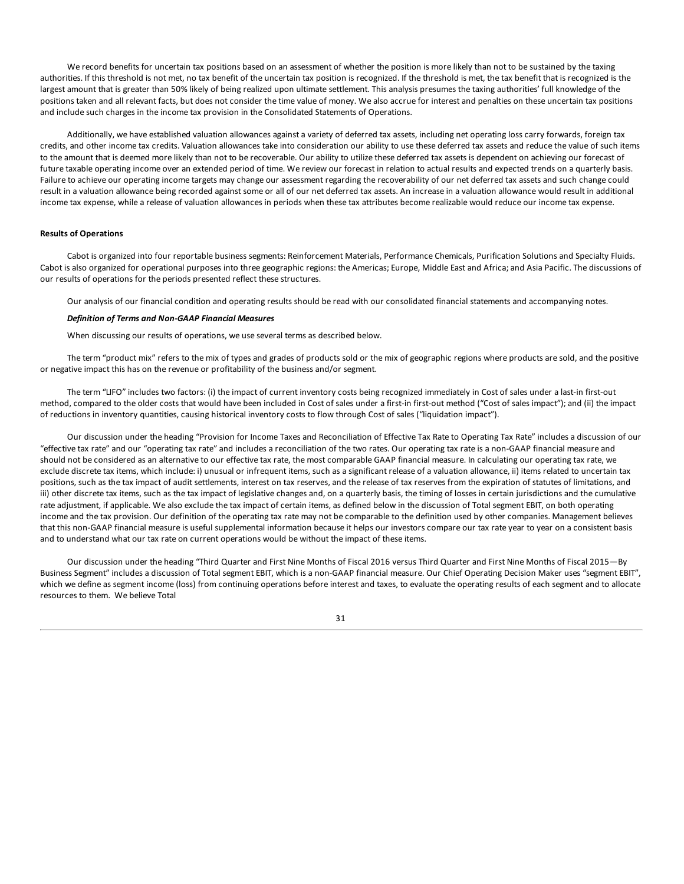We record benefits for uncertain tax positions based on an assessment of whether the position is more likely than not to be sustained by the taxing authorities. If this threshold is not met, no tax benefit of the uncertain tax position is recognized. If the threshold is met, the tax benefit that is recognized is the largest amount that is greater than 50% likely of being realized upon ultimate settlement. This analysis presumes the taxing authorities' full knowledge of the positions taken and all relevant facts, but does not consider the time value of money. We also accrue for interest and penalties on these uncertain tax positions and include such charges in the income tax provision in the Consolidated Statements of Operations.

Additionally, we have established valuation allowances against a variety of deferred tax assets, including net operating loss carry forwards, foreign tax credits, and other income tax credits. Valuation allowances take into consideration our ability to use these deferred tax assets and reduce the value of such items to the amount that is deemed more likely than not to be recoverable. Our ability to utilize these deferred tax assets is dependent on achieving our forecast of future taxable operating income over an extended period of time. We review our forecast in relation to actual results and expected trends on a quarterly basis. Failure to achieve our operating income targets may change our assessment regarding the recoverability of our net deferred tax assets and such change could result in a valuation allowance being recorded against some or all of our net deferred tax assets. An increase in a valuation allowance would result in additional income tax expense, while a release of valuation allowances in periods when these tax attributes become realizable would reduce our income tax expense.

**Results of Operations**

Cabot is organized into four reportable business segments: Reinforcement Materials, Performance Chemicals, Purification Solutions and Specialty Fluids. Cabot is also organized for operational purposes into three geographic regions: the Americas; Europe, Middle East and Africa; and Asia Pacific. The discussions of our results of operations for the periods presented reflect these structures.

Our analysis of our financial condition and operating results should be read with our consolidated financial statements and accompanying notes.

***Definition of Terms and Non-GAAP Financial Measures***

When discussing our results of operations, we use several terms as described below.

The term "product mix" refers to the mix of types and grades of products sold or the mix of geographic regions where products are sold, and the positive or negative impact this has on the revenue or profitability of the business and/or segment.

The term "LIFO" includes two factors: (i) the impact of current inventory costs being recognized immediately in Cost of sales under a last-in first-out method, compared to the older costs that would have been included in Cost of sales under a first-in first-out method ("Cost of sales impact"); and (ii) the impact of reductions in inventory quantities, causing historical inventory costs to flow through Cost of sales ("liquidation impact").

Our discussion under the heading "Provision for Income Taxes and Reconciliation of Effective Tax Rate to Operating Tax Rate" includes a discussion of our "effective tax rate" and our "operating tax rate" and includes a reconciliation of the two rates. Our operating tax rate is a non-GAAP financial measure and should not be considered as an alternative to our effective tax rate, the most comparable GAAP financial measure. In calculating our operating tax rate, we exclude discrete tax items, which include: i) unusual or infrequent items, such as a significant release of a valuation allowance, ii) items related to uncertain tax positions, such as the tax impact of audit settlements, interest on tax reserves, and the release of tax reserves from the expiration of statutes of limitations, and iii) other discrete tax items, such as the tax impact of legislative changes and, on a quarterly basis, the timing of losses in certain jurisdictions and the cumulative rate adjustment, if applicable. We also exclude the tax impact of certain items, as defined below in the discussion of Total segment EBIT, on both operating income and the tax provision. Our definition of the operating tax rate may not be comparable to the definition used by other companies. Management believes that this non-GAAP financial measure is useful supplemental information because it helps our investors compare our tax rate year to year on a consistent basis and to understand what our tax rate on current operations would be without the impact of these items.

Our discussion under the heading "Third Quarter and First Nine Months of Fiscal 2016 versus Third Quarter and First Nine Months of Fiscal 2015—By Business Segment" includes a discussion of Total segment EBIT, which is a non-GAAP financial measure. Our Chief Operating Decision Maker uses "segment EBIT", which we define as segment income (loss) from continuing operations before interest and taxes, to evaluate the operating results of each segment and to allocate resources to them. We believe Total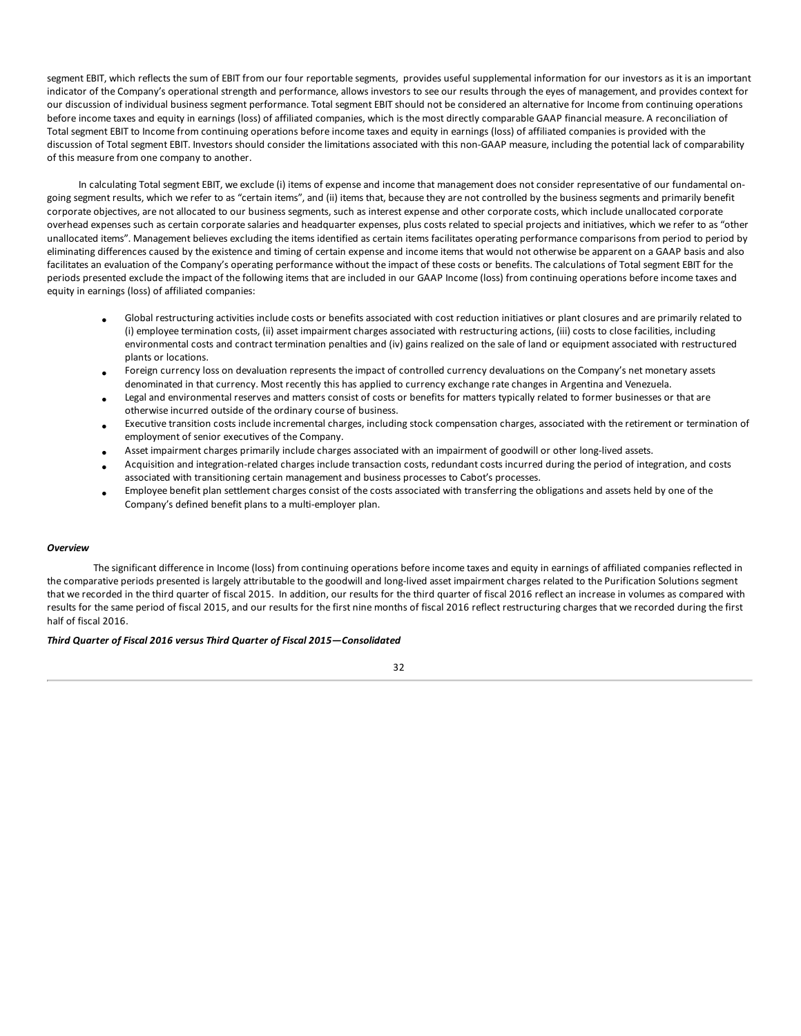segment EBIT, which reflects the sum of EBIT from our four reportable segments, provides useful supplemental information for our investors as it is an important indicator of the Company's operational strength and performance, allows investors to see our results through the eyes of management, and provides context for our discussion of individual business segment performance. Total segment EBIT should not be considered an alternative for Income from continuing operations before income taxes and equity in earnings (loss) of affiliated companies, which is the most directly comparable GAAP financial measure. A reconciliation of Total segment EBIT to Income from continuing operations before income taxes and equity in earnings (loss) of affiliated companies is provided with the discussion of Total segment EBIT. Investors should consider the limitations associated with this non-GAAP measure, including the potential lack of comparability of this measure from one company to another.

In calculating Total segment EBIT, we exclude (i) items of expense and income that management does not consider representative of our fundamental on-going segment results, which we refer to as "certain items", and (ii) items that, because they are not controlled by the business segments and primarily benefit corporate objectives, are not allocated to our business segments, such as interest expense and other corporate costs, which include unallocated corporate overhead expenses such as certain corporate salaries and headquarter expenses, plus costs related to special projects and initiatives, which we refer to as "other unallocated items". Management believes excluding the items identified as certain items facilitates operating performance comparisons from period to period by eliminating differences caused by the existence and timing of certain expense and income items that would not otherwise be apparent on a GAAP basis and also facilitates an evaluation of the Company's operating performance without the impact of these costs or benefits. The calculations of Total segment EBIT for the periods presented exclude the impact of the following items that are included in our GAAP Income (loss) from continuing operations before income taxes and equity in earnings (loss) of affiliated companies:

- Global restructuring activities include costs or benefits associated with cost reduction initiatives or plant closures and are primarily related to (i) employee termination costs, (ii) asset impairment charges associated with restructuring actions, (iii) costs to close facilities, including environmental costs and contract termination penalties and (iv) gains realized on the sale of land or equipment associated with restructured plants or locations.
- Foreign currency loss on devaluation represents the impact of controlled currency devaluations on the Company's net monetary assets denominated in that currency. Most recently this has applied to currency exchange rate changes in Argentina and Venezuela.
- Legal and environmental reserves and matters consist of costs or benefits for matters typically related to former businesses or that are otherwise incurred outside of the ordinary course of business.
- Executive transition costs include incremental charges, including stock compensation charges, associated with the retirement or termination of employment of senior executives of the Company.
- Asset impairment charges primarily include charges associated with an impairment of goodwill or other long-lived assets.
- Acquisition and integration-related charges include transaction costs, redundant costs incurred during the period of integration, and costs associated with transitioning certain management and business processes to Cabot's processes.
- Employee benefit plan settlement charges consist of the costs associated with transferring the obligations and assets held by one of the Company's defined benefit plans to a multi-employer plan.

***Overview***

The significant difference in Income (loss) from continuing operations before income taxes and equity in earnings of affiliated companies reflected in the comparative periods presented is largely attributable to the goodwill and long-lived asset impairment charges related to the Purification Solutions segment that we recorded in the third quarter of fiscal 2015. In addition, our results for the third quarter of fiscal 2016 reflect an increase in volumes as compared with results for the same period of fiscal 2015, and our results for the first nine months of fiscal 2016 reflect restructuring charges that we recorded during the first half of fiscal 2016.

***Third Quarter of Fiscal 2016 versus Third Quarter of Fiscal 2015—Consolidated***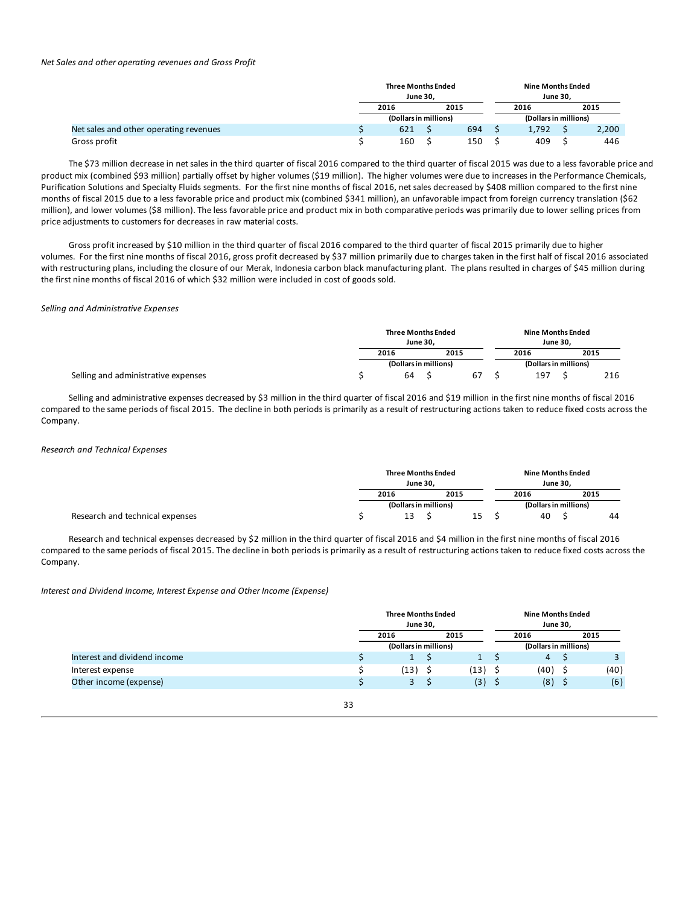*Net Sales and other operating revenues and Gross Profit*

| | Three Months Ended June 30, | | Nine Months Ended June 30, | |
|---|---|---|---|---|
| | 2016 | 2015 | 2016 | 2015 |
| | (Dollars in millions) | | (Dollars in millions) | |
| Net sales and other operating revenues | $ 621 | $ 694 | $ 1,792 | $ 2,200 |
| Gross profit | $ 160 | $ 150 | $ 409 | $ 446 |

The $73 million decrease in net sales in the third quarter of fiscal 2016 compared to the third quarter of fiscal 2015 was due to a less favorable price and product mix (combined $93 million) partially offset by higher volumes ($19 million). The higher volumes were due to increases in the Performance Chemicals, Purification Solutions and Specialty Fluids segments. For the first nine months of fiscal 2016, net sales decreased by $408 million compared to the first nine months of fiscal 2015 due to a less favorable price and product mix (combined $341 million), an unfavorable impact from foreign currency translation ($62 million), and lower volumes ($8 million). The less favorable price and product mix in both comparative periods was primarily due to lower selling prices from price adjustments to customers for decreases in raw material costs.

Gross profit increased by $10 million in the third quarter of fiscal 2016 compared to the third quarter of fiscal 2015 primarily due to higher volumes. For the first nine months of fiscal 2016, gross profit decreased by $37 million primarily due to charges taken in the first half of fiscal 2016 associated with restructuring plans, including the closure of our Merak, Indonesia carbon black manufacturing plant. The plans resulted in charges of $45 million during the first nine months of fiscal 2016 of which $32 million were included in cost of goods sold.

*Selling and Administrative Expenses*

| | Three Months Ended June 30, | | Nine Months Ended June 30, | |
|---|---|---|---|---|
| | 2016 | 2015 | 2016 | 2015 |
| | (Dollars in millions) | | (Dollars in millions) | |
| Selling and administrative expenses | $ 64 | $ 67 | $ 197 | $ 216 |

Selling and administrative expenses decreased by $3 million in the third quarter of fiscal 2016 and $19 million in the first nine months of fiscal 2016 compared to the same periods of fiscal 2015. The decline in both periods is primarily as a result of restructuring actions taken to reduce fixed costs across the Company.

*Research and Technical Expenses*

| | Three Months Ended June 30, | | Nine Months Ended June 30, | |
|---|---|---|---|---|
| | 2016 | 2015 | 2016 | 2015 |
| | (Dollars in millions) | | (Dollars in millions) | |
| Research and technical expenses | $ 13 | $ 15 | $ 40 | $ 44 |

Research and technical expenses decreased by $2 million in the third quarter of fiscal 2016 and $4 million in the first nine months of fiscal 2016 compared to the same periods of fiscal 2015. The decline in both periods is primarily as a result of restructuring actions taken to reduce fixed costs across the Company.

*Interest and Dividend Income, Interest Expense and Other Income (Expense)*

| | Three Months Ended June 30, | | Nine Months Ended June 30, | |
|---|---|---|---|---|
| | 2016 | 2015 | 2016 | 2015 |
| | (Dollars in millions) | | (Dollars in millions) | |
| Interest and dividend income | $ 1 | $ 1 | $ 4 | $ 3 |
| Interest expense | $ (13) | $ (13) | $ (40) | $ (40) |
| Other income (expense) | $ 3 | $ (3) | $ (8) | $ (6) |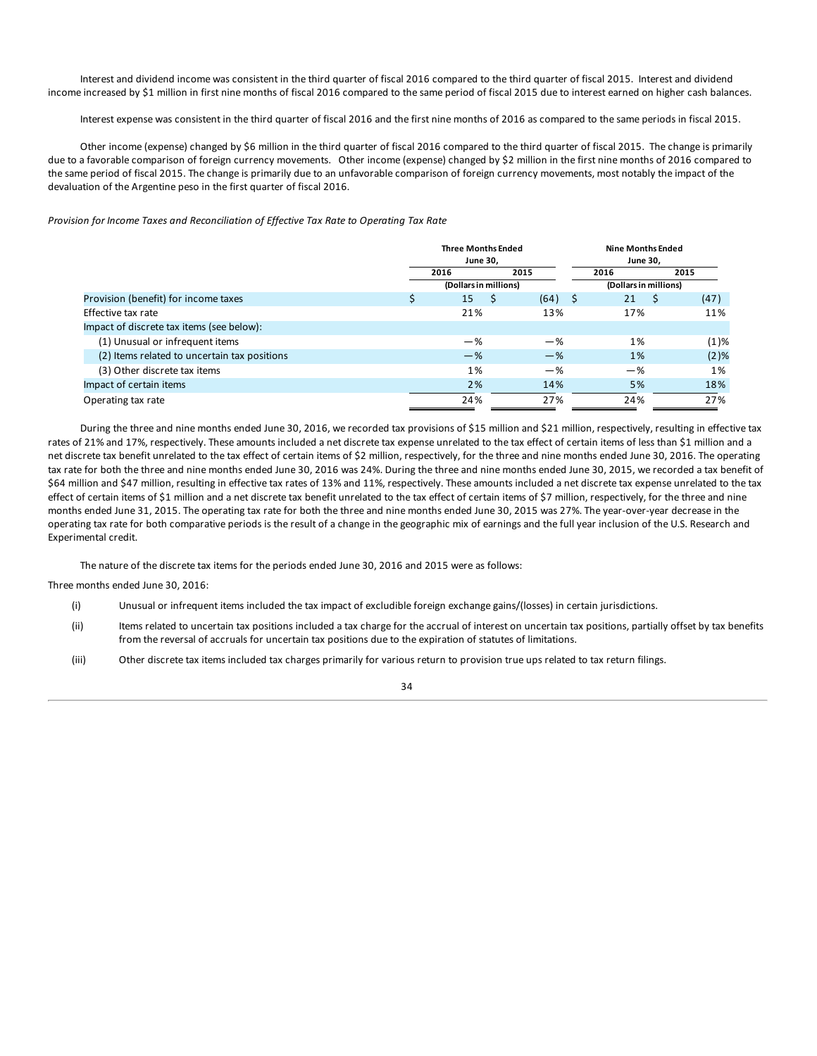Interest and dividend income was consistent in the third quarter of fiscal 2016 compared to the third quarter of fiscal 2015. Interest and dividend income increased by $1 million in first nine months of fiscal 2016 compared to the same period of fiscal 2015 due to interest earned on higher cash balances.

Interest expense was consistent in the third quarter of fiscal 2016 and the first nine months of 2016 as compared to the same periods in fiscal 2015.

Other income (expense) changed by $6 million in the third quarter of fiscal 2016 compared to the third quarter of fiscal 2015. The change is primarily due to a favorable comparison of foreign currency movements. Other income (expense) changed by $2 million in the first nine months of 2016 compared to the same period of fiscal 2015. The change is primarily due to an unfavorable comparison of foreign currency movements, most notably the impact of the devaluation of the Argentine peso in the first quarter of fiscal 2016.

*Provision for Income Taxes and Reconciliation of Effective Tax Rate to Operating Tax Rate*

| | Three Months Ended June 30, | | Nine Months Ended June 30, | |
|---|---|---|---|---|
| | 2016 | 2015 | 2016 | 2015 |
| | (Dollars in millions) | | (Dollars in millions) | |
| Provision (benefit) for income taxes | $ 15 | $ (64) | $ 21 | $ (47) |
| Effective tax rate | 21% | 13% | 17% | 11% |
| Impact of discrete tax items (see below): | | | | |
| (1) Unusual or infrequent items | —% | —% | 1% | (1)% |
| (2) Items related to uncertain tax positions | —% | —% | 1% | (2)% |
| (3) Other discrete tax items | 1% | —% | —% | 1% |
| Impact of certain items | 2% | 14% | 5% | 18% |
| Operating tax rate | 24% | 27% | 24% | 27% |

During the three and nine months ended June 30, 2016, we recorded tax provisions of $15 million and $21 million, respectively, resulting in effective tax rates of 21% and 17%, respectively. These amounts included a net discrete tax expense unrelated to the tax effect of certain items of less than $1 million and a net discrete tax benefit unrelated to the tax effect of certain items of $2 million, respectively, for the three and nine months ended June 30, 2016. The operating tax rate for both the three and nine months ended June 30, 2016 was 24%. During the three and nine months ended June 30, 2015, we recorded a tax benefit of $64 million and $47 million, resulting in effective tax rates of 13% and 11%, respectively. These amounts included a net discrete tax expense unrelated to the tax effect of certain items of $1 million and a net discrete tax benefit unrelated to the tax effect of certain items of $7 million, respectively, for the three and nine months ended June 31, 2015. The operating tax rate for both the three and nine months ended June 30, 2015 was 27%. The year-over-year decrease in the operating tax rate for both comparative periods is the result of a change in the geographic mix of earnings and the full year inclusion of the U.S. Research and Experimental credit.

The nature of the discrete tax items for the periods ended June 30, 2016 and 2015 were as follows:

Three months ended June 30, 2016:

(i) Unusual or infrequent items included the tax impact of excludible foreign exchange gains/(losses) in certain jurisdictions.

(ii) Items related to uncertain tax positions included a tax charge for the accrual of interest on uncertain tax positions, partially offset by tax benefits from the reversal of accruals for uncertain tax positions due to the expiration of statutes of limitations.

(iii) Other discrete tax items included tax charges primarily for various return to provision true ups related to tax return filings.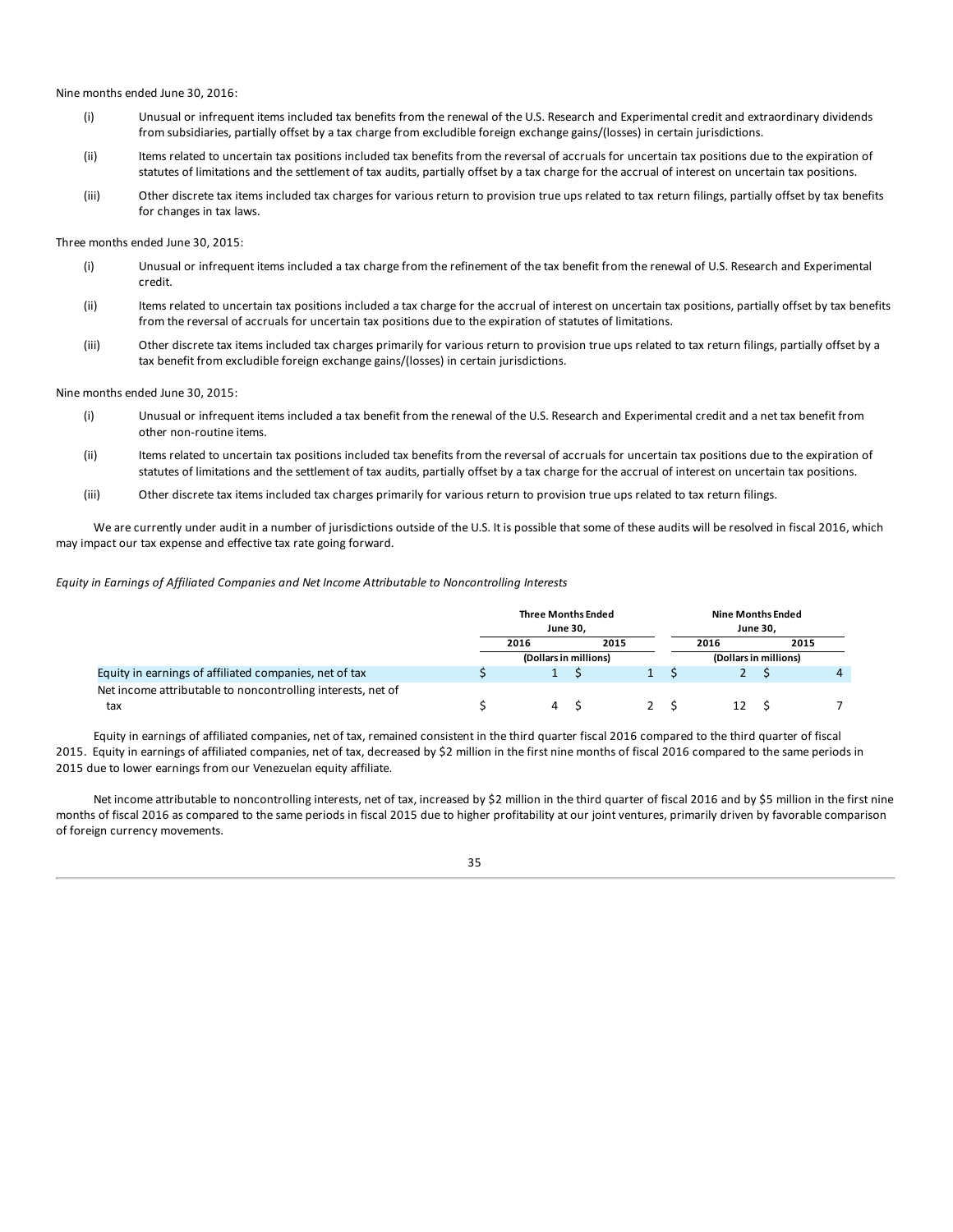Nine months ended June 30, 2016:

(i) Unusual or infrequent items included tax benefits from the renewal of the U.S. Research and Experimental credit and extraordinary dividends from subsidiaries, partially offset by a tax charge from excludible foreign exchange gains/(losses) in certain jurisdictions.

(ii) Items related to uncertain tax positions included tax benefits from the reversal of accruals for uncertain tax positions due to the expiration of statutes of limitations and the settlement of tax audits, partially offset by a tax charge for the accrual of interest on uncertain tax positions.

(iii) Other discrete tax items included tax charges for various return to provision true ups related to tax return filings, partially offset by tax benefits for changes in tax laws.

Three months ended June 30, 2015:

(i) Unusual or infrequent items included a tax charge from the refinement of the tax benefit from the renewal of U.S. Research and Experimental credit.

(ii) Items related to uncertain tax positions included a tax charge for the accrual of interest on uncertain tax positions, partially offset by tax benefits from the reversal of accruals for uncertain tax positions due to the expiration of statutes of limitations.

(iii) Other discrete tax items included tax charges primarily for various return to provision true ups related to tax return filings, partially offset by a tax benefit from excludible foreign exchange gains/(losses) in certain jurisdictions.

Nine months ended June 30, 2015:

(i) Unusual or infrequent items included a tax benefit from the renewal of the U.S. Research and Experimental credit and a net tax benefit from other non-routine items.

(ii) Items related to uncertain tax positions included tax benefits from the reversal of accruals for uncertain tax positions due to the expiration of statutes of limitations and the settlement of tax audits, partially offset by a tax charge for the accrual of interest on uncertain tax positions.

(iii) Other discrete tax items included tax charges primarily for various return to provision true ups related to tax return filings.

We are currently under audit in a number of jurisdictions outside of the U.S. It is possible that some of these audits will be resolved in fiscal 2016, which may impact our tax expense and effective tax rate going forward.

*Equity in Earnings of Affiliated Companies and Net Income Attributable to Noncontrolling Interests*

| | Three Months Ended June 30, | | Nine Months Ended June 30, | |
|---|---|---|---|---|
| | 2016 | 2015 | 2016 | 2015 |
| | (Dollars in millions) | | (Dollars in millions) | |
| Equity in earnings of affiliated companies, net of tax | $ 1 | $ 1 | $ 2 | $ 4 |
| Net income attributable to noncontrolling interests, net of tax | $ 4 | $ 2 | $ 12 | $ 7 |

Equity in earnings of affiliated companies, net of tax, remained consistent in the third quarter fiscal 2016 compared to the third quarter of fiscal 2015. Equity in earnings of affiliated companies, net of tax, decreased by $2 million in the first nine months of fiscal 2016 compared to the same periods in 2015 due to lower earnings from our Venezuelan equity affiliate.

Net income attributable to noncontrolling interests, net of tax, increased by $2 million in the third quarter of fiscal 2016 and by $5 million in the first nine months of fiscal 2016 as compared to the same periods in fiscal 2015 due to higher profitability at our joint ventures, primarily driven by favorable comparison of foreign currency movements.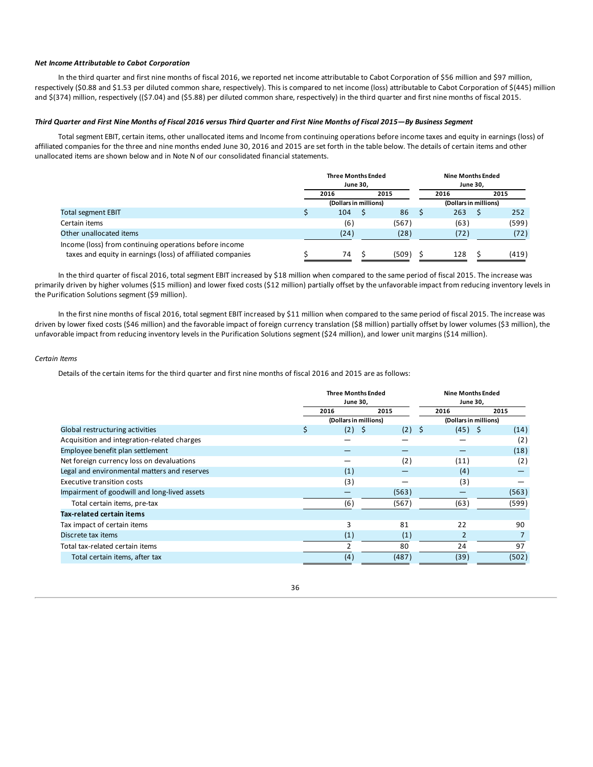***Net Income Attributable to Cabot Corporation***

In the third quarter and first nine months of fiscal 2016, we reported net income attributable to Cabot Corporation of $56 million and $97 million, respectively ($0.88 and $1.53 per diluted common share, respectively). This is compared to net income (loss) attributable to Cabot Corporation of $(445) million and $(374) million, respectively (($7.04) and ($5.88) per diluted common share, respectively) in the third quarter and first nine months of fiscal 2015.

***Third Quarter and First Nine Months of Fiscal 2016 versus Third Quarter and First Nine Months of Fiscal 2015—By Business Segment***

Total segment EBIT, certain items, other unallocated items and Income from continuing operations before income taxes and equity in earnings (loss) of affiliated companies for the three and nine months ended June 30, 2016 and 2015 are set forth in the table below. The details of certain items and other unallocated items are shown below and in Note N of our consolidated financial statements.

| | Three Months Ended June 30, | | Nine Months Ended June 30, | |
|---|---|---|---|---|
| | 2016 | 2015 | 2016 | 2015 |
| | (Dollars in millions) | | (Dollars in millions) | |
| Total segment EBIT | $ 104 | $ 86 | $ 263 | $ 252 |
| Certain items | (6) | (567) | (63) | (599) |
| Other unallocated items | (24) | (28) | (72) | (72) |
| Income (loss) from continuing operations before income taxes and equity in earnings (loss) of affiliated companies | $ 74 | $ (509) | $ 128 | $ (419) |

In the third quarter of fiscal 2016, total segment EBIT increased by $18 million when compared to the same period of fiscal 2015. The increase was primarily driven by higher volumes ($15 million) and lower fixed costs ($12 million) partially offset by the unfavorable impact from reducing inventory levels in the Purification Solutions segment ($9 million).

In the first nine months of fiscal 2016, total segment EBIT increased by $11 million when compared to the same period of fiscal 2015. The increase was driven by lower fixed costs ($46 million) and the favorable impact of foreign currency translation ($8 million) partially offset by lower volumes ($3 million), the unfavorable impact from reducing inventory levels in the Purification Solutions segment ($24 million), and lower unit margins ($14 million).

*Certain Items*

Details of the certain items for the third quarter and first nine months of fiscal 2016 and 2015 are as follows:

| | Three Months Ended June 30, | | Nine Months Ended June 30, | |
|---|---|---|---|---|
| | 2016 | 2015 | 2016 | 2015 |
| | (Dollars in millions) | | (Dollars in millions) | |
| Global restructuring activities | $ (2) | $ (2) | $ (45) | $ (14) |
| Acquisition and integration-related charges | — | — | — | (2) |
| Employee benefit plan settlement | — | — | — | (18) |
| Net foreign currency loss on devaluations | — | (2) | (11) | (2) |
| Legal and environmental matters and reserves | (1) | — | (4) | — |
| Executive transition costs | (3) | — | (3) | — |
| Impairment of goodwill and long-lived assets | — | (563) | — | (563) |
| Total certain items, pre-tax | (6) | (567) | (63) | (599) |
| **Tax-related certain items** | | | | |
| Tax impact of certain items | 3 | 81 | 22 | 90 |
| Discrete tax items | (1) | (1) | 2 | 7 |
| Total tax-related certain items | 2 | 80 | 24 | 97 |
| Total certain items, after tax | (4) | (487) | (39) | (502) |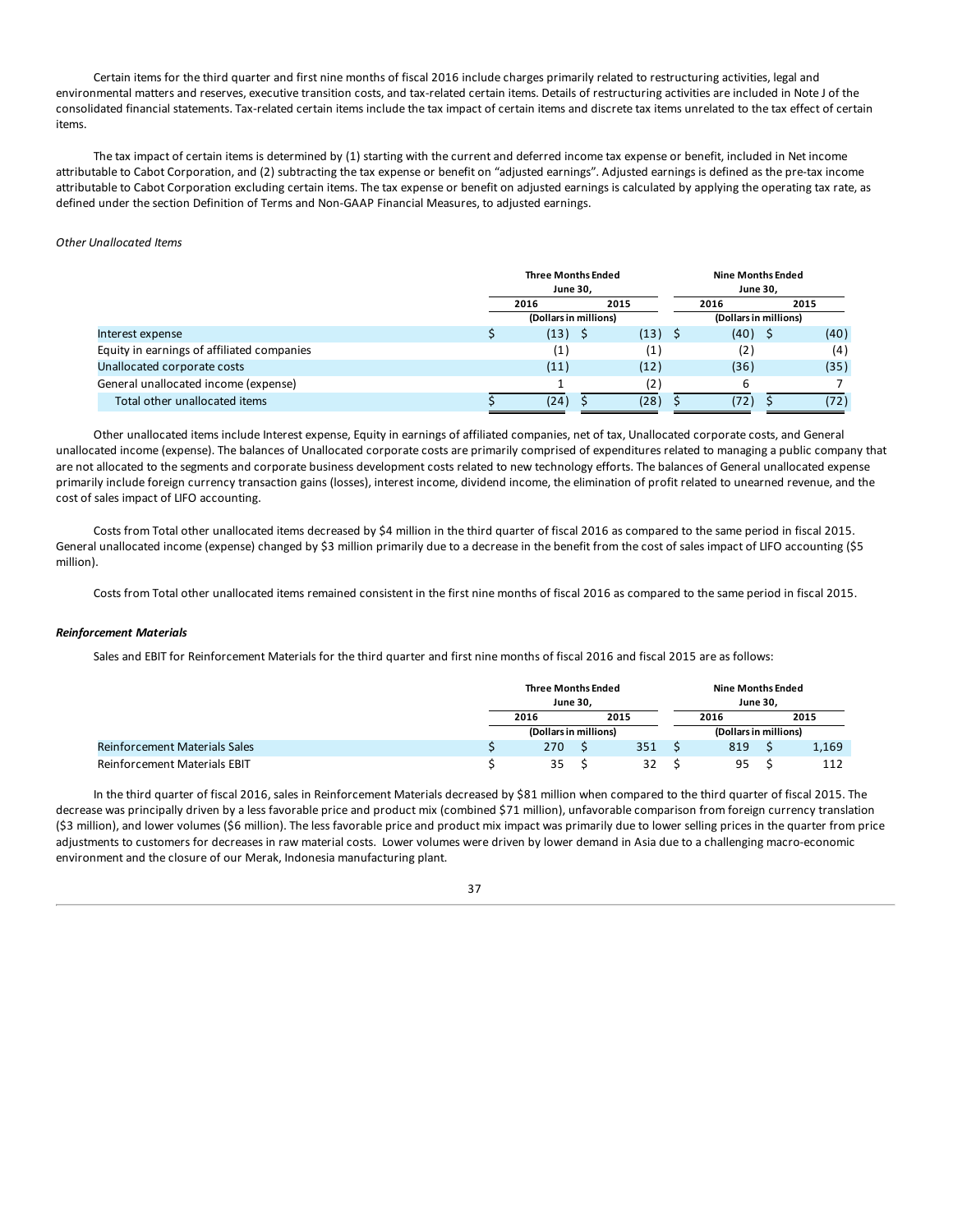Certain items for the third quarter and first nine months of fiscal 2016 include charges primarily related to restructuring activities, legal and environmental matters and reserves, executive transition costs, and tax-related certain items. Details of restructuring activities are included in Note J of the consolidated financial statements. Tax-related certain items include the tax impact of certain items and discrete tax items unrelated to the tax effect of certain items.

The tax impact of certain items is determined by (1) starting with the current and deferred income tax expense or benefit, included in Net income attributable to Cabot Corporation, and (2) subtracting the tax expense or benefit on "adjusted earnings". Adjusted earnings is defined as the pre-tax income attributable to Cabot Corporation excluding certain items. The tax expense or benefit on adjusted earnings is calculated by applying the operating tax rate, as defined under the section Definition of Terms and Non-GAAP Financial Measures, to adjusted earnings.

*Other Unallocated Items*

| | Three Months Ended June 30, | | Nine Months Ended June 30, | |
|---|---|---|---|---|
| | 2016 | 2015 | 2016 | 2015 |
| | (Dollars in millions) | | (Dollars in millions) | |
| Interest expense | $ (13) | $ (13) | $ (40) | $ (40) |
| Equity in earnings of affiliated companies | (1) | (1) | (2) | (4) |
| Unallocated corporate costs | (11) | (12) | (36) | (35) |
| General unallocated income (expense) | 1 | (2) | 6 | 7 |
| Total other unallocated items | $ (24) | $ (28) | $ (72) | $ (72) |

Other unallocated items include Interest expense, Equity in earnings of affiliated companies, net of tax, Unallocated corporate costs, and General unallocated income (expense). The balances of Unallocated corporate costs are primarily comprised of expenditures related to managing a public company that are not allocated to the segments and corporate business development costs related to new technology efforts. The balances of General unallocated expense primarily include foreign currency transaction gains (losses), interest income, dividend income, the elimination of profit related to unearned revenue, and the cost of sales impact of LIFO accounting.

Costs from Total other unallocated items decreased by $4 million in the third quarter of fiscal 2016 as compared to the same period in fiscal 2015. General unallocated income (expense) changed by $3 million primarily due to a decrease in the benefit from the cost of sales impact of LIFO accounting ($5 million).

Costs from Total other unallocated items remained consistent in the first nine months of fiscal 2016 as compared to the same period in fiscal 2015.

***Reinforcement Materials***

Sales and EBIT for Reinforcement Materials for the third quarter and first nine months of fiscal 2016 and fiscal 2015 are as follows:

| | Three Months Ended June 30, | | Nine Months Ended June 30, | |
|---|---|---|---|---|
| | 2016 | 2015 | 2016 | 2015 |
| | (Dollars in millions) | | (Dollars in millions) | |
| Reinforcement Materials Sales | $ 270 | $ 351 | $ 819 | $ 1,169 |
| Reinforcement Materials EBIT | $ 35 | $ 32 | $ 95 | $ 112 |

In the third quarter of fiscal 2016, sales in Reinforcement Materials decreased by $81 million when compared to the third quarter of fiscal 2015. The decrease was principally driven by a less favorable price and product mix (combined $71 million), unfavorable comparison from foreign currency translation ($3 million), and lower volumes ($6 million). The less favorable price and product mix impact was primarily due to lower selling prices in the quarter from price adjustments to customers for decreases in raw material costs. Lower volumes were driven by lower demand in Asia due to a challenging macro-economic environment and the closure of our Merak, Indonesia manufacturing plant.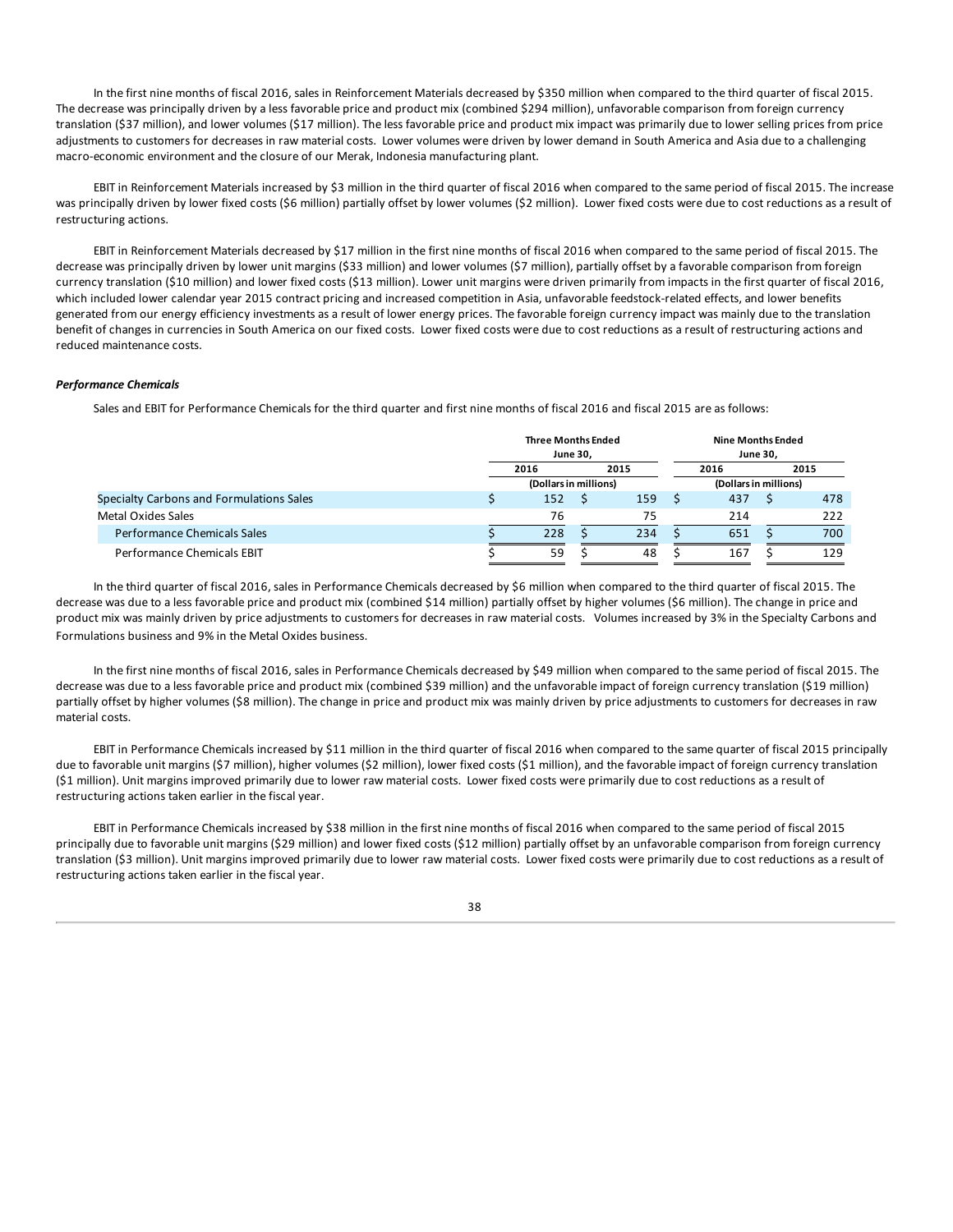In the first nine months of fiscal 2016, sales in Reinforcement Materials decreased by $350 million when compared to the third quarter of fiscal 2015. The decrease was principally driven by a less favorable price and product mix (combined $294 million), unfavorable comparison from foreign currency translation ($37 million), and lower volumes ($17 million). The less favorable price and product mix impact was primarily due to lower selling prices from price adjustments to customers for decreases in raw material costs. Lower volumes were driven by lower demand in South America and Asia due to a challenging macro-economic environment and the closure of our Merak, Indonesia manufacturing plant.

EBIT in Reinforcement Materials increased by $3 million in the third quarter of fiscal 2016 when compared to the same period of fiscal 2015. The increase was principally driven by lower fixed costs ($6 million) partially offset by lower volumes ($2 million). Lower fixed costs were due to cost reductions as a result of restructuring actions.

EBIT in Reinforcement Materials decreased by $17 million in the first nine months of fiscal 2016 when compared to the same period of fiscal 2015. The decrease was principally driven by lower unit margins ($33 million) and lower volumes ($7 million), partially offset by a favorable comparison from foreign currency translation ($10 million) and lower fixed costs ($13 million). Lower unit margins were driven primarily from impacts in the first quarter of fiscal 2016, which included lower calendar year 2015 contract pricing and increased competition in Asia, unfavorable feedstock-related effects, and lower benefits generated from our energy efficiency investments as a result of lower energy prices. The favorable foreign currency impact was mainly due to the translation benefit of changes in currencies in South America on our fixed costs. Lower fixed costs were due to cost reductions as a result of restructuring actions and reduced maintenance costs.

### *Performance Chemicals*

Sales and EBIT for Performance Chemicals for the third quarter and first nine months of fiscal 2016 and fiscal 2015 are as follows:

| | Three Months Ended June 30, | | Nine Months Ended June 30, | |
|---|---|---|---|---|
| | 2016 | 2015 | 2016 | 2015 |
| | (Dollars in millions) | | (Dollars in millions) | |
| Specialty Carbons and Formulations Sales | $ 152 | $ 159 | $ 437 | $ 478 |
| Metal Oxides Sales | 76 | 75 | 214 | 222 |
| Performance Chemicals Sales | $ 228 | $ 234 | $ 651 | $ 700 |
| Performance Chemicals EBIT | $ 59 | $ 48 | $ 167 | $ 129 |

In the third quarter of fiscal 2016, sales in Performance Chemicals decreased by $6 million when compared to the third quarter of fiscal 2015. The decrease was due to a less favorable price and product mix (combined $14 million) partially offset by higher volumes ($6 million). The change in price and product mix was mainly driven by price adjustments to customers for decreases in raw material costs. Volumes increased by 3% in the Specialty Carbons and Formulations business and 9% in the Metal Oxides business.

In the first nine months of fiscal 2016, sales in Performance Chemicals decreased by $49 million when compared to the same period of fiscal 2015. The decrease was due to a less favorable price and product mix (combined $39 million) and the unfavorable impact of foreign currency translation ($19 million) partially offset by higher volumes ($8 million). The change in price and product mix was mainly driven by price adjustments to customers for decreases in raw material costs.

EBIT in Performance Chemicals increased by $11 million in the third quarter of fiscal 2016 when compared to the same quarter of fiscal 2015 principally due to favorable unit margins ($7 million), higher volumes ($2 million), lower fixed costs ($1 million), and the favorable impact of foreign currency translation ($1 million). Unit margins improved primarily due to lower raw material costs. Lower fixed costs were primarily due to cost reductions as a result of restructuring actions taken earlier in the fiscal year.

EBIT in Performance Chemicals increased by $38 million in the first nine months of fiscal 2016 when compared to the same period of fiscal 2015 principally due to favorable unit margins ($29 million) and lower fixed costs ($12 million) partially offset by an unfavorable comparison from foreign currency translation ($3 million). Unit margins improved primarily due to lower raw material costs. Lower fixed costs were primarily due to cost reductions as a result of restructuring actions taken earlier in the fiscal year.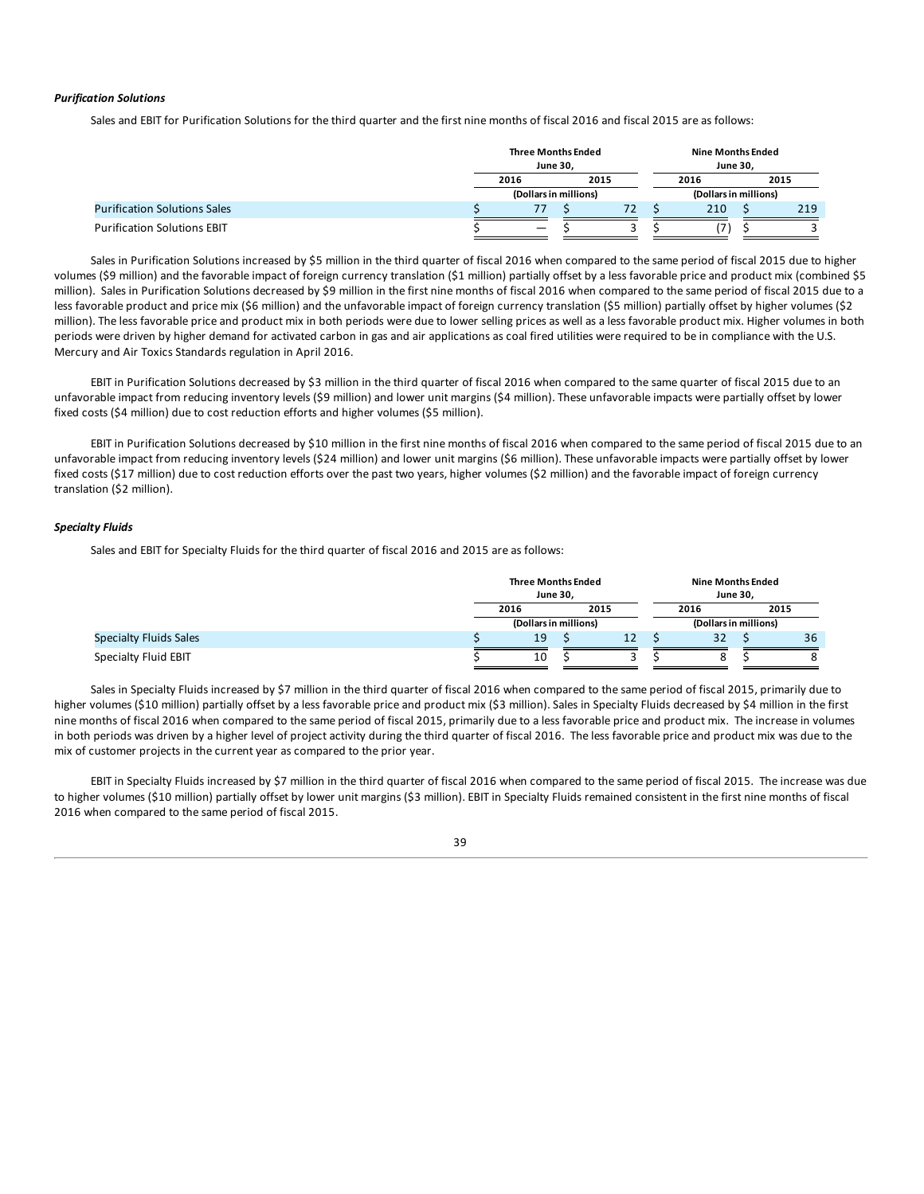### *Purification Solutions*

Sales and EBIT for Purification Solutions for the third quarter and the first nine months of fiscal 2016 and fiscal 2015 are as follows:

| | Three Months Ended June 30, | | Nine Months Ended June 30, | |
|---|---|---|---|---|
| | 2016 | 2015 | 2016 | 2015 |
| | (Dollars in millions) | | (Dollars in millions) | |
| Purification Solutions Sales | $ 77 | $ 72 | $ 210 | $ 219 |
| Purification Solutions EBIT | $ — | $ 3 | $ (7) | $ 3 |

Sales in Purification Solutions increased by $5 million in the third quarter of fiscal 2016 when compared to the same period of fiscal 2015 due to higher volumes ($9 million) and the favorable impact of foreign currency translation ($1 million) partially offset by a less favorable price and product mix (combined $5 million). Sales in Purification Solutions decreased by $9 million in the first nine months of fiscal 2016 when compared to the same period of fiscal 2015 due to a less favorable product and price mix ($6 million) and the unfavorable impact of foreign currency translation ($5 million) partially offset by higher volumes ($2 million). The less favorable price and product mix in both periods were due to lower selling prices as well as a less favorable product mix. Higher volumes in both periods were driven by higher demand for activated carbon in gas and air applications as coal fired utilities were required to be in compliance with the U.S. Mercury and Air Toxics Standards regulation in April 2016.

EBIT in Purification Solutions decreased by $3 million in the third quarter of fiscal 2016 when compared to the same quarter of fiscal 2015 due to an unfavorable impact from reducing inventory levels ($9 million) and lower unit margins ($4 million). These unfavorable impacts were partially offset by lower fixed costs ($4 million) due to cost reduction efforts and higher volumes ($5 million).

EBIT in Purification Solutions decreased by $10 million in the first nine months of fiscal 2016 when compared to the same period of fiscal 2015 due to an unfavorable impact from reducing inventory levels ($24 million) and lower unit margins ($6 million). These unfavorable impacts were partially offset by lower fixed costs ($17 million) due to cost reduction efforts over the past two years, higher volumes ($2 million) and the favorable impact of foreign currency translation ($2 million).

### *Specialty Fluids*

Sales and EBIT for Specialty Fluids for the third quarter of fiscal 2016 and 2015 are as follows:

| | Three Months Ended June 30, | | Nine Months Ended June 30, | |
|---|---|---|---|---|
| | 2016 | 2015 | 2016 | 2015 |
| | (Dollars in millions) | | (Dollars in millions) | |
| Specialty Fluids Sales | $ 19 | $ 12 | $ 32 | $ 36 |
| Specialty Fluid EBIT | $ 10 | $ 3 | $ 8 | $ 8 |

Sales in Specialty Fluids increased by $7 million in the third quarter of fiscal 2016 when compared to the same period of fiscal 2015, primarily due to higher volumes ($10 million) partially offset by a less favorable price and product mix ($3 million). Sales in Specialty Fluids decreased by $4 million in the first nine months of fiscal 2016 when compared to the same period of fiscal 2015, primarily due to a less favorable price and product mix. The increase in volumes in both periods was driven by a higher level of project activity during the third quarter of fiscal 2016. The less favorable price and product mix was due to the mix of customer projects in the current year as compared to the prior year.

EBIT in Specialty Fluids increased by $7 million in the third quarter of fiscal 2016 when compared to the same period of fiscal 2015. The increase was due to higher volumes ($10 million) partially offset by lower unit margins ($3 million). EBIT in Specialty Fluids remained consistent in the first nine months of fiscal 2016 when compared to the same period of fiscal 2015.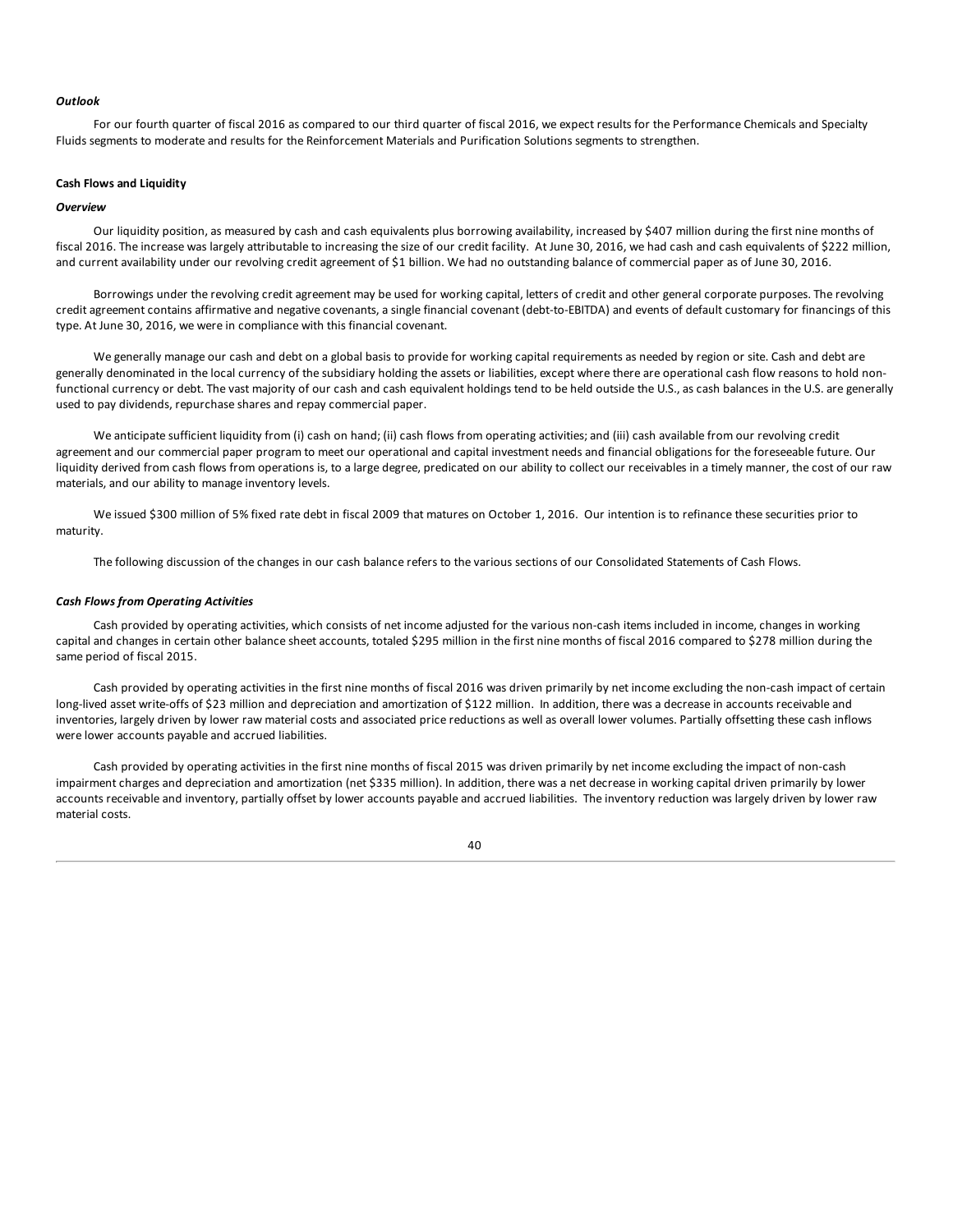### *Outlook*

For our fourth quarter of fiscal 2016 as compared to our third quarter of fiscal 2016, we expect results for the Performance Chemicals and Specialty Fluids segments to moderate and results for the Reinforcement Materials and Purification Solutions segments to strengthen.

### Cash Flows and Liquidity

#### *Overview*

Our liquidity position, as measured by cash and cash equivalents plus borrowing availability, increased by $407 million during the first nine months of fiscal 2016. The increase was largely attributable to increasing the size of our credit facility. At June 30, 2016, we had cash and cash equivalents of $222 million, and current availability under our revolving credit agreement of $1 billion. We had no outstanding balance of commercial paper as of June 30, 2016.

Borrowings under the revolving credit agreement may be used for working capital, letters of credit and other general corporate purposes. The revolving credit agreement contains affirmative and negative covenants, a single financial covenant (debt-to-EBITDA) and events of default customary for financings of this type. At June 30, 2016, we were in compliance with this financial covenant.

We generally manage our cash and debt on a global basis to provide for working capital requirements as needed by region or site. Cash and debt are generally denominated in the local currency of the subsidiary holding the assets or liabilities, except where there are operational cash flow reasons to hold non-functional currency or debt. The vast majority of our cash and cash equivalent holdings tend to be held outside the U.S., as cash balances in the U.S. are generally used to pay dividends, repurchase shares and repay commercial paper.

We anticipate sufficient liquidity from (i) cash on hand; (ii) cash flows from operating activities; and (iii) cash available from our revolving credit agreement and our commercial paper program to meet our operational and capital investment needs and financial obligations for the foreseeable future. Our liquidity derived from cash flows from operations is, to a large degree, predicated on our ability to collect our receivables in a timely manner, the cost of our raw materials, and our ability to manage inventory levels.

We issued $300 million of 5% fixed rate debt in fiscal 2009 that matures on October 1, 2016. Our intention is to refinance these securities prior to maturity.

The following discussion of the changes in our cash balance refers to the various sections of our Consolidated Statements of Cash Flows.

#### *Cash Flows from Operating Activities*

Cash provided by operating activities, which consists of net income adjusted for the various non-cash items included in income, changes in working capital and changes in certain other balance sheet accounts, totaled $295 million in the first nine months of fiscal 2016 compared to $278 million during the same period of fiscal 2015.

Cash provided by operating activities in the first nine months of fiscal 2016 was driven primarily by net income excluding the non-cash impact of certain long-lived asset write-offs of $23 million and depreciation and amortization of $122 million. In addition, there was a decrease in accounts receivable and inventories, largely driven by lower raw material costs and associated price reductions as well as overall lower volumes. Partially offsetting these cash inflows were lower accounts payable and accrued liabilities.

Cash provided by operating activities in the first nine months of fiscal 2015 was driven primarily by net income excluding the impact of non-cash impairment charges and depreciation and amortization (net $335 million). In addition, there was a net decrease in working capital driven primarily by lower accounts receivable and inventory, partially offset by lower accounts payable and accrued liabilities. The inventory reduction was largely driven by lower raw material costs.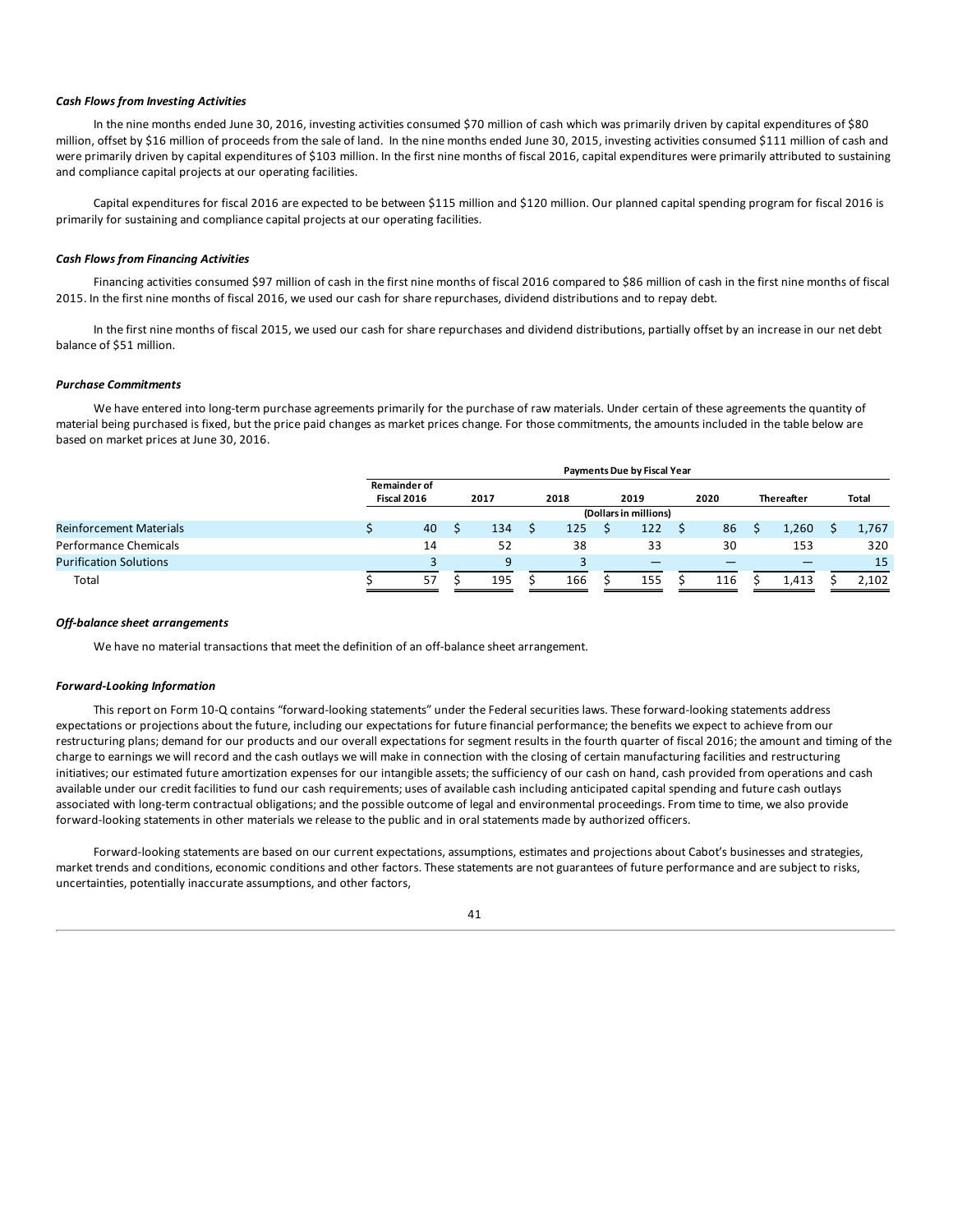***Cash Flows from Investing Activities***

In the nine months ended June 30, 2016, investing activities consumed $70 million of cash which was primarily driven by capital expenditures of $80 million, offset by $16 million of proceeds from the sale of land. In the nine months ended June 30, 2015, investing activities consumed $111 million of cash and were primarily driven by capital expenditures of $103 million. In the first nine months of fiscal 2016, capital expenditures were primarily attributed to sustaining and compliance capital projects at our operating facilities.

Capital expenditures for fiscal 2016 are expected to be between $115 million and $120 million. Our planned capital spending program for fiscal 2016 is primarily for sustaining and compliance capital projects at our operating facilities.

***Cash Flows from Financing Activities***

Financing activities consumed $97 million of cash in the first nine months of fiscal 2016 compared to $86 million of cash in the first nine months of fiscal 2015. In the first nine months of fiscal 2016, we used our cash for share repurchases, dividend distributions and to repay debt.

In the first nine months of fiscal 2015, we used our cash for share repurchases and dividend distributions, partially offset by an increase in our net debt balance of $51 million.

***Purchase Commitments***

We have entered into long-term purchase agreements primarily for the purchase of raw materials. Under certain of these agreements the quantity of material being purchased is fixed, but the price paid changes as market prices change. For those commitments, the amounts included in the table below are based on market prices at June 30, 2016.

| | Payments Due by Fiscal Year | | | | | | |
|---|---|---|---|---|---|---|---|
| | Remainder of Fiscal 2016 | 2017 | 2018 | 2019 | 2020 | Thereafter | Total |
| | (Dollars in millions) | | | | | | |
| Reinforcement Materials | $ 40 | $ 134 | $ 125 | $ 122 | $ 86 | $ 1,260 | $ 1,767 |
| Performance Chemicals | 14 | 52 | 38 | 33 | 30 | 153 | 320 |
| Purification Solutions | 3 | 9 | 3 | — | — | — | 15 |
| Total | $ 57 | $ 195 | $ 166 | $ 155 | $ 116 | $ 1,413 | $ 2,102 |

***Off-balance sheet arrangements***

We have no material transactions that meet the definition of an off-balance sheet arrangement.

***Forward-Looking Information***

This report on Form 10-Q contains "forward-looking statements" under the Federal securities laws. These forward-looking statements address expectations or projections about the future, including our expectations for future financial performance; the benefits we expect to achieve from our restructuring plans; demand for our products and our overall expectations for segment results in the fourth quarter of fiscal 2016; the amount and timing of the charge to earnings we will record and the cash outlays we will make in connection with the closing of certain manufacturing facilities and restructuring initiatives; our estimated future amortization expenses for our intangible assets; the sufficiency of our cash on hand, cash provided from operations and cash available under our credit facilities to fund our cash requirements; uses of available cash including anticipated capital spending and future cash outlays associated with long-term contractual obligations; and the possible outcome of legal and environmental proceedings. From time to time, we also provide forward-looking statements in other materials we release to the public and in oral statements made by authorized officers.

Forward-looking statements are based on our current expectations, assumptions, estimates and projections about Cabot's businesses and strategies, market trends and conditions, economic conditions and other factors. These statements are not guarantees of future performance and are subject to risks, uncertainties, potentially inaccurate assumptions, and other factors,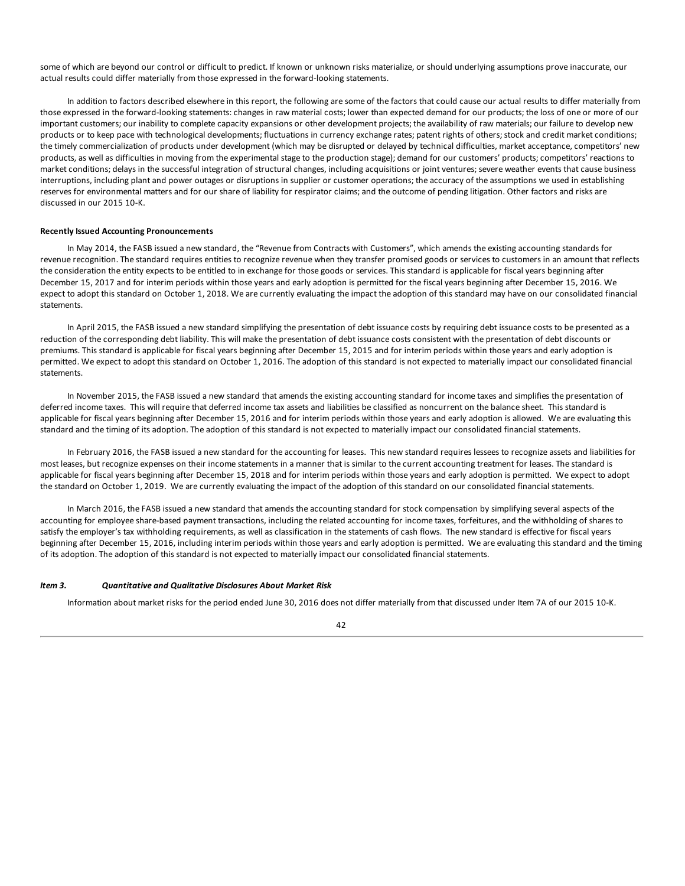some of which are beyond our control or difficult to predict. If known or unknown risks materialize, or should underlying assumptions prove inaccurate, our actual results could differ materially from those expressed in the forward-looking statements.

In addition to factors described elsewhere in this report, the following are some of the factors that could cause our actual results to differ materially from those expressed in the forward-looking statements: changes in raw material costs; lower than expected demand for our products; the loss of one or more of our important customers; our inability to complete capacity expansions or other development projects; the availability of raw materials; our failure to develop new products or to keep pace with technological developments; fluctuations in currency exchange rates; patent rights of others; stock and credit market conditions; the timely commercialization of products under development (which may be disrupted or delayed by technical difficulties, market acceptance, competitors' new products, as well as difficulties in moving from the experimental stage to the production stage); demand for our customers' products; competitors' reactions to market conditions; delays in the successful integration of structural changes, including acquisitions or joint ventures; severe weather events that cause business interruptions, including plant and power outages or disruptions in supplier or customer operations; the accuracy of the assumptions we used in establishing reserves for environmental matters and for our share of liability for respirator claims; and the outcome of pending litigation. Other factors and risks are discussed in our 2015 10-K.

**Recently Issued Accounting Pronouncements**

In May 2014, the FASB issued a new standard, the "Revenue from Contracts with Customers", which amends the existing accounting standards for revenue recognition. The standard requires entities to recognize revenue when they transfer promised goods or services to customers in an amount that reflects the consideration the entity expects to be entitled to in exchange for those goods or services. This standard is applicable for fiscal years beginning after December 15, 2017 and for interim periods within those years and early adoption is permitted for the fiscal years beginning after December 15, 2016. We expect to adopt this standard on October 1, 2018. We are currently evaluating the impact the adoption of this standard may have on our consolidated financial statements.

In April 2015, the FASB issued a new standard simplifying the presentation of debt issuance costs by requiring debt issuance costs to be presented as a reduction of the corresponding debt liability. This will make the presentation of debt issuance costs consistent with the presentation of debt discounts or premiums. This standard is applicable for fiscal years beginning after December 15, 2015 and for interim periods within those years and early adoption is permitted. We expect to adopt this standard on October 1, 2016. The adoption of this standard is not expected to materially impact our consolidated financial statements.

In November 2015, the FASB issued a new standard that amends the existing accounting standard for income taxes and simplifies the presentation of deferred income taxes. This will require that deferred income tax assets and liabilities be classified as noncurrent on the balance sheet. This standard is applicable for fiscal years beginning after December 15, 2016 and for interim periods within those years and early adoption is allowed. We are evaluating this standard and the timing of its adoption. The adoption of this standard is not expected to materially impact our consolidated financial statements.

In February 2016, the FASB issued a new standard for the accounting for leases. This new standard requires lessees to recognize assets and liabilities for most leases, but recognize expenses on their income statements in a manner that is similar to the current accounting treatment for leases. The standard is applicable for fiscal years beginning after December 15, 2018 and for interim periods within those years and early adoption is permitted. We expect to adopt the standard on October 1, 2019. We are currently evaluating the impact of the adoption of this standard on our consolidated financial statements.

In March 2016, the FASB issued a new standard that amends the accounting standard for stock compensation by simplifying several aspects of the accounting for employee share-based payment transactions, including the related accounting for income taxes, forfeitures, and the withholding of shares to satisfy the employer's tax withholding requirements, as well as classification in the statements of cash flows. The new standard is effective for fiscal years beginning after December 15, 2016, including interim periods within those years and early adoption is permitted. We are evaluating this standard and the timing of its adoption. The adoption of this standard is not expected to materially impact our consolidated financial statements.

### *Item 3. Quantitative and Qualitative Disclosures About Market Risk*

Information about market risks for the period ended June 30, 2016 does not differ materially from that discussed under Item 7A of our 2015 10-K.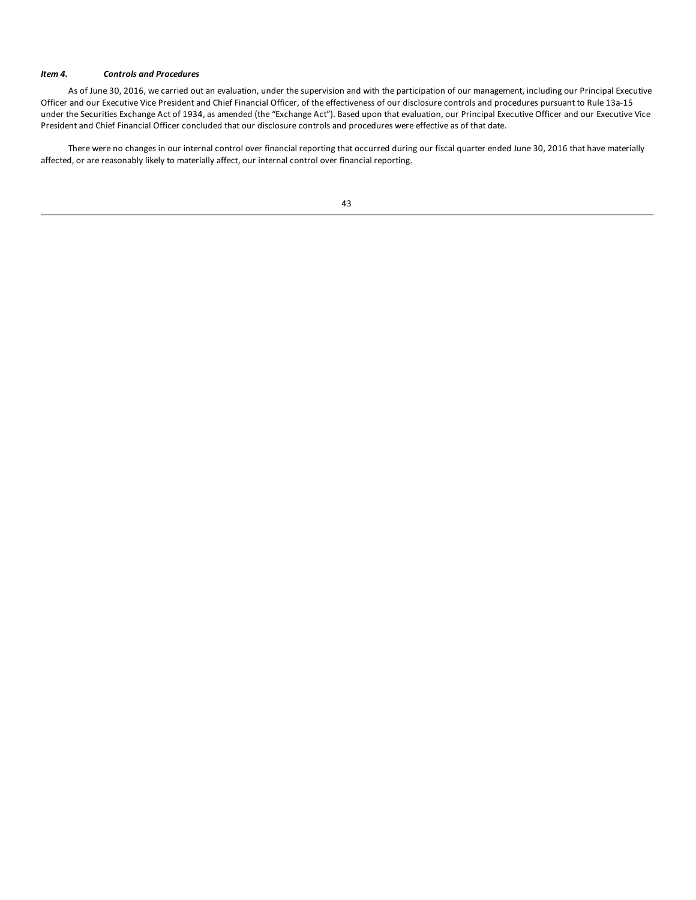### *Item 4. Controls and Procedures*

As of June 30, 2016, we carried out an evaluation, under the supervision and with the participation of our management, including our Principal Executive Officer and our Executive Vice President and Chief Financial Officer, of the effectiveness of our disclosure controls and procedures pursuant to Rule 13a-15 under the Securities Exchange Act of 1934, as amended (the "Exchange Act"). Based upon that evaluation, our Principal Executive Officer and our Executive Vice President and Chief Financial Officer concluded that our disclosure controls and procedures were effective as of that date.

There were no changes in our internal control over financial reporting that occurred during our fiscal quarter ended June 30, 2016 that have materially affected, or are reasonably likely to materially affect, our internal control over financial reporting.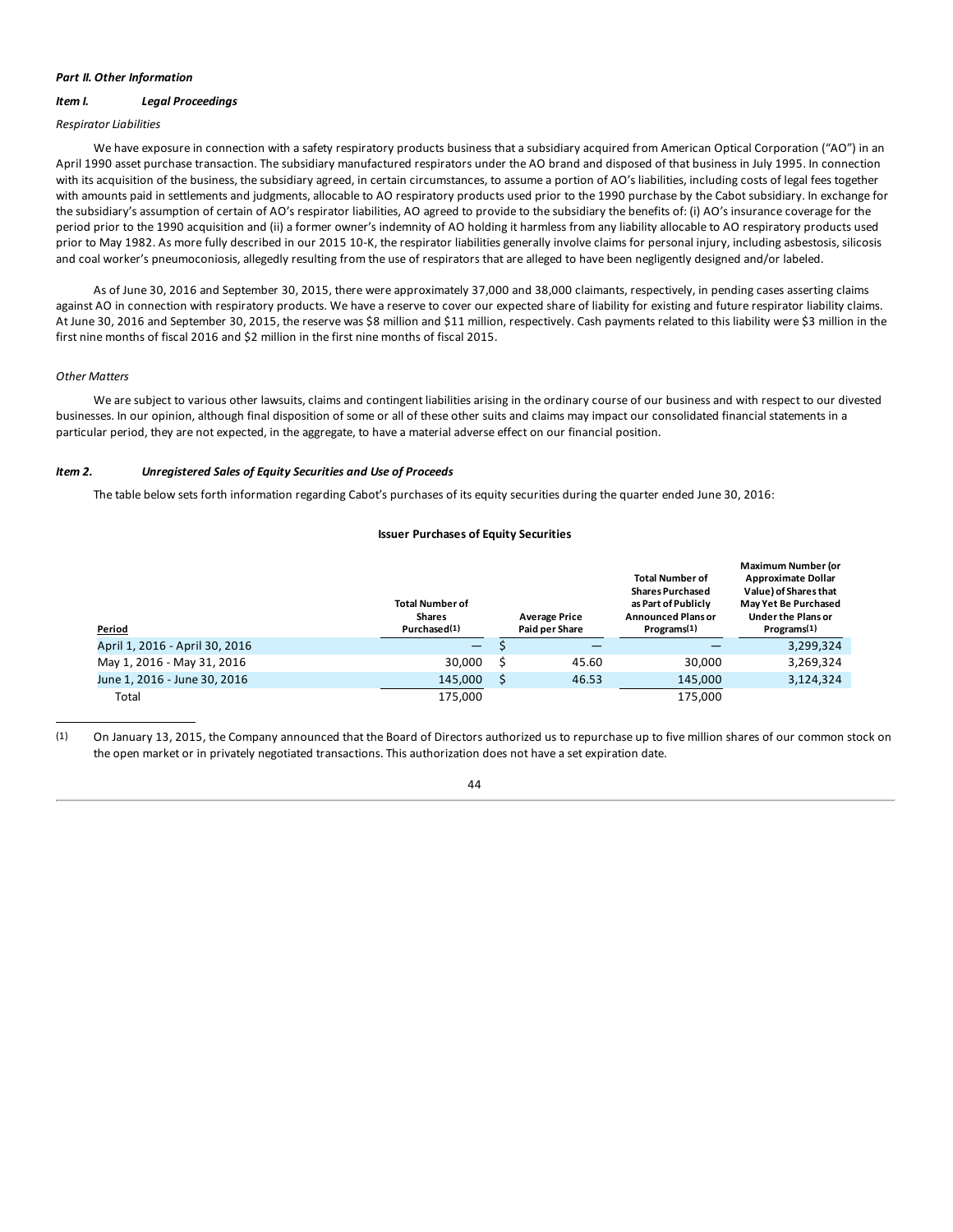***Part II. Other Information***

***Item I. Legal Proceedings***

*Respirator Liabilities*

We have exposure in connection with a safety respiratory products business that a subsidiary acquired from American Optical Corporation ("AO") in an April 1990 asset purchase transaction. The subsidiary manufactured respirators under the AO brand and disposed of that business in July 1995. In connection with its acquisition of the business, the subsidiary agreed, in certain circumstances, to assume a portion of AO's liabilities, including costs of legal fees together with amounts paid in settlements and judgments, allocable to AO respiratory products used prior to the 1990 purchase by the Cabot subsidiary. In exchange for the subsidiary's assumption of certain of AO's respirator liabilities, AO agreed to provide to the subsidiary the benefits of: (i) AO's insurance coverage for the period prior to the 1990 acquisition and (ii) a former owner's indemnity of AO holding it harmless from any liability allocable to AO respiratory products used prior to May 1982. As more fully described in our 2015 10-K, the respirator liabilities generally involve claims for personal injury, including asbestosis, silicosis and coal worker's pneumoconiosis, allegedly resulting from the use of respirators that are alleged to have been negligently designed and/or labeled.

As of June 30, 2016 and September 30, 2015, there were approximately 37,000 and 38,000 claimants, respectively, in pending cases asserting claims against AO in connection with respiratory products. We have a reserve to cover our expected share of liability for existing and future respirator liability claims. At June 30, 2016 and September 30, 2015, the reserve was $8 million and $11 million, respectively. Cash payments related to this liability were $3 million in the first nine months of fiscal 2016 and $2 million in the first nine months of fiscal 2015.

*Other Matters*

We are subject to various other lawsuits, claims and contingent liabilities arising in the ordinary course of our business and with respect to our divested businesses. In our opinion, although final disposition of some or all of these other suits and claims may impact our consolidated financial statements in a particular period, they are not expected, in the aggregate, to have a material adverse effect on our financial position.

***Item 2. Unregistered Sales of Equity Securities and Use of Proceeds***

The table below sets forth information regarding Cabot's purchases of its equity securities during the quarter ended June 30, 2016:

**Issuer Purchases of Equity Securities**

| Period | Total Number of Shares Purchased(1) | Average Price Paid per Share | Total Number of Shares Purchased as Part of Publicly Announced Plans or Programs(1) | Maximum Number (or Approximate Dollar Value) of Shares that May Yet Be Purchased Under the Plans or Programs(1) |
|---|---|---|---|---|
| April 1, 2016 - April 30, 2016 | — | $ — | — | 3,299,324 |
| May 1, 2016 - May 31, 2016 | 30,000 | $ 45.60 | 30,000 | 3,269,324 |
| June 1, 2016 - June 30, 2016 | 145,000 | $ 46.53 | 145,000 | 3,124,324 |
| Total | 175,000 | | 175,000 | |

(1) On January 13, 2015, the Company announced that the Board of Directors authorized us to repurchase up to five million shares of our common stock on the open market or in privately negotiated transactions. This authorization does not have a set expiration date.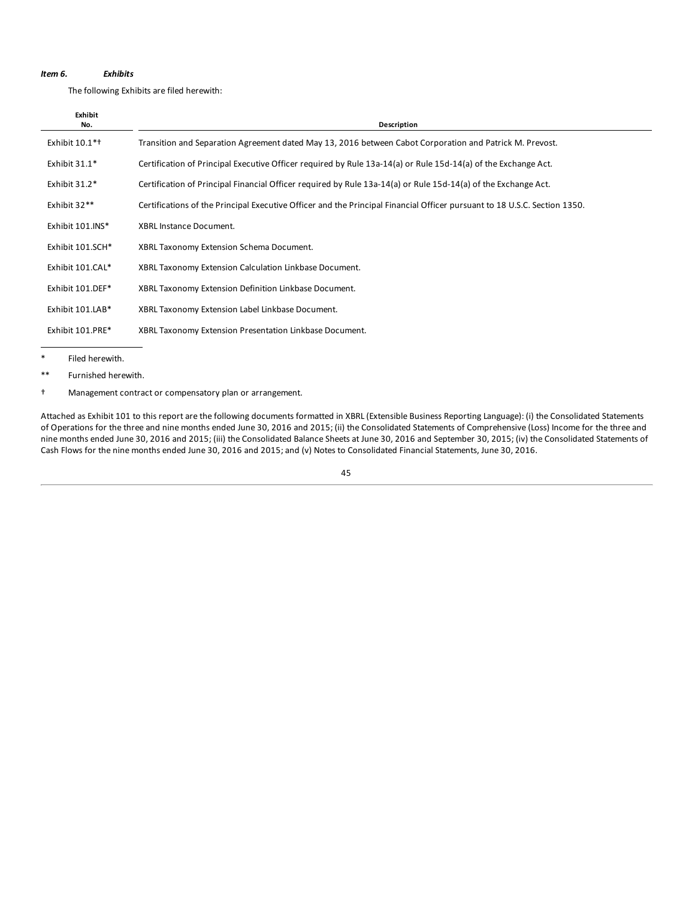***Item 6. Exhibits***

The following Exhibits are filed herewith:

| Exhibit No. | Description |
|---|---|
| Exhibit 10.1*† | Transition and Separation Agreement dated May 13, 2016 between Cabot Corporation and Patrick M. Prevost. |
| Exhibit 31.1* | Certification of Principal Executive Officer required by Rule 13a-14(a) or Rule 15d-14(a) of the Exchange Act. |
| Exhibit 31.2* | Certification of Principal Financial Officer required by Rule 13a-14(a) or Rule 15d-14(a) of the Exchange Act. |
| Exhibit 32** | Certifications of the Principal Executive Officer and the Principal Financial Officer pursuant to 18 U.S.C. Section 1350. |
| Exhibit 101.INS* | XBRL Instance Document. |
| Exhibit 101.SCH* | XBRL Taxonomy Extension Schema Document. |
| Exhibit 101.CAL* | XBRL Taxonomy Extension Calculation Linkbase Document. |
| Exhibit 101.DEF* | XBRL Taxonomy Extension Definition Linkbase Document. |
| Exhibit 101.LAB* | XBRL Taxonomy Extension Label Linkbase Document. |
| Exhibit 101.PRE* | XBRL Taxonomy Extension Presentation Linkbase Document. |

\* Filed herewith.

** Furnished herewith.

† Management contract or compensatory plan or arrangement.

Attached as Exhibit 101 to this report are the following documents formatted in XBRL (Extensible Business Reporting Language): (i) the Consolidated Statements of Operations for the three and nine months ended June 30, 2016 and 2015; (ii) the Consolidated Statements of Comprehensive (Loss) Income for the three and nine months ended June 30, 2016 and 2015; (iii) the Consolidated Balance Sheets at June 30, 2016 and September 30, 2015; (iv) the Consolidated Statements of Cash Flows for the nine months ended June 30, 2016 and 2015; and (v) Notes to Consolidated Financial Statements, June 30, 2016.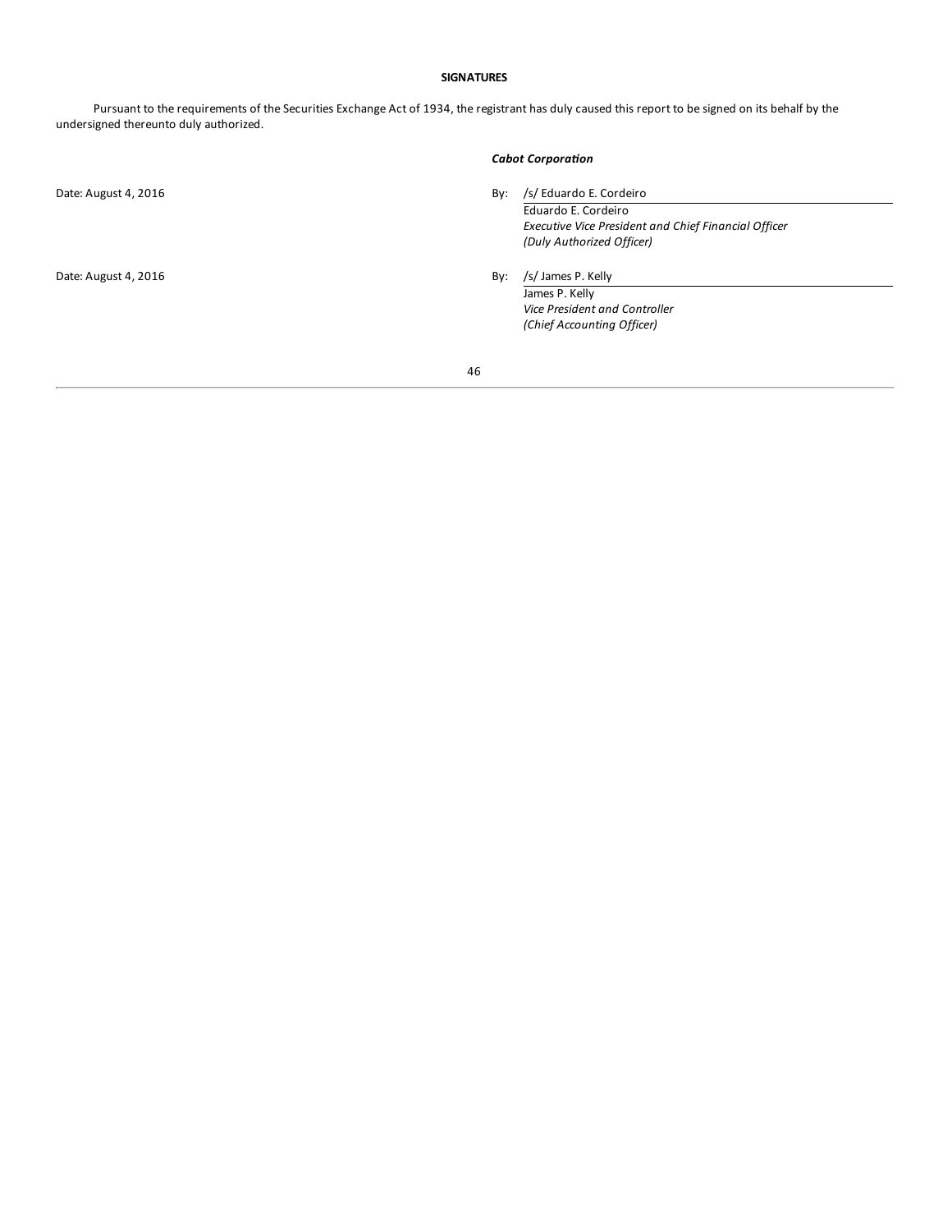**SIGNATURES**

Pursuant to the requirements of the Securities Exchange Act of 1934, the registrant has duly caused this report to be signed on its behalf by the undersigned thereunto duly authorized.

***Cabot Corporation***

Date: August 4, 2016

By: /s/ Eduardo E. Cordeiro

Eduardo E. Cordeiro
*Executive Vice President and Chief Financial Officer*
*(Duly Authorized Officer)*

Date: August 4, 2016

By: /s/ James P. Kelly

James P. Kelly
*Vice President and Controller*
*(Chief Accounting Officer)*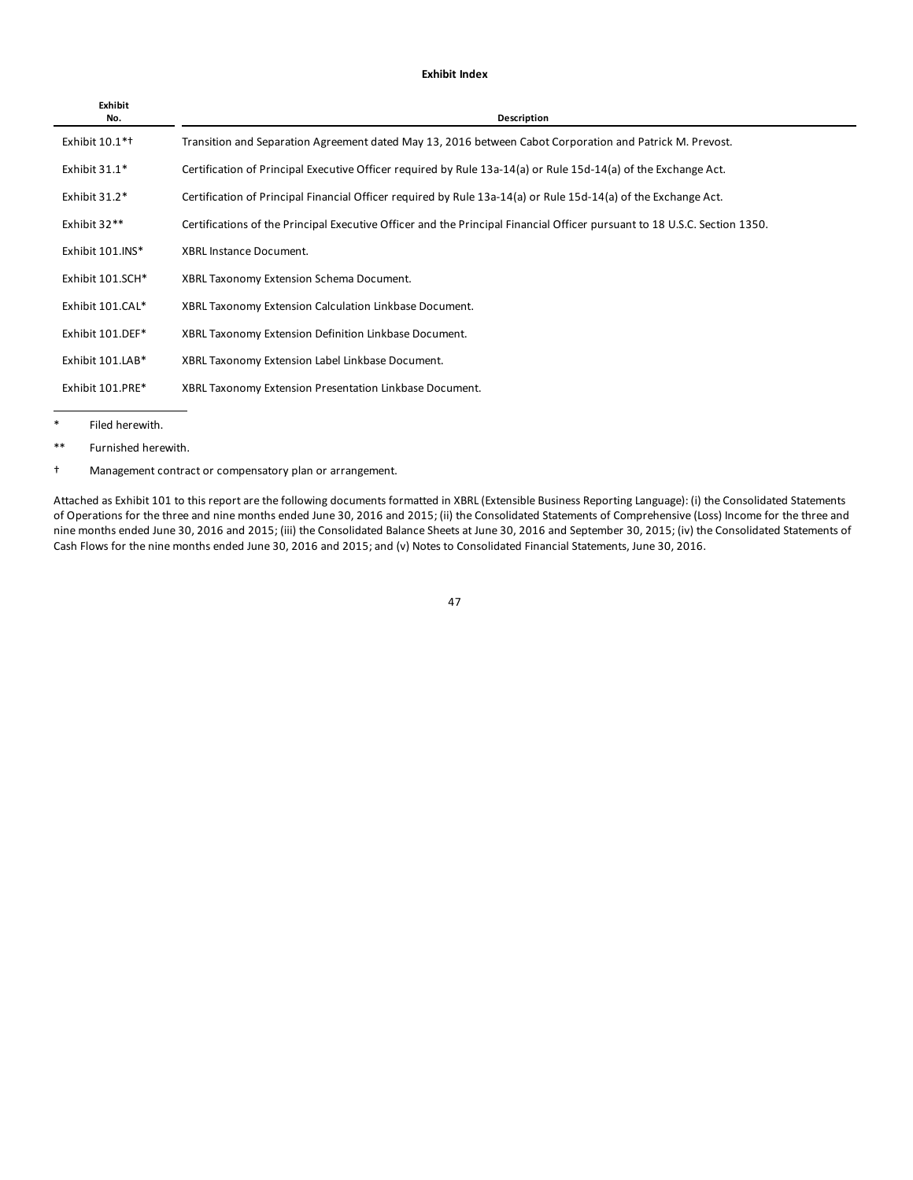**Exhibit Index**

| Exhibit No. | Description |
|---|---|
| Exhibit 10.1*† | Transition and Separation Agreement dated May 13, 2016 between Cabot Corporation and Patrick M. Prevost. |
| Exhibit 31.1* | Certification of Principal Executive Officer required by Rule 13a-14(a) or Rule 15d-14(a) of the Exchange Act. |
| Exhibit 31.2* | Certification of Principal Financial Officer required by Rule 13a-14(a) or Rule 15d-14(a) of the Exchange Act. |
| Exhibit 32** | Certifications of the Principal Executive Officer and the Principal Financial Officer pursuant to 18 U.S.C. Section 1350. |
| Exhibit 101.INS* | XBRL Instance Document. |
| Exhibit 101.SCH* | XBRL Taxonomy Extension Schema Document. |
| Exhibit 101.CAL* | XBRL Taxonomy Extension Calculation Linkbase Document. |
| Exhibit 101.DEF* | XBRL Taxonomy Extension Definition Linkbase Document. |
| Exhibit 101.LAB* | XBRL Taxonomy Extension Label Linkbase Document. |
| Exhibit 101.PRE* | XBRL Taxonomy Extension Presentation Linkbase Document. |

\* Filed herewith.

\*\* Furnished herewith.

† Management contract or compensatory plan or arrangement.

Attached as Exhibit 101 to this report are the following documents formatted in XBRL (Extensible Business Reporting Language): (i) the Consolidated Statements of Operations for the three and nine months ended June 30, 2016 and 2015; (ii) the Consolidated Statements of Comprehensive (Loss) Income for the three and nine months ended June 30, 2016 and 2015; (iii) the Consolidated Balance Sheets at June 30, 2016 and September 30, 2015; (iv) the Consolidated Statements of Cash Flows for the nine months ended June 30, 2016 and 2015; and (v) Notes to Consolidated Financial Statements, June 30, 2016.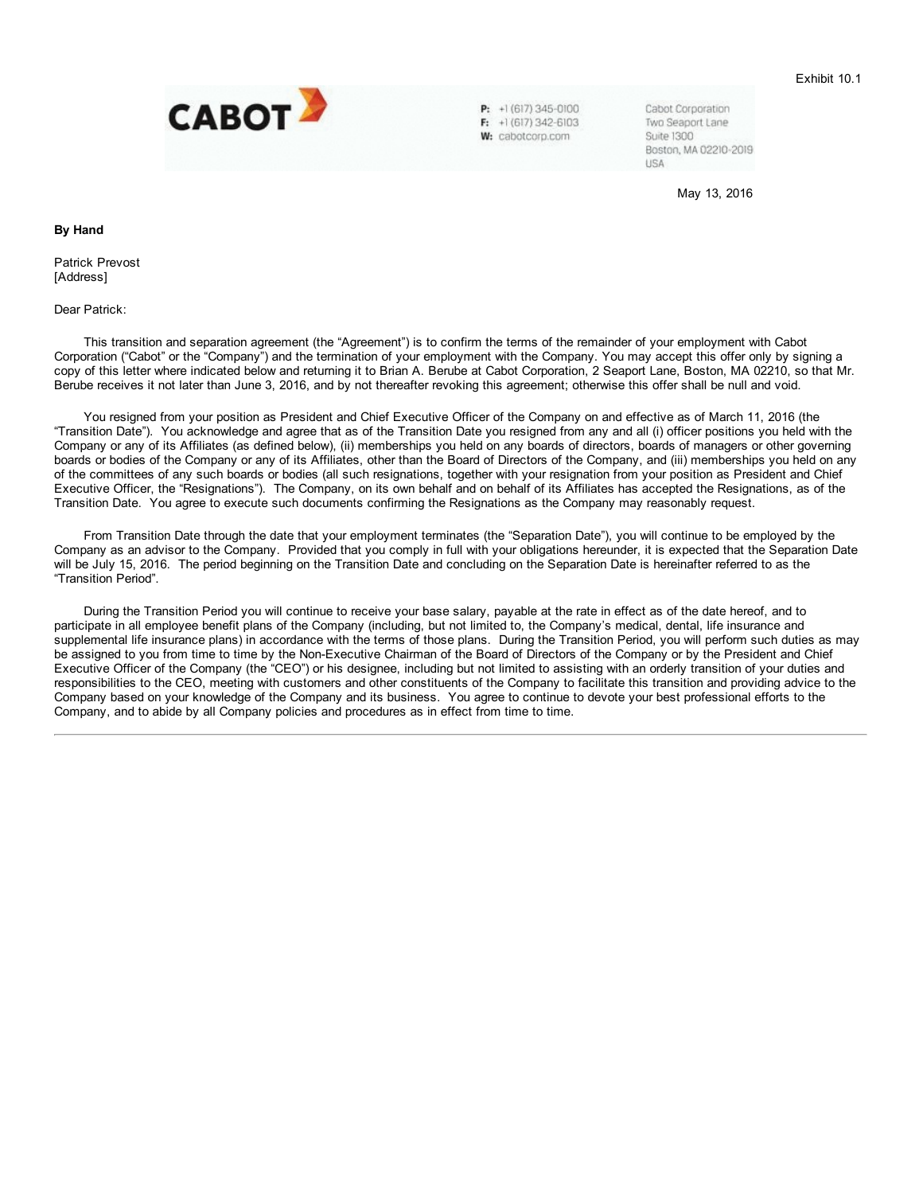Exhibit 10.1

CABOT

P: +1 (617) 345-0100
F: +1 (617) 342-6103
W: cabotcorp.com

Cabot Corporation
Two Seaport Lane
Suite 1300
Boston, MA 02210-2019
USA

May 13, 2016

**By Hand**

Patrick Prevost
[Address]

Dear Patrick:

This transition and separation agreement (the "Agreement") is to confirm the terms of the remainder of your employment with Cabot Corporation ("Cabot" or the "Company") and the termination of your employment with the Company. You may accept this offer only by signing a copy of this letter where indicated below and returning it to Brian A. Berube at Cabot Corporation, 2 Seaport Lane, Boston, MA 02210, so that Mr. Berube receives it not later than June 3, 2016, and by not thereafter revoking this agreement; otherwise this offer shall be null and void.

You resigned from your position as President and Chief Executive Officer of the Company on and effective as of March 11, 2016 (the "Transition Date"). You acknowledge and agree that as of the Transition Date you resigned from any and all (i) officer positions you held with the Company or any of its Affiliates (as defined below), (ii) memberships you held on any boards of directors, boards of managers or other governing boards or bodies of the Company or any of its Affiliates, other than the Board of Directors of the Company, and (iii) memberships you held on any of the committees of any such boards or bodies (all such resignations, together with your resignation from your position as President and Chief Executive Officer, the "Resignations"). The Company, on its own behalf and on behalf of its Affiliates has accepted the Resignations, as of the Transition Date. You agree to execute such documents confirming the Resignations as the Company may reasonably request.

From Transition Date through the date that your employment terminates (the "Separation Date"), you will continue to be employed by the Company as an advisor to the Company. Provided that you comply in full with your obligations hereunder, it is expected that the Separation Date will be July 15, 2016. The period beginning on the Transition Date and concluding on the Separation Date is hereinafter referred to as the "Transition Period".

During the Transition Period you will continue to receive your base salary, payable at the rate in effect as of the date hereof, and to participate in all employee benefit plans of the Company (including, but not limited to, the Company's medical, dental, life insurance and supplemental life insurance plans) in accordance with the terms of those plans. During the Transition Period, you will perform such duties as may be assigned to you from time to time by the Non-Executive Chairman of the Board of Directors of the Company or by the President and Chief Executive Officer of the Company (the "CEO") or his designee, including but not limited to assisting with an orderly transition of your duties and responsibilities to the CEO, meeting with customers and other constituents of the Company to facilitate this transition and providing advice to the Company based on your knowledge of the Company and its business. You agree to continue to devote your best professional efforts to the Company, and to abide by all Company policies and procedures as in effect from time to time.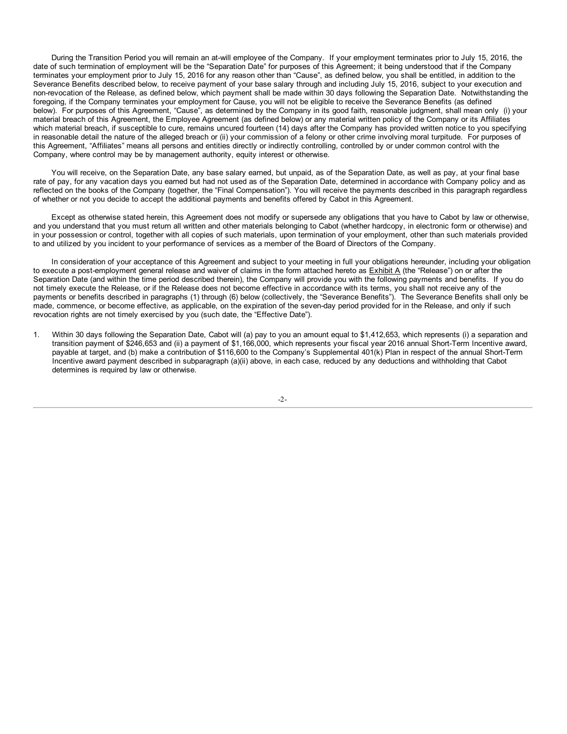During the Transition Period you will remain an at-will employee of the Company. If your employment terminates prior to July 15, 2016, the date of such termination of employment will be the "Separation Date" for purposes of this Agreement; it being understood that if the Company terminates your employment prior to July 15, 2016 for any reason other than "Cause", as defined below, you shall be entitled, in addition to the Severance Benefits described below, to receive payment of your base salary through and including July 15, 2016, subject to your execution and non-revocation of the Release, as defined below, which payment shall be made within 30 days following the Separation Date. Notwithstanding the foregoing, if the Company terminates your employment for Cause, you will not be eligible to receive the Severance Benefits (as defined below). For purposes of this Agreement, "Cause", as determined by the Company in its good faith, reasonable judgment, shall mean only (i) your material breach of this Agreement, the Employee Agreement (as defined below) or any material written policy of the Company or its Affiliates which material breach, if susceptible to cure, remains uncured fourteen (14) days after the Company has provided written notice to you specifying in reasonable detail the nature of the alleged breach or (ii) your commission of a felony or other crime involving moral turpitude. For purposes of this Agreement, "Affiliates" means all persons and entities directly or indirectly controlling, controlled by or under common control with the Company, where control may be by management authority, equity interest or otherwise.

You will receive, on the Separation Date, any base salary earned, but unpaid, as of the Separation Date, as well as pay, at your final base rate of pay, for any vacation days you earned but had not used as of the Separation Date, determined in accordance with Company policy and as reflected on the books of the Company (together, the "Final Compensation"). You will receive the payments described in this paragraph regardless of whether or not you decide to accept the additional payments and benefits offered by Cabot in this Agreement.

Except as otherwise stated herein, this Agreement does not modify or supersede any obligations that you have to Cabot by law or otherwise, and you understand that you must return all written and other materials belonging to Cabot (whether hardcopy, in electronic form or otherwise) and in your possession or control, together with all copies of such materials, upon termination of your employment, other than such materials provided to and utilized by you incident to your performance of services as a member of the Board of Directors of the Company.

In consideration of your acceptance of this Agreement and subject to your meeting in full your obligations hereunder, including your obligation to execute a post-employment general release and waiver of claims in the form attached hereto as Exhibit A (the "Release") on or after the Separation Date (and within the time period described therein), the Company will provide you with the following payments and benefits. If you do not timely execute the Release, or if the Release does not become effective in accordance with its terms, you shall not receive any of the payments or benefits described in paragraphs (1) through (6) below (collectively, the "Severance Benefits"). The Severance Benefits shall only be made, commence, or become effective, as applicable, on the expiration of the seven-day period provided for in the Release, and only if such revocation rights are not timely exercised by you (such date, the "Effective Date").

1. Within 30 days following the Separation Date, Cabot will (a) pay to you an amount equal to $1,412,653, which represents (i) a separation and transition payment of $246,653 and (ii) a payment of $1,166,000, which represents your fiscal year 2016 annual Short-Term Incentive award, payable at target, and (b) make a contribution of $116,600 to the Company's Supplemental 401(k) Plan in respect of the annual Short-Term Incentive award payment described in subparagraph (a)(ii) above, in each case, reduced by any deductions and withholding that Cabot determines is required by law or otherwise.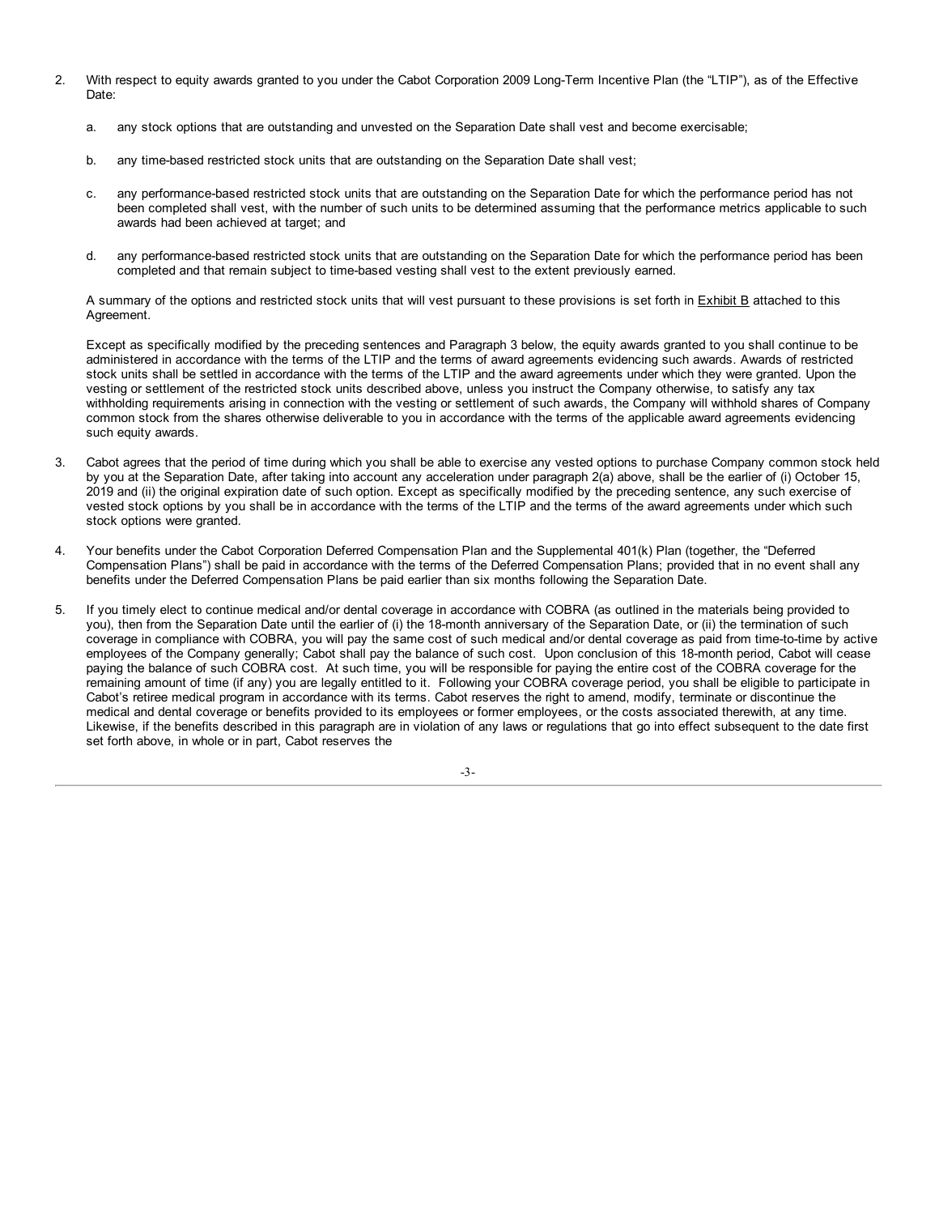2. With respect to equity awards granted to you under the Cabot Corporation 2009 Long-Term Incentive Plan (the "LTIP"), as of the Effective Date:

   a. any stock options that are outstanding and unvested on the Separation Date shall vest and become exercisable;

   b. any time-based restricted stock units that are outstanding on the Separation Date shall vest;

   c. any performance-based restricted stock units that are outstanding on the Separation Date for which the performance period has not been completed shall vest, with the number of such units to be determined assuming that the performance metrics applicable to such awards had been achieved at target; and

   d. any performance-based restricted stock units that are outstanding on the Separation Date for which the performance period has been completed and that remain subject to time-based vesting shall vest to the extent previously earned.

   A summary of the options and restricted stock units that will vest pursuant to these provisions is set forth in Exhibit B attached to this Agreement.

   Except as specifically modified by the preceding sentences and Paragraph 3 below, the equity awards granted to you shall continue to be administered in accordance with the terms of the LTIP and the terms of award agreements evidencing such awards. Awards of restricted stock units shall be settled in accordance with the terms of the LTIP and the award agreements under which they were granted. Upon the vesting or settlement of the restricted stock units described above, unless you instruct the Company otherwise, to satisfy any tax withholding requirements arising in connection with the vesting or settlement of such awards, the Company will withhold shares of Company common stock from the shares otherwise deliverable to you in accordance with the terms of the applicable award agreements evidencing such equity awards.

3. Cabot agrees that the period of time during which you shall be able to exercise any vested options to purchase Company common stock held by you at the Separation Date, after taking into account any acceleration under paragraph 2(a) above, shall be the earlier of (i) October 15, 2019 and (ii) the original expiration date of such option. Except as specifically modified by the preceding sentence, any such exercise of vested stock options by you shall be in accordance with the terms of the LTIP and the terms of the award agreements under which such stock options were granted.

4. Your benefits under the Cabot Corporation Deferred Compensation Plan and the Supplemental 401(k) Plan (together, the "Deferred Compensation Plans") shall be paid in accordance with the terms of the Deferred Compensation Plans; provided that in no event shall any benefits under the Deferred Compensation Plans be paid earlier than six months following the Separation Date.

5. If you timely elect to continue medical and/or dental coverage in accordance with COBRA (as outlined in the materials being provided to you), then from the Separation Date until the earlier of (i) the 18-month anniversary of the Separation Date, or (ii) the termination of such coverage in compliance with COBRA, you will pay the same cost of such medical and/or dental coverage as paid from time-to-time by active employees of the Company generally; Cabot shall pay the balance of such cost. Upon conclusion of this 18-month period, Cabot will cease paying the balance of such COBRA cost. At such time, you will be responsible for paying the entire cost of the COBRA coverage for the remaining amount of time (if any) you are legally entitled to it. Following your COBRA coverage period, you shall be eligible to participate in Cabot's retiree medical program in accordance with its terms. Cabot reserves the right to amend, modify, terminate or discontinue the medical and dental coverage or benefits provided to its employees or former employees, or the costs associated therewith, at any time. Likewise, if the benefits described in this paragraph are in violation of any laws or regulations that go into effect subsequent to the date first set forth above, in whole or in part, Cabot reserves the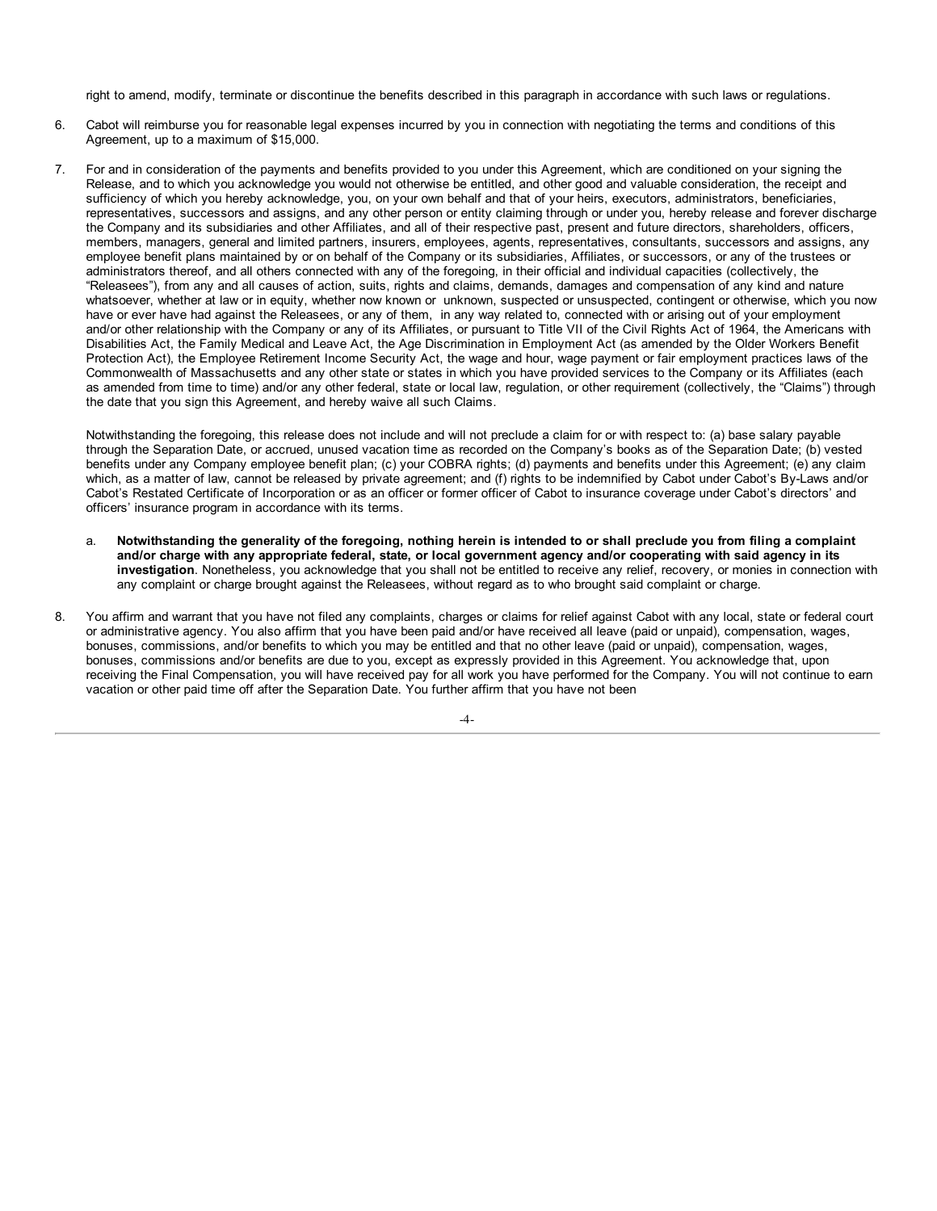right to amend, modify, terminate or discontinue the benefits described in this paragraph in accordance with such laws or regulations.

6. Cabot will reimburse you for reasonable legal expenses incurred by you in connection with negotiating the terms and conditions of this Agreement, up to a maximum of $15,000.

7. For and in consideration of the payments and benefits provided to you under this Agreement, which are conditioned on your signing the Release, and to which you acknowledge you would not otherwise be entitled, and other good and valuable consideration, the receipt and sufficiency of which you hereby acknowledge, you, on your own behalf and that of your heirs, executors, administrators, beneficiaries, representatives, successors and assigns, and any other person or entity claiming through or under you, hereby release and forever discharge the Company and its subsidiaries and other Affiliates, and all of their respective past, present and future directors, shareholders, officers, members, managers, general and limited partners, insurers, employees, agents, representatives, consultants, successors and assigns, any employee benefit plans maintained by or on behalf of the Company or its subsidiaries, Affiliates, or successors, or any of the trustees or administrators thereof, and all others connected with any of the foregoing, in their official and individual capacities (collectively, the "Releasees"), from any and all causes of action, suits, rights and claims, demands, damages and compensation of any kind and nature whatsoever, whether at law or in equity, whether now known or unknown, suspected or unsuspected, contingent or otherwise, which you now have or ever have had against the Releasees, or any of them, in any way related to, connected with or arising out of your employment and/or other relationship with the Company or any of its Affiliates, or pursuant to Title VII of the Civil Rights Act of 1964, the Americans with Disabilities Act, the Family Medical and Leave Act, the Age Discrimination in Employment Act (as amended by the Older Workers Benefit Protection Act), the Employee Retirement Income Security Act, the wage and hour, wage payment or fair employment practices laws of the Commonwealth of Massachusetts and any other state or states in which you have provided services to the Company or its Affiliates (each as amended from time to time) and/or any other federal, state or local law, regulation, or other requirement (collectively, the "Claims") through the date that you sign this Agreement, and hereby waive all such Claims.

   Notwithstanding the foregoing, this release does not include and will not preclude a claim for or with respect to: (a) base salary payable through the Separation Date, or accrued, unused vacation time as recorded on the Company's books as of the Separation Date; (b) vested benefits under any Company employee benefit plan; (c) your COBRA rights; (d) payments and benefits under this Agreement; (e) any claim which, as a matter of law, cannot be released by private agreement; and (f) rights to be indemnified by Cabot under Cabot's By-Laws and/or Cabot's Restated Certificate of Incorporation or as an officer or former officer of Cabot to insurance coverage under Cabot's directors' and officers' insurance program in accordance with its terms.

   a. **Notwithstanding the generality of the foregoing, nothing herein is intended to or shall preclude you from filing a complaint and/or charge with any appropriate federal, state, or local government agency and/or cooperating with said agency in its investigation**. Nonetheless, you acknowledge that you shall not be entitled to receive any relief, recovery, or monies in connection with any complaint or charge brought against the Releasees, without regard as to who brought said complaint or charge.

8. You affirm and warrant that you have not filed any complaints, charges or claims for relief against Cabot with any local, state or federal court or administrative agency. You also affirm that you have been paid and/or have received all leave (paid or unpaid), compensation, wages, bonuses, commissions, and/or benefits to which you may be entitled and that no other leave (paid or unpaid), compensation, wages, bonuses, commissions and/or benefits are due to you, except as expressly provided in this Agreement. You acknowledge that, upon receiving the Final Compensation, you will have received pay for all work you have performed for the Company. You will not continue to earn vacation or other paid time off after the Separation Date. You further affirm that you have not been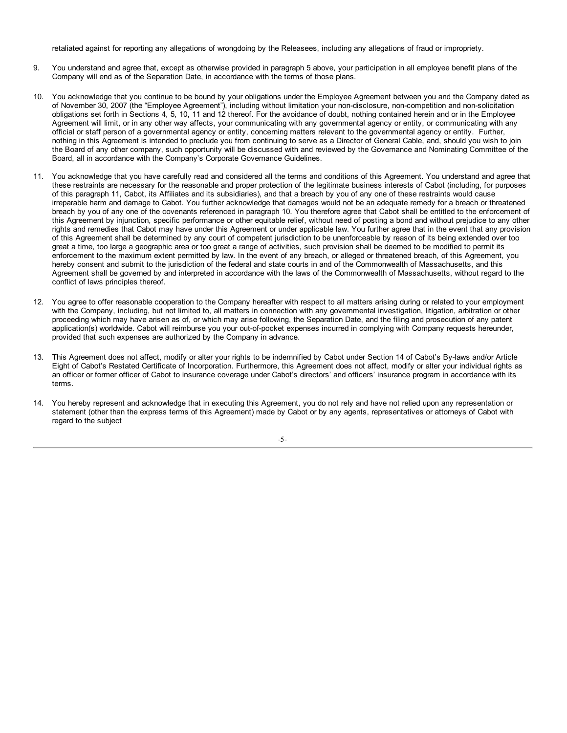retaliated against for reporting any allegations of wrongdoing by the Releasees, including any allegations of fraud or impropriety.

9. You understand and agree that, except as otherwise provided in paragraph 5 above, your participation in all employee benefit plans of the Company will end as of the Separation Date, in accordance with the terms of those plans.

10. You acknowledge that you continue to be bound by your obligations under the Employee Agreement between you and the Company dated as of November 30, 2007 (the "Employee Agreement"), including without limitation your non-disclosure, non-competition and non-solicitation obligations set forth in Sections 4, 5, 10, 11 and 12 thereof. For the avoidance of doubt, nothing contained herein and or in the Employee Agreement will limit, or in any other way affects, your communicating with any governmental agency or entity, or communicating with any official or staff person of a governmental agency or entity, concerning matters relevant to the governmental agency or entity. Further, nothing in this Agreement is intended to preclude you from continuing to serve as a Director of General Cable, and, should you wish to join the Board of any other company, such opportunity will be discussed with and reviewed by the Governance and Nominating Committee of the Board, all in accordance with the Company's Corporate Governance Guidelines.

11. You acknowledge that you have carefully read and considered all the terms and conditions of this Agreement. You understand and agree that these restraints are necessary for the reasonable and proper protection of the legitimate business interests of Cabot (including, for purposes of this paragraph 11, Cabot, its Affiliates and its subsidiaries), and that a breach by you of any one of these restraints would cause irreparable harm and damage to Cabot. You further acknowledge that damages would not be an adequate remedy for a breach or threatened breach by you of any one of the covenants referenced in paragraph 10. You therefore agree that Cabot shall be entitled to the enforcement of this Agreement by injunction, specific performance or other equitable relief, without need of posting a bond and without prejudice to any other rights and remedies that Cabot may have under this Agreement or under applicable law. You further agree that in the event that any provision of this Agreement shall be determined by any court of competent jurisdiction to be unenforceable by reason of its being extended over too great a time, too large a geographic area or too great a range of activities, such provision shall be deemed to be modified to permit its enforcement to the maximum extent permitted by law. In the event of any breach, or alleged or threatened breach, of this Agreement, you hereby consent and submit to the jurisdiction of the federal and state courts in and of the Commonwealth of Massachusetts, and this Agreement shall be governed by and interpreted in accordance with the laws of the Commonwealth of Massachusetts, without regard to the conflict of laws principles thereof.

12. You agree to offer reasonable cooperation to the Company hereafter with respect to all matters arising during or related to your employment with the Company, including, but not limited to, all matters in connection with any governmental investigation, litigation, arbitration or other proceeding which may have arisen as of, or which may arise following, the Separation Date, and the filing and prosecution of any patent application(s) worldwide. Cabot will reimburse you your out-of-pocket expenses incurred in complying with Company requests hereunder, provided that such expenses are authorized by the Company in advance.

13. This Agreement does not affect, modify or alter your rights to be indemnified by Cabot under Section 14 of Cabot's By-laws and/or Article Eight of Cabot's Restated Certificate of Incorporation. Furthermore, this Agreement does not affect, modify or alter your individual rights as an officer or former officer of Cabot to insurance coverage under Cabot's directors' and officers' insurance program in accordance with its terms.

14. You hereby represent and acknowledge that in executing this Agreement, you do not rely and have not relied upon any representation or statement (other than the express terms of this Agreement) made by Cabot or by any agents, representatives or attorneys of Cabot with regard to the subject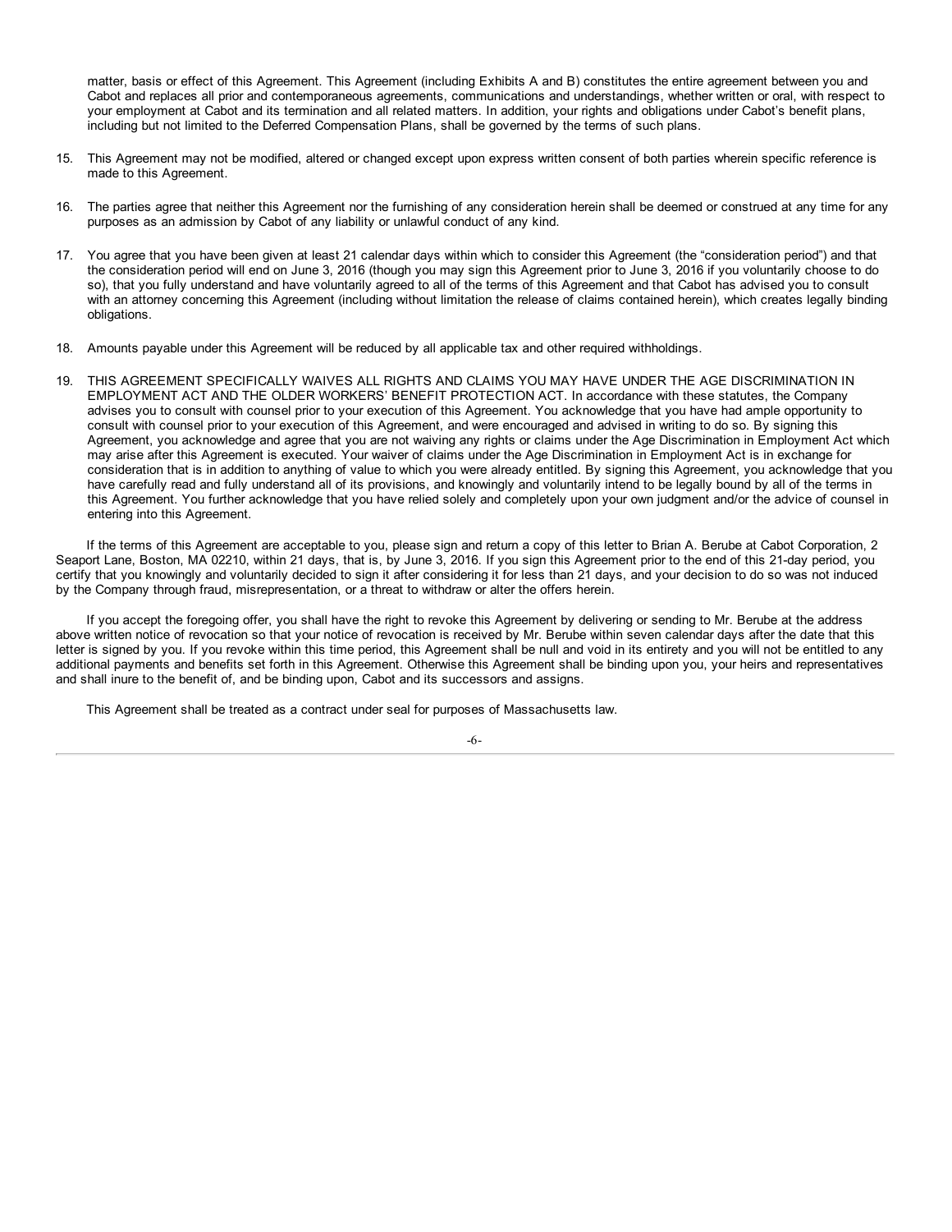matter, basis or effect of this Agreement. This Agreement (including Exhibits A and B) constitutes the entire agreement between you and Cabot and replaces all prior and contemporaneous agreements, communications and understandings, whether written or oral, with respect to your employment at Cabot and its termination and all related matters. In addition, your rights and obligations under Cabot's benefit plans, including but not limited to the Deferred Compensation Plans, shall be governed by the terms of such plans.

15. This Agreement may not be modified, altered or changed except upon express written consent of both parties wherein specific reference is made to this Agreement.

16. The parties agree that neither this Agreement nor the furnishing of any consideration herein shall be deemed or construed at any time for any purposes as an admission by Cabot of any liability or unlawful conduct of any kind.

17. You agree that you have been given at least 21 calendar days within which to consider this Agreement (the "consideration period") and that the consideration period will end on June 3, 2016 (though you may sign this Agreement prior to June 3, 2016 if you voluntarily choose to do so), that you fully understand and have voluntarily agreed to all of the terms of this Agreement and that Cabot has advised you to consult with an attorney concerning this Agreement (including without limitation the release of claims contained herein), which creates legally binding obligations.

18. Amounts payable under this Agreement will be reduced by all applicable tax and other required withholdings.

19. THIS AGREEMENT SPECIFICALLY WAIVES ALL RIGHTS AND CLAIMS YOU MAY HAVE UNDER THE AGE DISCRIMINATION IN EMPLOYMENT ACT AND THE OLDER WORKERS' BENEFIT PROTECTION ACT. In accordance with these statutes, the Company advises you to consult with counsel prior to your execution of this Agreement. You acknowledge that you have had ample opportunity to consult with counsel prior to your execution of this Agreement, and were encouraged and advised in writing to do so. By signing this Agreement, you acknowledge and agree that you are not waiving any rights or claims under the Age Discrimination in Employment Act which may arise after this Agreement is executed. Your waiver of claims under the Age Discrimination in Employment Act is in exchange for consideration that is in addition to anything of value to which you were already entitled. By signing this Agreement, you acknowledge that you have carefully read and fully understand all of its provisions, and knowingly and voluntarily intend to be legally bound by all of the terms in this Agreement. You further acknowledge that you have relied solely and completely upon your own judgment and/or the advice of counsel in entering into this Agreement.

If the terms of this Agreement are acceptable to you, please sign and return a copy of this letter to Brian A. Berube at Cabot Corporation, 2 Seaport Lane, Boston, MA 02210, within 21 days, that is, by June 3, 2016. If you sign this Agreement prior to the end of this 21-day period, you certify that you knowingly and voluntarily decided to sign it after considering it for less than 21 days, and your decision to do so was not induced by the Company through fraud, misrepresentation, or a threat to withdraw or alter the offers herein.

If you accept the foregoing offer, you shall have the right to revoke this Agreement by delivering or sending to Mr. Berube at the address above written notice of revocation so that your notice of revocation is received by Mr. Berube within seven calendar days after the date that this letter is signed by you. If you revoke within this time period, this Agreement shall be null and void in its entirety and you will not be entitled to any additional payments and benefits set forth in this Agreement. Otherwise this Agreement shall be binding upon you, your heirs and representatives and shall inure to the benefit of, and be binding upon, Cabot and its successors and assigns.

This Agreement shall be treated as a contract under seal for purposes of Massachusetts law.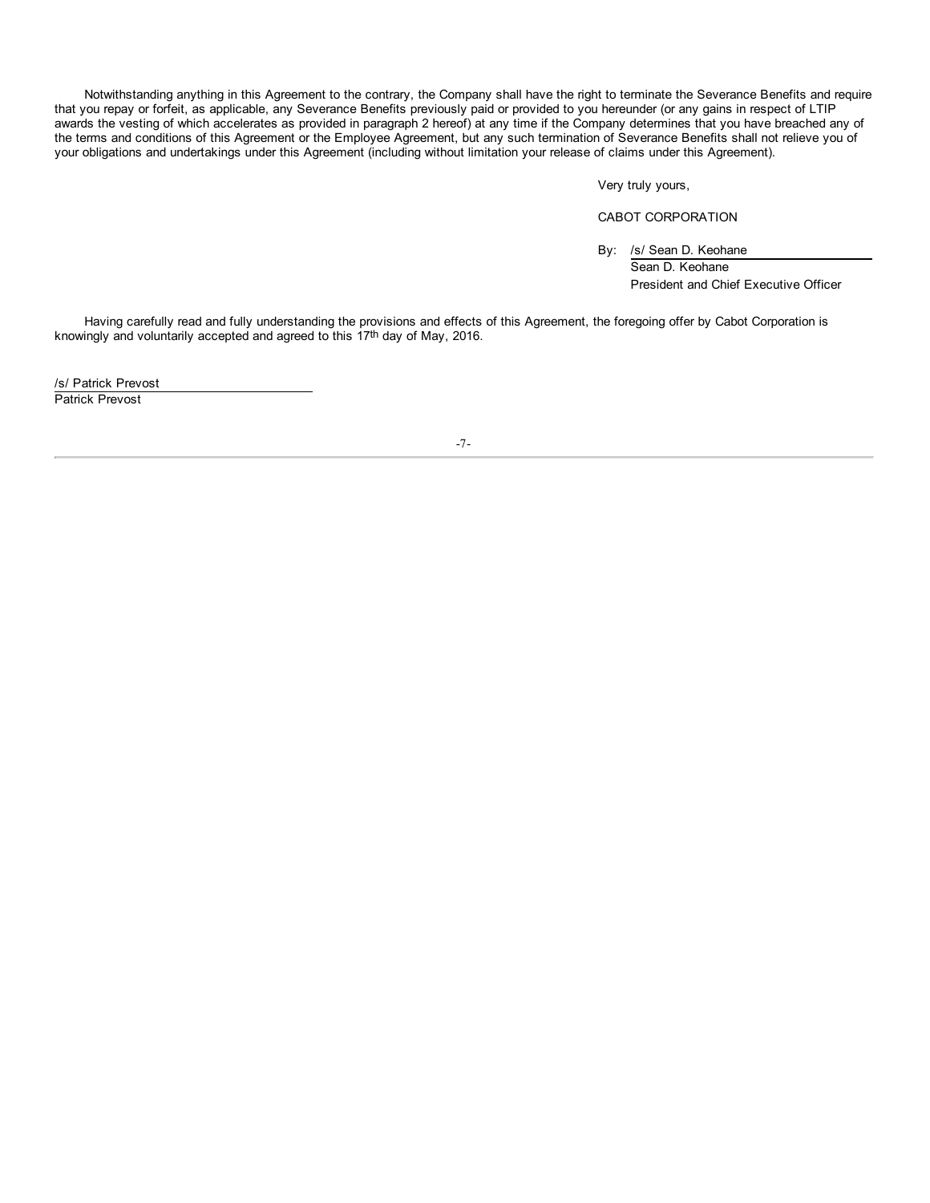Notwithstanding anything in this Agreement to the contrary, the Company shall have the right to terminate the Severance Benefits and require that you repay or forfeit, as applicable, any Severance Benefits previously paid or provided to you hereunder (or any gains in respect of LTIP awards the vesting of which accelerates as provided in paragraph 2 hereof) at any time if the Company determines that you have breached any of the terms and conditions of this Agreement or the Employee Agreement, but any such termination of Severance Benefits shall not relieve you of your obligations and undertakings under this Agreement (including without limitation your release of claims under this Agreement).

Very truly yours,

CABOT CORPORATION

By: /s/ Sean D. Keohane
Sean D. Keohane
President and Chief Executive Officer

Having carefully read and fully understanding the provisions and effects of this Agreement, the foregoing offer by Cabot Corporation is knowingly and voluntarily accepted and agreed to this 17th day of May, 2016.

/s/ Patrick Prevost
Patrick Prevost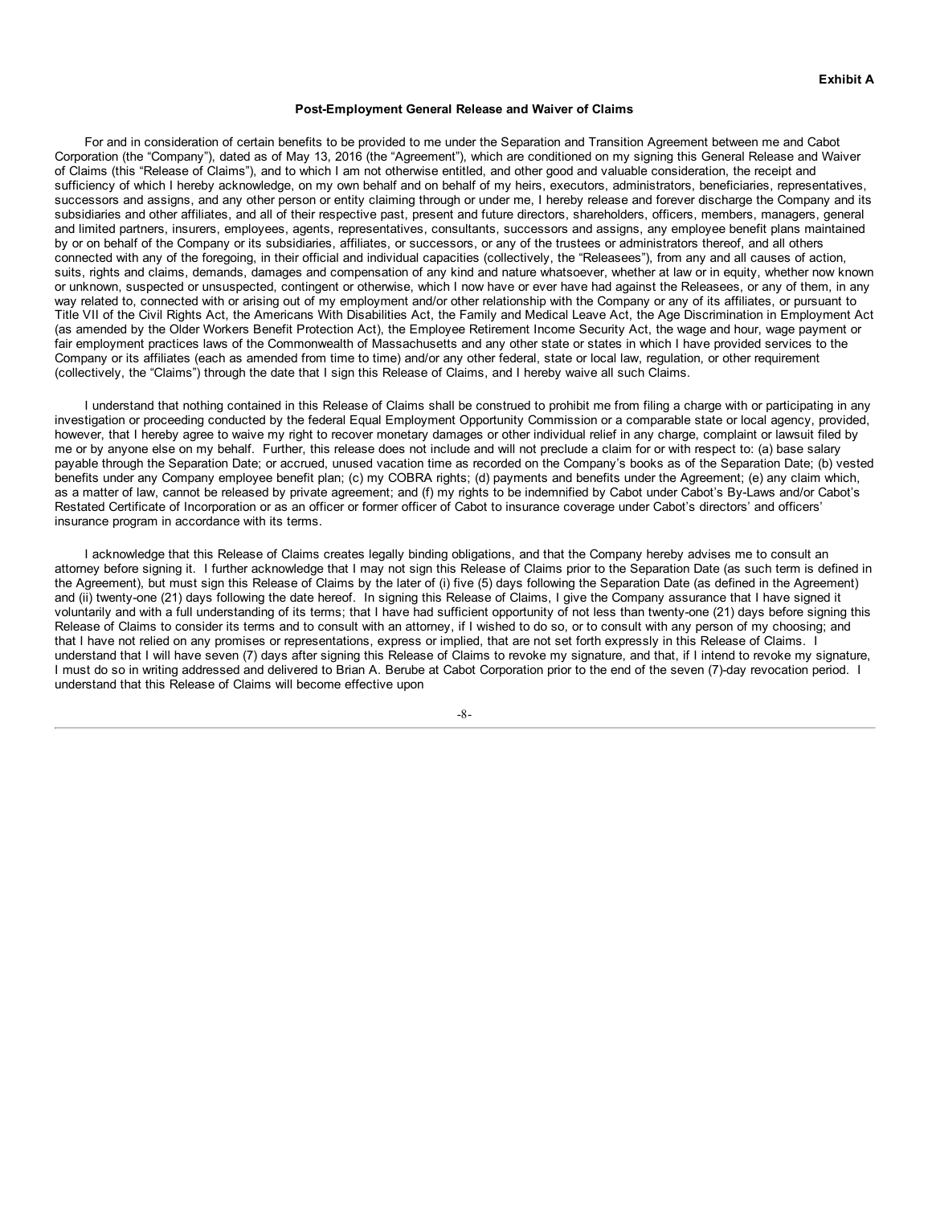**Exhibit A**

**Post-Employment General Release and Waiver of Claims**

For and in consideration of certain benefits to be provided to me under the Separation and Transition Agreement between me and Cabot Corporation (the "Company"), dated as of May 13, 2016 (the "Agreement"), which are conditioned on my signing this General Release and Waiver of Claims (this "Release of Claims"), and to which I am not otherwise entitled, and other good and valuable consideration, the receipt and sufficiency of which I hereby acknowledge, on my own behalf and on behalf of my heirs, executors, administrators, beneficiaries, representatives, successors and assigns, and any other person or entity claiming through or under me, I hereby release and forever discharge the Company and its subsidiaries and other affiliates, and all of their respective past, present and future directors, shareholders, officers, members, managers, general and limited partners, insurers, employees, agents, representatives, consultants, successors and assigns, any employee benefit plans maintained by or on behalf of the Company or its subsidiaries, affiliates, or successors, or any of the trustees or administrators thereof, and all others connected with any of the foregoing, in their official and individual capacities (collectively, the "Releasees"), from any and all causes of action, suits, rights and claims, demands, damages and compensation of any kind and nature whatsoever, whether at law or in equity, whether now known or unknown, suspected or unsuspected, contingent or otherwise, which I now have or ever have had against the Releasees, or any of them, in any way related to, connected with or arising out of my employment and/or other relationship with the Company or any of its affiliates, or pursuant to Title VII of the Civil Rights Act, the Americans With Disabilities Act, the Family and Medical Leave Act, the Age Discrimination in Employment Act (as amended by the Older Workers Benefit Protection Act), the Employee Retirement Income Security Act, the wage and hour, wage payment or fair employment practices laws of the Commonwealth of Massachusetts and any other state or states in which I have provided services to the Company or its affiliates (each as amended from time to time) and/or any other federal, state or local law, regulation, or other requirement (collectively, the "Claims") through the date that I sign this Release of Claims, and I hereby waive all such Claims.

I understand that nothing contained in this Release of Claims shall be construed to prohibit me from filing a charge with or participating in any investigation or proceeding conducted by the federal Equal Employment Opportunity Commission or a comparable state or local agency, provided, however, that I hereby agree to waive my right to recover monetary damages or other individual relief in any charge, complaint or lawsuit filed by me or by anyone else on my behalf. Further, this release does not include and will not preclude a claim for or with respect to: (a) base salary payable through the Separation Date; or accrued, unused vacation time as recorded on the Company's books as of the Separation Date; (b) vested benefits under any Company employee benefit plan; (c) my COBRA rights; (d) payments and benefits under the Agreement; (e) any claim which, as a matter of law, cannot be released by private agreement; and (f) my rights to be indemnified by Cabot under Cabot's By-Laws and/or Cabot's Restated Certificate of Incorporation or as an officer or former officer of Cabot to insurance coverage under Cabot's directors' and officers' insurance program in accordance with its terms.

I acknowledge that this Release of Claims creates legally binding obligations, and that the Company hereby advises me to consult an attorney before signing it. I further acknowledge that I may not sign this Release of Claims prior to the Separation Date (as such term is defined in the Agreement), but must sign this Release of Claims by the later of (i) five (5) days following the Separation Date (as defined in the Agreement) and (ii) twenty-one (21) days following the date hereof. In signing this Release of Claims, I give the Company assurance that I have signed it voluntarily and with a full understanding of its terms; that I have had sufficient opportunity of not less than twenty-one (21) days before signing this Release of Claims to consider its terms and to consult with an attorney, if I wished to do so, or to consult with any person of my choosing; and that I have not relied on any promises or representations, express or implied, that are not set forth expressly in this Release of Claims. I understand that I will have seven (7) days after signing this Release of Claims to revoke my signature, and that, if I intend to revoke my signature, I must do so in writing addressed and delivered to Brian A. Berube at Cabot Corporation prior to the end of the seven (7)-day revocation period. I understand that this Release of Claims will become effective upon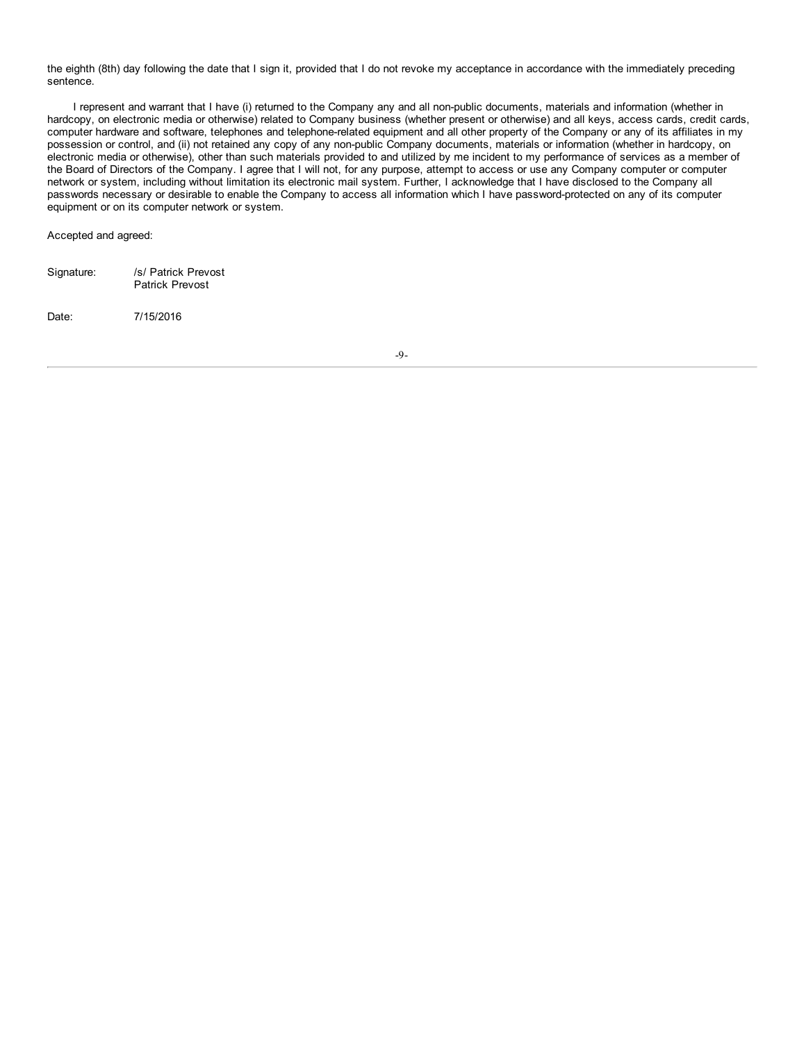the eighth (8th) day following the date that I sign it, provided that I do not revoke my acceptance in accordance with the immediately preceding sentence.

I represent and warrant that I have (i) returned to the Company any and all non-public documents, materials and information (whether in hardcopy, on electronic media or otherwise) related to Company business (whether present or otherwise) and all keys, access cards, credit cards, computer hardware and software, telephones and telephone-related equipment and all other property of the Company or any of its affiliates in my possession or control, and (ii) not retained any copy of any non-public Company documents, materials or information (whether in hardcopy, on electronic media or otherwise), other than such materials provided to and utilized by me incident to my performance of services as a member of the Board of Directors of the Company. I agree that I will not, for any purpose, attempt to access or use any Company computer or computer network or system, including without limitation its electronic mail system. Further, I acknowledge that I have disclosed to the Company all passwords necessary or desirable to enable the Company to access all information which I have password-protected on any of its computer equipment or on its computer network or system.

Accepted and agreed:

Signature: /s/ Patrick Prevost
Patrick Prevost

Date: 7/15/2016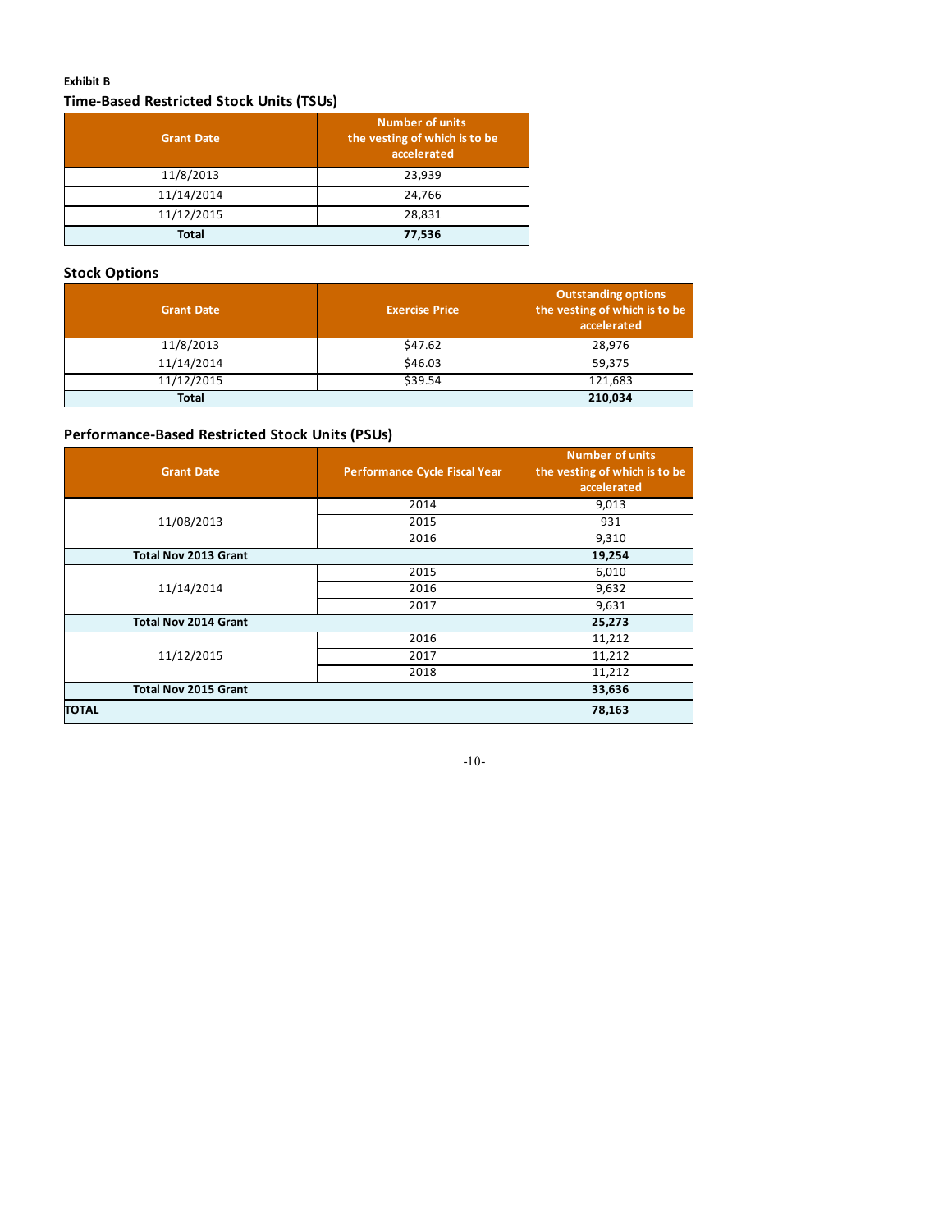**Exhibit B**

### Time-Based Restricted Stock Units (TSUs)

| Grant Date | Number of units the vesting of which is to be accelerated |
|---|---|
| 11/8/2013 | 23,939 |
| 11/14/2014 | 24,766 |
| 11/12/2015 | 28,831 |
| **Total** | **77,536** |

### Stock Options

| Grant Date | Exercise Price | Outstanding options the vesting of which is to be accelerated |
|---|---|---|
| 11/8/2013 | $47.62 | 28,976 |
| 11/14/2014 | $46.03 | 59,375 |
| 11/12/2015 | $39.54 | 121,683 |
| **Total** | | **210,034** |

### Performance-Based Restricted Stock Units (PSUs)

| Grant Date | Performance Cycle Fiscal Year | Number of units the vesting of which is to be accelerated |
|---|---|---|
| 11/08/2013 | 2014 | 9,013 |
| | 2015 | 931 |
| | 2016 | 9,310 |
| **Total Nov 2013 Grant** | | **19,254** |
| 11/14/2014 | 2015 | 6,010 |
| | 2016 | 9,632 |
| | 2017 | 9,631 |
| **Total Nov 2014 Grant** | | **25,273** |
| 11/12/2015 | 2016 | 11,212 |
| | 2017 | 11,212 |
| | 2018 | 11,212 |
| **Total Nov 2015 Grant** | | **33,636** |
| **TOTAL** | | **78,163** |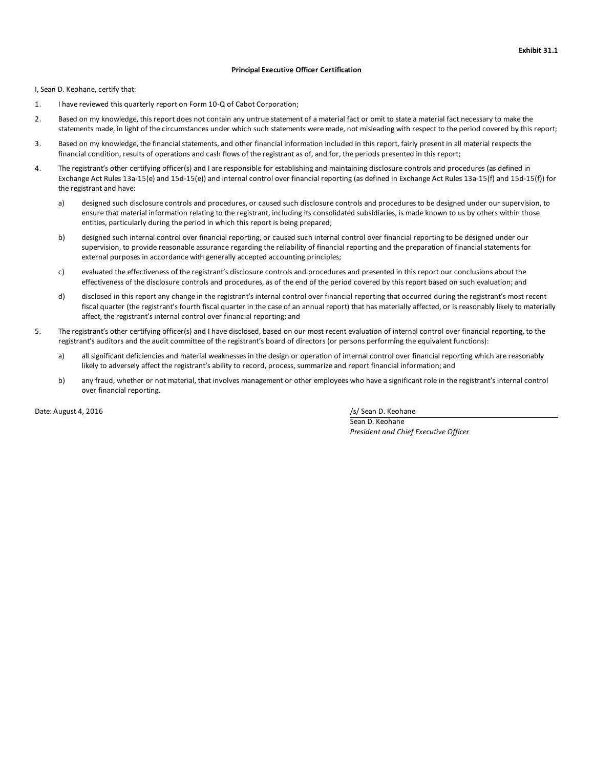**Exhibit 31.1**

**Principal Executive Officer Certification**

I, Sean D. Keohane, certify that:

1. I have reviewed this quarterly report on Form 10-Q of Cabot Corporation;
2. Based on my knowledge, this report does not contain any untrue statement of a material fact or omit to state a material fact necessary to make the statements made, in light of the circumstances under which such statements were made, not misleading with respect to the period covered by this report;
3. Based on my knowledge, the financial statements, and other financial information included in this report, fairly present in all material respects the financial condition, results of operations and cash flows of the registrant as of, and for, the periods presented in this report;
4. The registrant's other certifying officer(s) and I are responsible for establishing and maintaining disclosure controls and procedures (as defined in Exchange Act Rules 13a-15(e) and 15d-15(e)) and internal control over financial reporting (as defined in Exchange Act Rules 13a-15(f) and 15d-15(f)) for the registrant and have:
   a) designed such disclosure controls and procedures, or caused such disclosure controls and procedures to be designed under our supervision, to ensure that material information relating to the registrant, including its consolidated subsidiaries, is made known to us by others within those entities, particularly during the period in which this report is being prepared;
   b) designed such internal control over financial reporting, or caused such internal control over financial reporting to be designed under our supervision, to provide reasonable assurance regarding the reliability of financial reporting and the preparation of financial statements for external purposes in accordance with generally accepted accounting principles;
   c) evaluated the effectiveness of the registrant's disclosure controls and procedures and presented in this report our conclusions about the effectiveness of the disclosure controls and procedures, as of the end of the period covered by this report based on such evaluation; and
   d) disclosed in this report any change in the registrant's internal control over financial reporting that occurred during the registrant's most recent fiscal quarter (the registrant's fourth fiscal quarter in the case of an annual report) that has materially affected, or is reasonably likely to materially affect, the registrant's internal control over financial reporting; and
5. The registrant's other certifying officer(s) and I have disclosed, based on our most recent evaluation of internal control over financial reporting, to the registrant's auditors and the audit committee of the registrant's board of directors (or persons performing the equivalent functions):
   a) all significant deficiencies and material weaknesses in the design or operation of internal control over financial reporting which are reasonably likely to adversely affect the registrant's ability to record, process, summarize and report financial information; and
   b) any fraud, whether or not material, that involves management or other employees who have a significant role in the registrant's internal control over financial reporting.

Date: August 4, 2016

/s/ Sean D. Keohane
Sean D. Keohane
*President and Chief Executive Officer*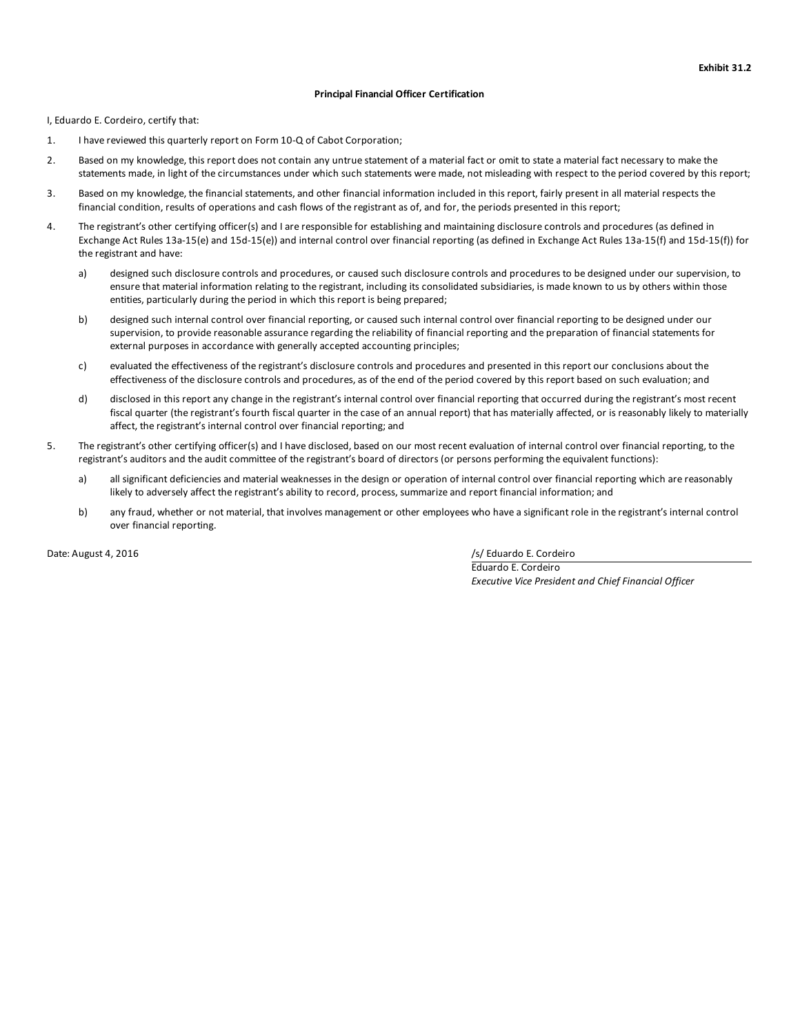**Exhibit 31.2**

**Principal Financial Officer Certification**

I, Eduardo E. Cordeiro, certify that:

1. I have reviewed this quarterly report on Form 10-Q of Cabot Corporation;

2. Based on my knowledge, this report does not contain any untrue statement of a material fact or omit to state a material fact necessary to make the statements made, in light of the circumstances under which such statements were made, not misleading with respect to the period covered by this report;

3. Based on my knowledge, the financial statements, and other financial information included in this report, fairly present in all material respects the financial condition, results of operations and cash flows of the registrant as of, and for, the periods presented in this report;

4. The registrant's other certifying officer(s) and I are responsible for establishing and maintaining disclosure controls and procedures (as defined in Exchange Act Rules 13a-15(e) and 15d-15(e)) and internal control over financial reporting (as defined in Exchange Act Rules 13a-15(f) and 15d-15(f)) for the registrant and have:

   a) designed such disclosure controls and procedures, or caused such disclosure controls and procedures to be designed under our supervision, to ensure that material information relating to the registrant, including its consolidated subsidiaries, is made known to us by others within those entities, particularly during the period in which this report is being prepared;

   b) designed such internal control over financial reporting, or caused such internal control over financial reporting to be designed under our supervision, to provide reasonable assurance regarding the reliability of financial reporting and the preparation of financial statements for external purposes in accordance with generally accepted accounting principles;

   c) evaluated the effectiveness of the registrant's disclosure controls and procedures and presented in this report our conclusions about the effectiveness of the disclosure controls and procedures, as of the end of the period covered by this report based on such evaluation; and

   d) disclosed in this report any change in the registrant's internal control over financial reporting that occurred during the registrant's most recent fiscal quarter (the registrant's fourth fiscal quarter in the case of an annual report) that has materially affected, or is reasonably likely to materially affect, the registrant's internal control over financial reporting; and

5. The registrant's other certifying officer(s) and I have disclosed, based on our most recent evaluation of internal control over financial reporting, to the registrant's auditors and the audit committee of the registrant's board of directors (or persons performing the equivalent functions):

   a) all significant deficiencies and material weaknesses in the design or operation of internal control over financial reporting which are reasonably likely to adversely affect the registrant's ability to record, process, summarize and report financial information; and

   b) any fraud, whether or not material, that involves management or other employees who have a significant role in the registrant's internal control over financial reporting.

Date: August 4, 2016

/s/ Eduardo E. Cordeiro
Eduardo E. Cordeiro
*Executive Vice President and Chief Financial Officer*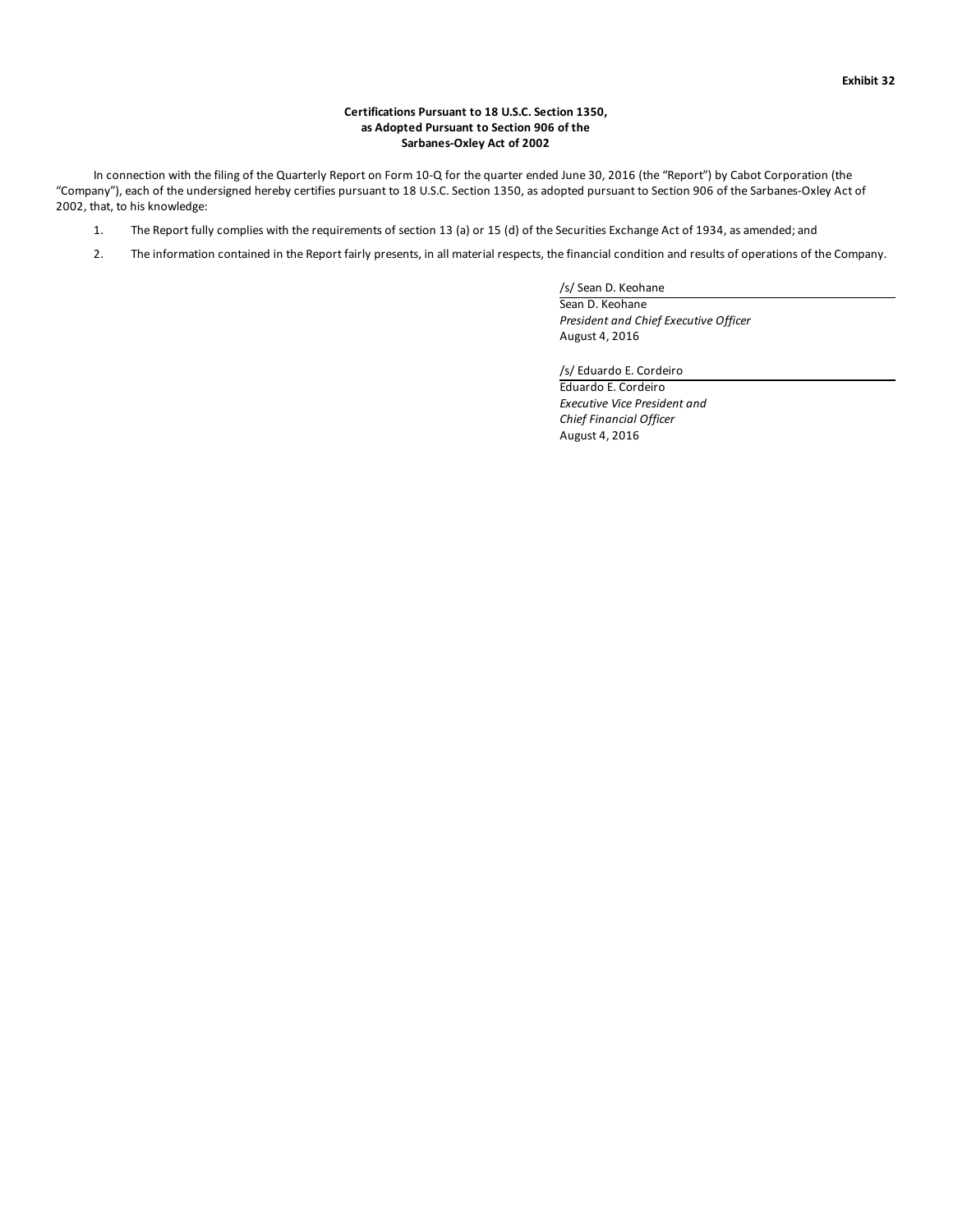**Exhibit 32**

**Certifications Pursuant to 18 U.S.C. Section 1350, as Adopted Pursuant to Section 906 of the Sarbanes-Oxley Act of 2002**

In connection with the filing of the Quarterly Report on Form 10-Q for the quarter ended June 30, 2016 (the "Report") by Cabot Corporation (the "Company"), each of the undersigned hereby certifies pursuant to 18 U.S.C. Section 1350, as adopted pursuant to Section 906 of the Sarbanes-Oxley Act of 2002, that, to his knowledge:

1. The Report fully complies with the requirements of section 13 (a) or 15 (d) of the Securities Exchange Act of 1934, as amended; and
2. The information contained in the Report fairly presents, in all material respects, the financial condition and results of operations of the Company.

/s/ Sean D. Keohane
Sean D. Keohane
*President and Chief Executive Officer*
August 4, 2016

/s/ Eduardo E. Cordeiro
Eduardo E. Cordeiro
*Executive Vice President and*
*Chief Financial Officer*
August 4, 2016